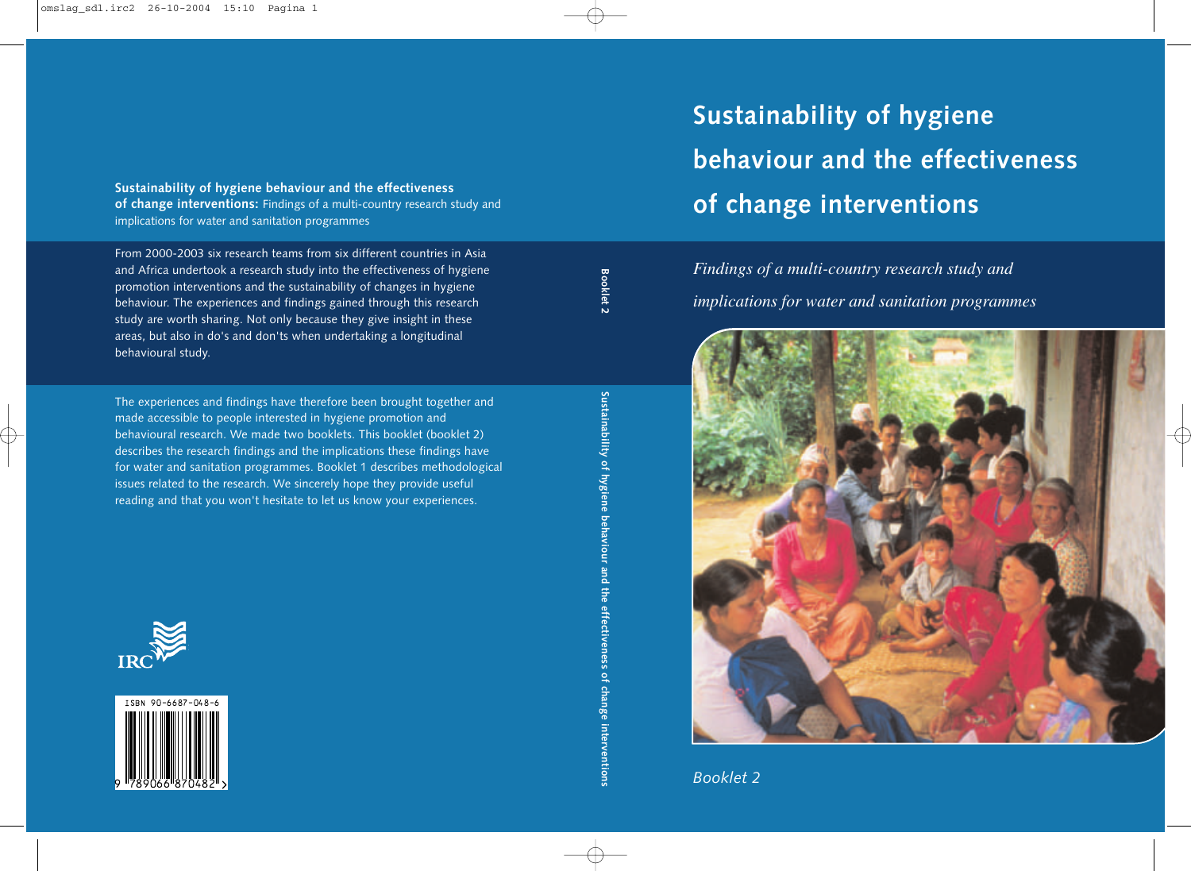# Sustainability of hygiene behaviour and the effectiveness of change interventions

*Findings of a multi-country research study and implications for water and sanitation programmes*

*Booklet 2*

**Sustainability of hygiene behaviour and the effectiveness of change interventions:** Findings of a multi-country research study and implications for water and sanitation programmes

From 2000-2003 six research teams from six different countries in Asia and Africa undertook a research study into the effectiveness of hygiene promotion interventions and the sustainability of changes in hygiene behaviour. The experiences and findings gained through this research study are worth sharing. Not only because they give insight in these areas, but also in do's and don'ts when undertaking a longitudinal behavioural study.

The experiences and findings have therefore been brought together and made accessible to people interested in hygiene promotion and behavioural research. We made two booklets. This booklet (booklet 2) describes the research findings and the implications these findings have for water and sanitation programmes. Booklet 1 describes methodological issues related to the research. We sincerely hope they provide useful reading and that you won't hesitate to let us know your experiences.

IRC

ISBN 90-6687-048-6

9 789066 870482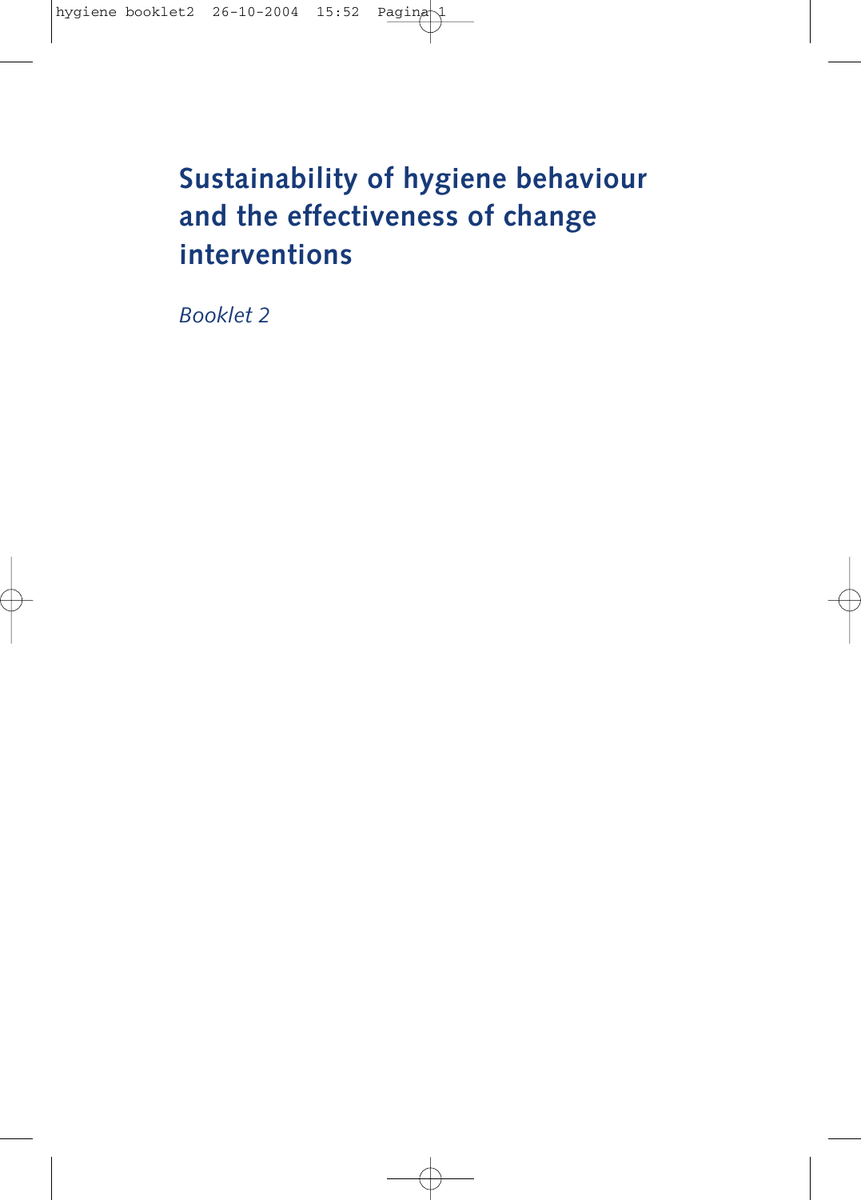# Sustainability of hygiene behaviour and the effectiveness of change interventions

*Booklet 2*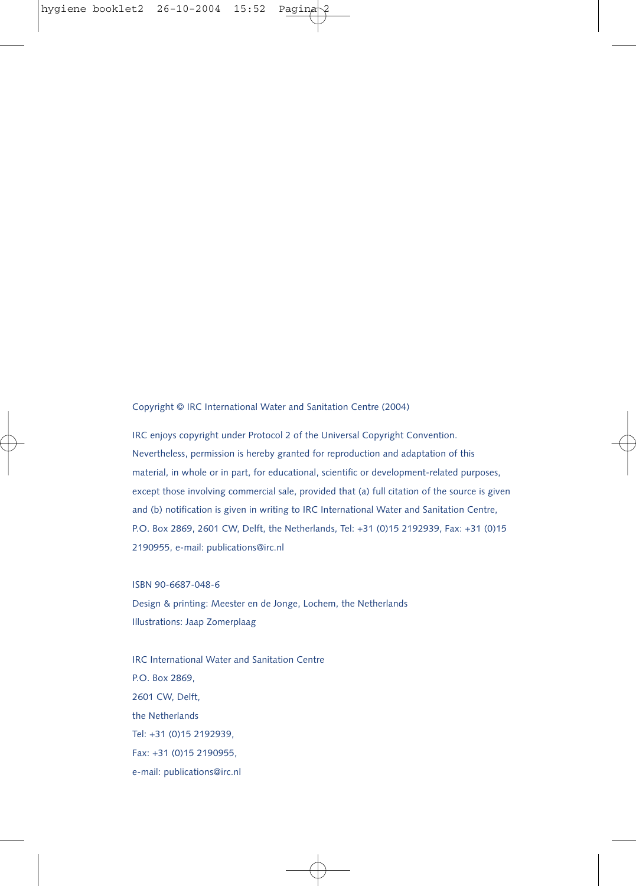Copyright © IRC International Water and Sanitation Centre (2004)

IRC enjoys copyright under Protocol 2 of the Universal Copyright Convention. Nevertheless, permission is hereby granted for reproduction and adaptation of this material, in whole or in part, for educational, scientific or development-related purposes, except those involving commercial sale, provided that (a) full citation of the source is given and (b) notification is given in writing to IRC International Water and Sanitation Centre, P.O. Box 2869, 2601 CW, Delft, the Netherlands, Tel: +31 (0)15 2192939, Fax: +31 (0)15 2190955, e-mail: publications@irc.nl

ISBN 90-6687-048-6
Design & printing: Meester en de Jonge, Lochem, the Netherlands
Illustrations: Jaap Zomerplaag

IRC International Water and Sanitation Centre
P.O. Box 2869,
2601 CW, Delft,
the Netherlands
Tel: +31 (0)15 2192939,
Fax: +31 (0)15 2190955,
e-mail: publications@irc.nl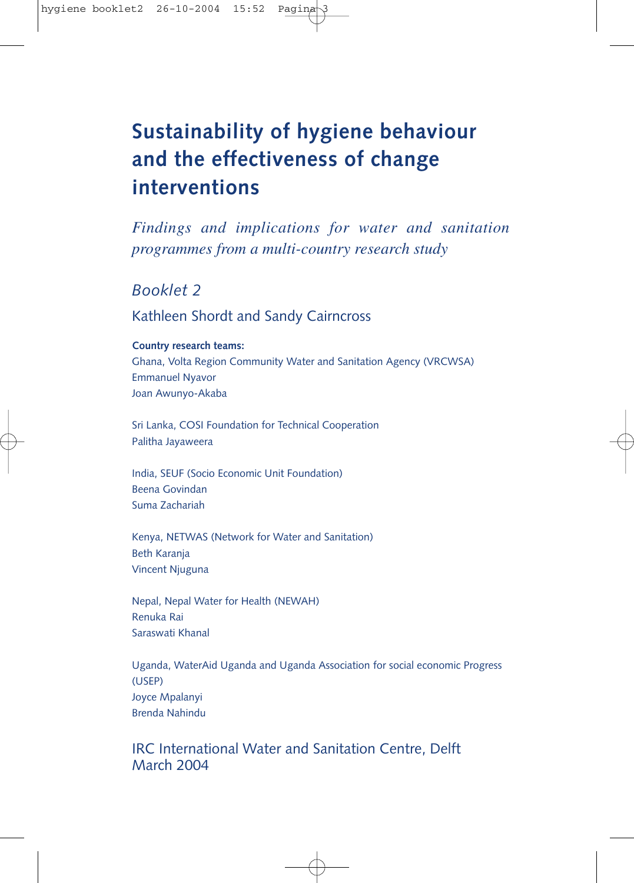# Sustainability of hygiene behaviour and the effectiveness of change interventions

*Findings and implications for water and sanitation programmes from a multi-country research study*

*Booklet 2*

Kathleen Shordt and Sandy Cairncross

**Country research teams:**

Ghana, Volta Region Community Water and Sanitation Agency (VRCWSA)
Emmanuel Nyavor
Joan Awunyo-Akaba

Sri Lanka, COSI Foundation for Technical Cooperation
Palitha Jayaweera

India, SEUF (Socio Economic Unit Foundation)
Beena Govindan
Suma Zachariah

Kenya, NETWAS (Network for Water and Sanitation)
Beth Karanja
Vincent Njuguna

Nepal, Nepal Water for Health (NEWAH)
Renuka Rai
Saraswati Khanal

Uganda, WaterAid Uganda and Uganda Association for social economic Progress (USEP)
Joyce Mpalanyi
Brenda Nahindu

IRC International Water and Sanitation Centre, Delft
March 2004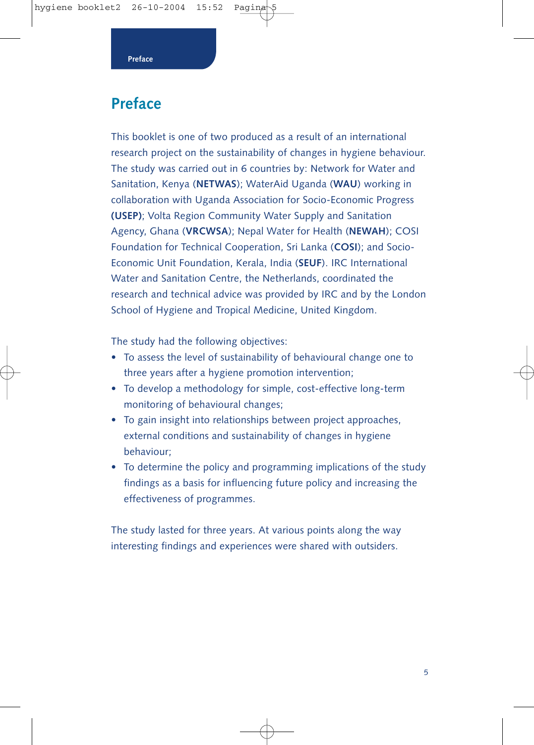# Preface

This booklet is one of two produced as a result of an international research project on the sustainability of changes in hygiene behaviour. The study was carried out in 6 countries by: Network for Water and Sanitation, Kenya (**NETWAS**); WaterAid Uganda (**WAU**) working in collaboration with Uganda Association for Socio-Economic Progress **(USEP)**; Volta Region Community Water Supply and Sanitation Agency, Ghana (**VRCWSA**); Nepal Water for Health (**NEWAH**); COSI Foundation for Technical Cooperation, Sri Lanka (**COSI**); and Socio-Economic Unit Foundation, Kerala, India (**SEUF**). IRC International Water and Sanitation Centre, the Netherlands, coordinated the research and technical advice was provided by IRC and by the London School of Hygiene and Tropical Medicine, United Kingdom.

The study had the following objectives:

- To assess the level of sustainability of behavioural change one to three years after a hygiene promotion intervention;
- To develop a methodology for simple, cost-effective long-term monitoring of behavioural changes;
- To gain insight into relationships between project approaches, external conditions and sustainability of changes in hygiene behaviour;
- To determine the policy and programming implications of the study findings as a basis for influencing future policy and increasing the effectiveness of programmes.

The study lasted for three years. At various points along the way interesting findings and experiences were shared with outsiders.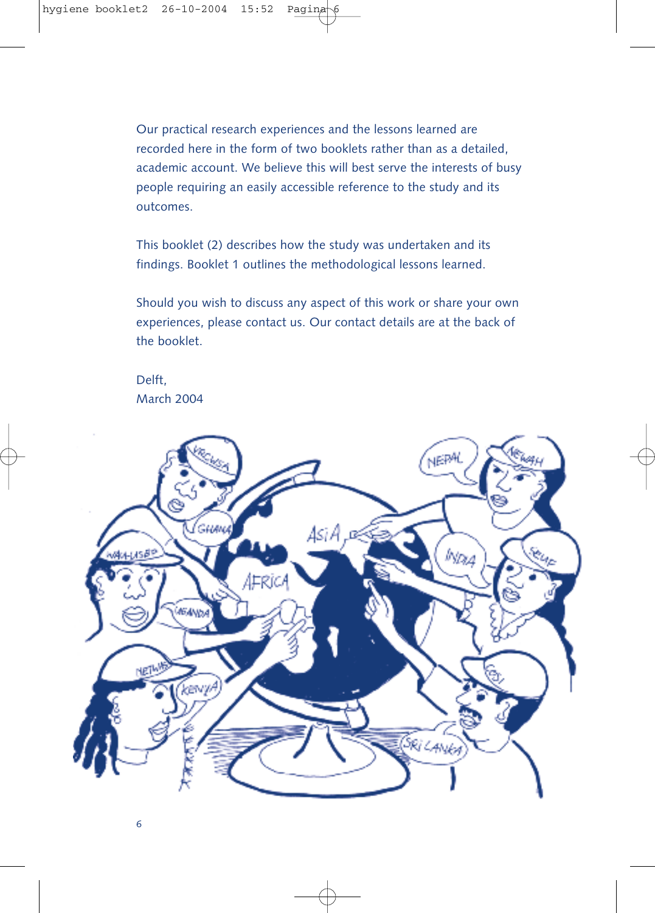Our practical research experiences and the lessons learned are recorded here in the form of two booklets rather than as a detailed, academic account. We believe this will best serve the interests of busy people requiring an easily accessible reference to the study and its outcomes.

This booklet (2) describes how the study was undertaken and its findings. Booklet 1 outlines the methodological lessons learned.

Should you wish to discuss any aspect of this work or share your own experiences, please contact us. Our contact details are at the back of the booklet.

Delft,
March 2004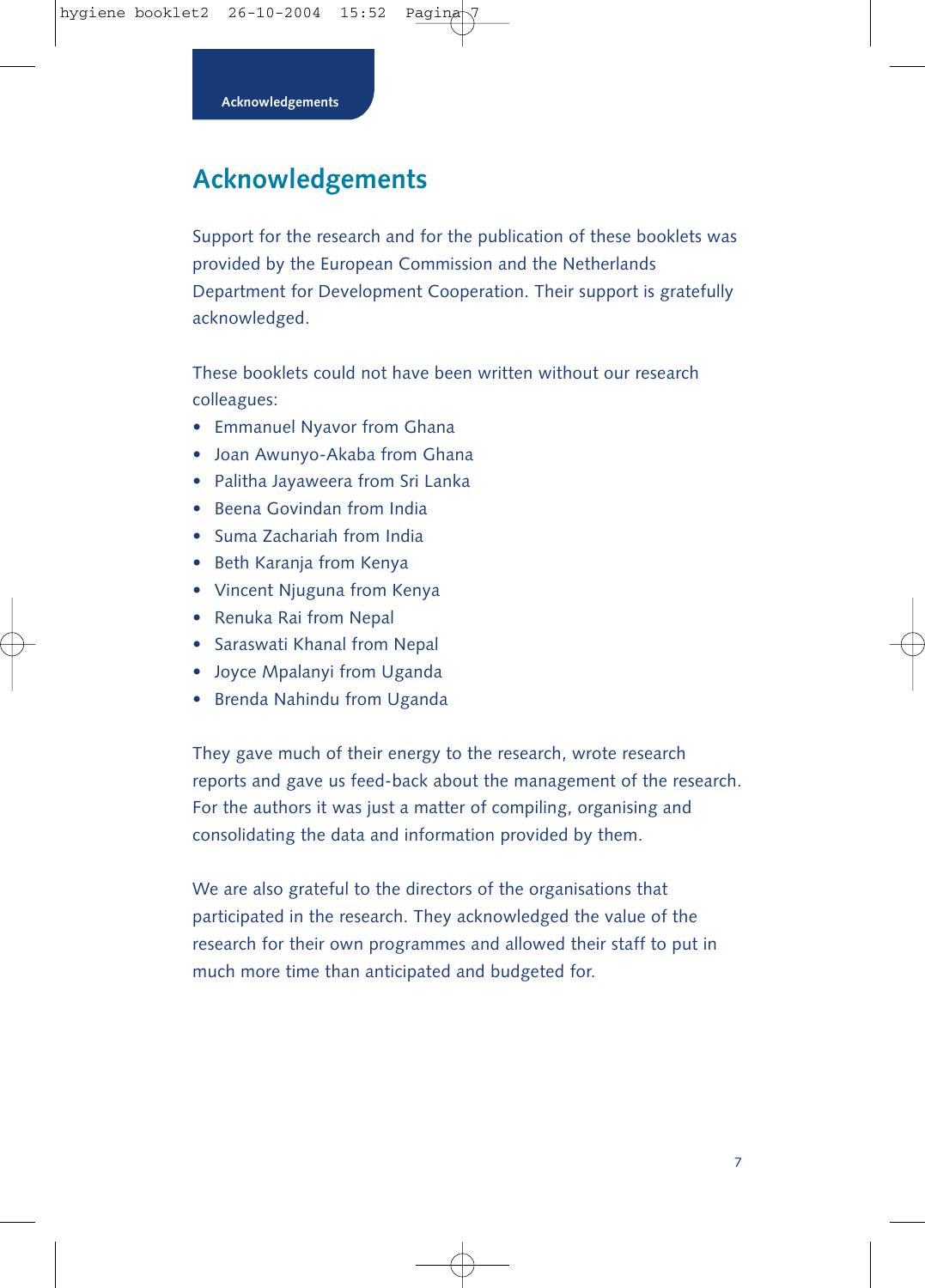# Acknowledgements

Support for the research and for the publication of these booklets was provided by the European Commission and the Netherlands Department for Development Cooperation. Their support is gratefully acknowledged.

These booklets could not have been written without our research colleagues:

- Emmanuel Nyavor from Ghana
- Joan Awunyo-Akaba from Ghana
- Palitha Jayaweera from Sri Lanka
- Beena Govindan from India
- Suma Zachariah from India
- Beth Karanja from Kenya
- Vincent Njuguna from Kenya
- Renuka Rai from Nepal
- Saraswati Khanal from Nepal
- Joyce Mpalanyi from Uganda
- Brenda Nahindu from Uganda

They gave much of their energy to the research, wrote research reports and gave us feed-back about the management of the research. For the authors it was just a matter of compiling, organising and consolidating the data and information provided by them.

We are also grateful to the directors of the organisations that participated in the research. They acknowledged the value of the research for their own programmes and allowed their staff to put in much more time than anticipated and budgeted for.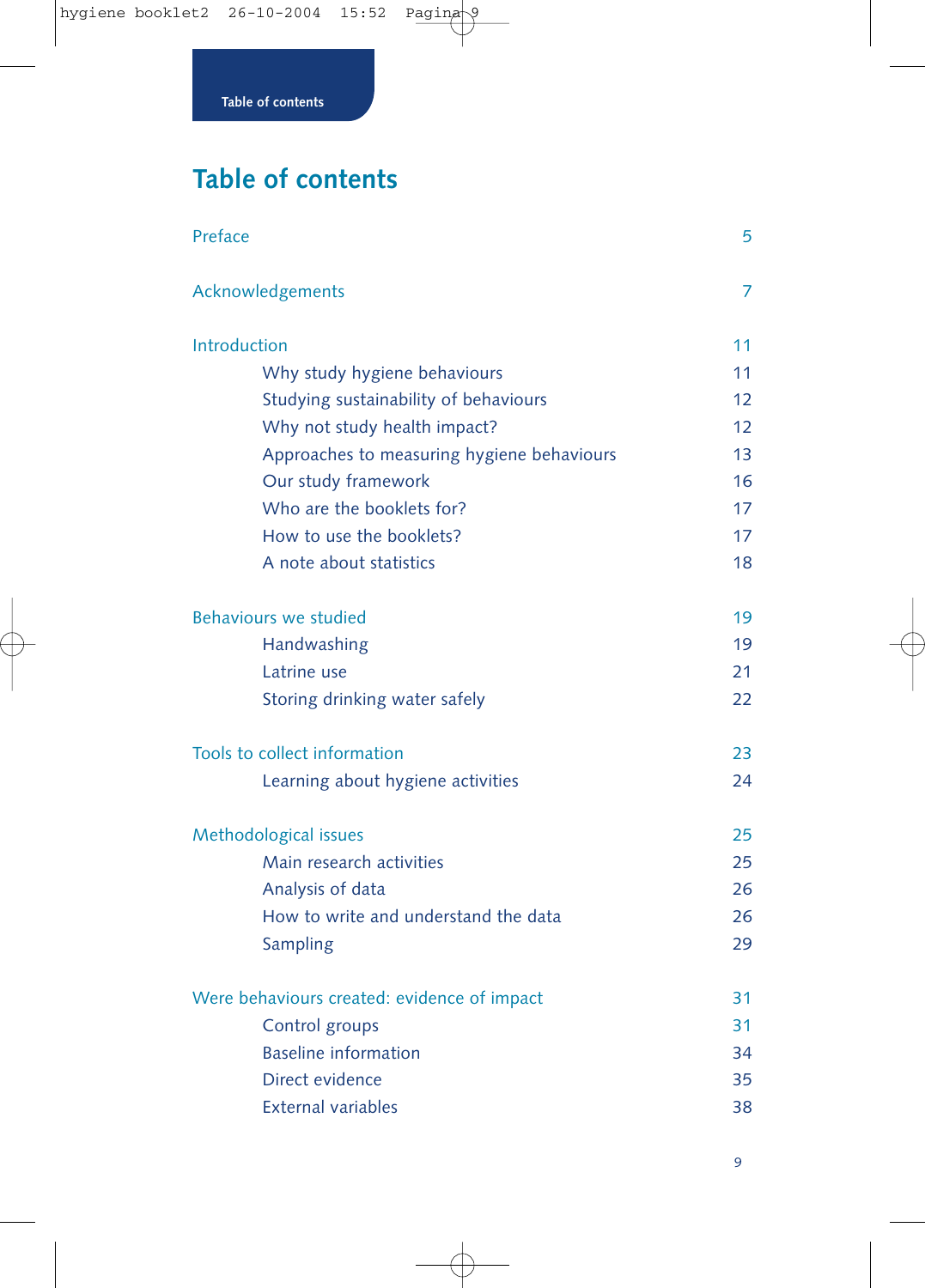# Table of contents

| | |
|---|---|
| Preface | 5 |
| Acknowledgements | 7 |
| Introduction | 11 |
| Why study hygiene behaviours | 11 |
| Studying sustainability of behaviours | 12 |
| Why not study health impact? | 12 |
| Approaches to measuring hygiene behaviours | 13 |
| Our study framework | 16 |
| Who are the booklets for? | 17 |
| How to use the booklets? | 17 |
| A note about statistics | 18 |
| Behaviours we studied | 19 |
| Handwashing | 19 |
| Latrine use | 21 |
| Storing drinking water safely | 22 |
| Tools to collect information | 23 |
| Learning about hygiene activities | 24 |
| Methodological issues | 25 |
| Main research activities | 25 |
| Analysis of data | 26 |
| How to write and understand the data | 26 |
| Sampling | 29 |
| Were behaviours created: evidence of impact | 31 |
| Control groups | 31 |
| Baseline information | 34 |
| Direct evidence | 35 |
| External variables | 38 |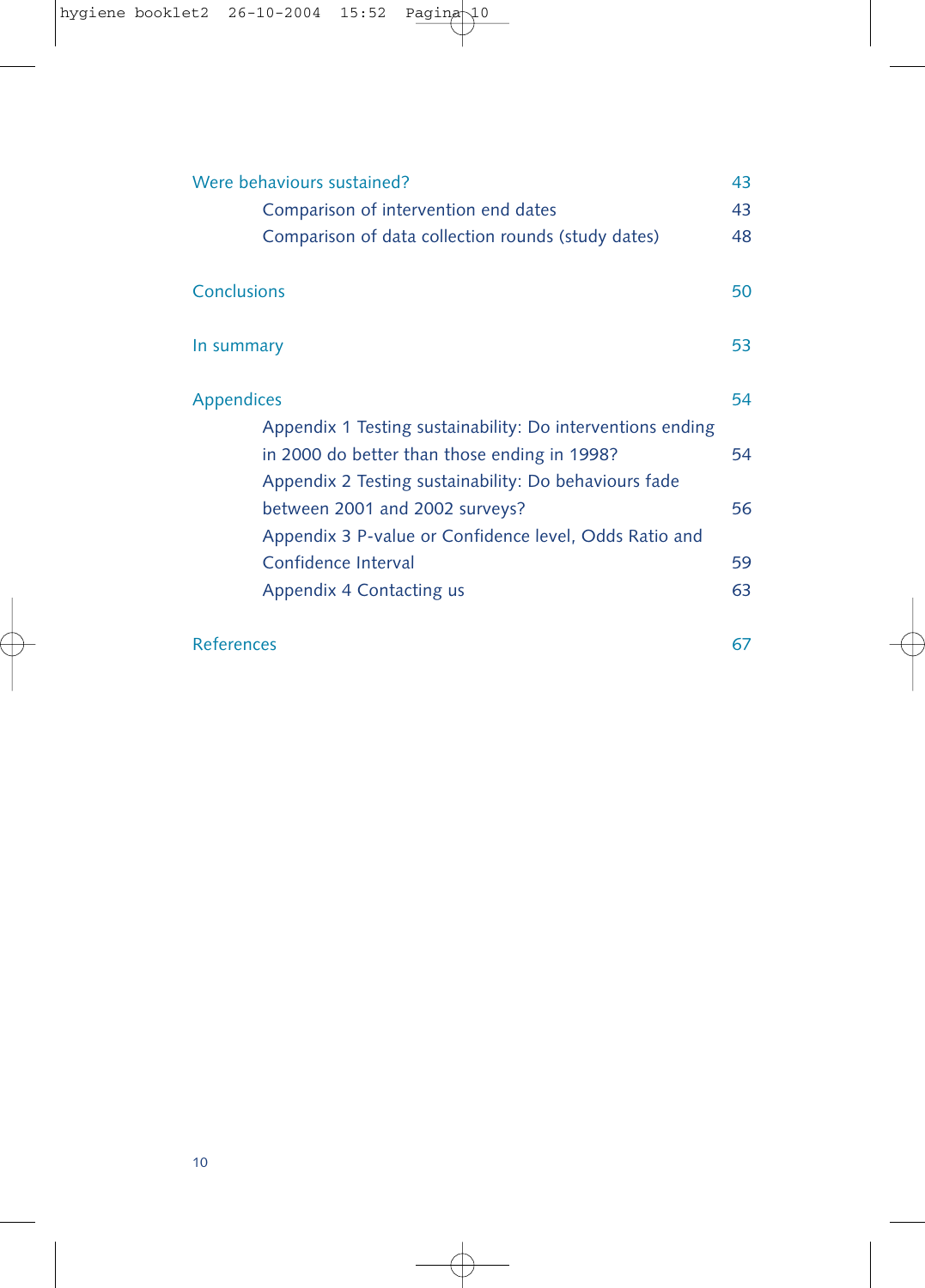| | |
|---|---|
| Were behaviours sustained? | 43 |
| Comparison of intervention end dates | 43 |
| Comparison of data collection rounds (study dates) | 48 |
| Conclusions | 50 |
| In summary | 53 |
| Appendices | 54 |
| Appendix 1 Testing sustainability: Do interventions ending in 2000 do better than those ending in 1998? | 54 |
| Appendix 2 Testing sustainability: Do behaviours fade between 2001 and 2002 surveys? | 56 |
| Appendix 3 P-value or Confidence level, Odds Ratio and Confidence Interval | 59 |
| Appendix 4 Contacting us | 63 |
| References | 67 |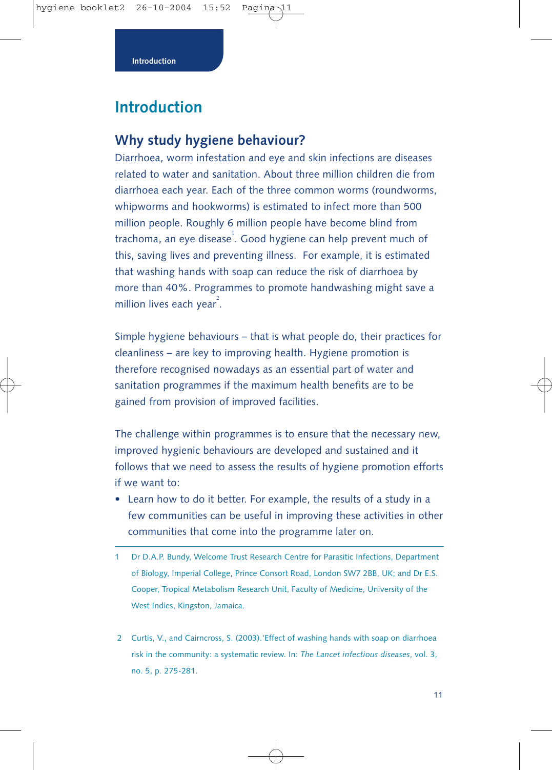# Introduction

## Why study hygiene behaviour?

Diarrhoea, worm infestation and eye and skin infections are diseases related to water and sanitation. About three million children die from diarrhoea each year. Each of the three common worms (roundworms, whipworms and hookworms) is estimated to infect more than 500 million people. Roughly 6 million people have become blind from trachoma, an eye disease[1]. Good hygiene can help prevent much of this, saving lives and preventing illness. For example, it is estimated that washing hands with soap can reduce the risk of diarrhoea by more than 40%. Programmes to promote handwashing might save a million lives each year[2].

Simple hygiene behaviours – that is what people do, their practices for cleanliness – are key to improving health. Hygiene promotion is therefore recognised nowadays as an essential part of water and sanitation programmes if the maximum health benefits are to be gained from provision of improved facilities.

The challenge within programmes is to ensure that the necessary new, improved hygienic behaviours are developed and sustained and it follows that we need to assess the results of hygiene promotion efforts if we want to:

- Learn how to do it better. For example, the results of a study in a few communities can be useful in improving these activities in other communities that come into the programme later on.

---

1 Dr D.A.P. Bundy, Welcome Trust Research Centre for Parasitic Infections, Department of Biology, Imperial College, Prince Consort Road, London SW7 2BB, UK; and Dr E.S. Cooper, Tropical Metabolism Research Unit, Faculty of Medicine, University of the West Indies, Kingston, Jamaica.

2 Curtis, V., and Cairncross, S. (2003).'Effect of washing hands with soap on diarrhoea risk in the community: a systematic review. In: *The Lancet infectious diseases*, vol. 3, no. 5, p. 275-281.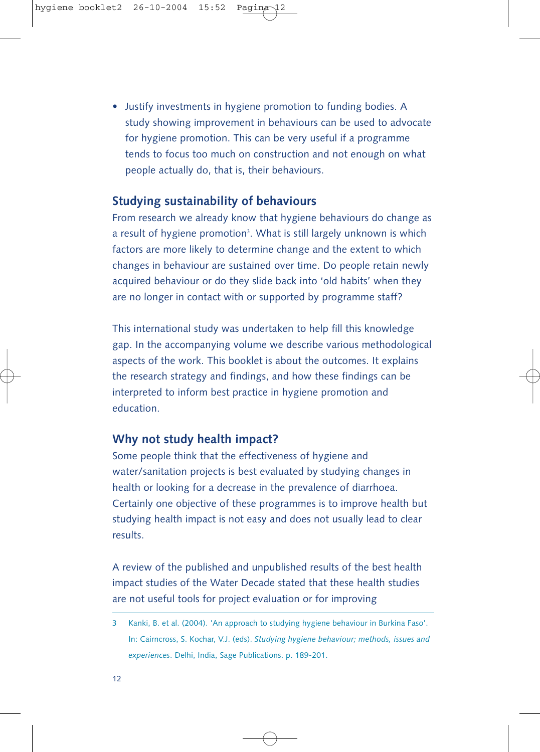- Justify investments in hygiene promotion to funding bodies. A study showing improvement in behaviours can be used to advocate for hygiene promotion. This can be very useful if a programme tends to focus too much on construction and not enough on what people actually do, that is, their behaviours.

## Studying sustainability of behaviours

From research we already know that hygiene behaviours do change as a result of hygiene promotion[3]. What is still largely unknown is which factors are more likely to determine change and the extent to which changes in behaviour are sustained over time. Do people retain newly acquired behaviour or do they slide back into 'old habits' when they are no longer in contact with or supported by programme staff?

This international study was undertaken to help fill this knowledge gap. In the accompanying volume we describe various methodological aspects of the work. This booklet is about the outcomes. It explains the research strategy and findings, and how these findings can be interpreted to inform best practice in hygiene promotion and education.

## Why not study health impact?

Some people think that the effectiveness of hygiene and water/sanitation projects is best evaluated by studying changes in health or looking for a decrease in the prevalence of diarrhoea. Certainly one objective of these programmes is to improve health but studying health impact is not easy and does not usually lead to clear results.

A review of the published and unpublished results of the best health impact studies of the Water Decade stated that these health studies are not useful tools for project evaluation or for improving

---

3 Kanki, B. et al. (2004). 'An approach to studying hygiene behaviour in Burkina Faso'. In: Cairncross, S. Kochar, V.J. (eds). *Studying hygiene behaviour; methods, issues and experiences*. Delhi, India, Sage Publications. p. 189-201.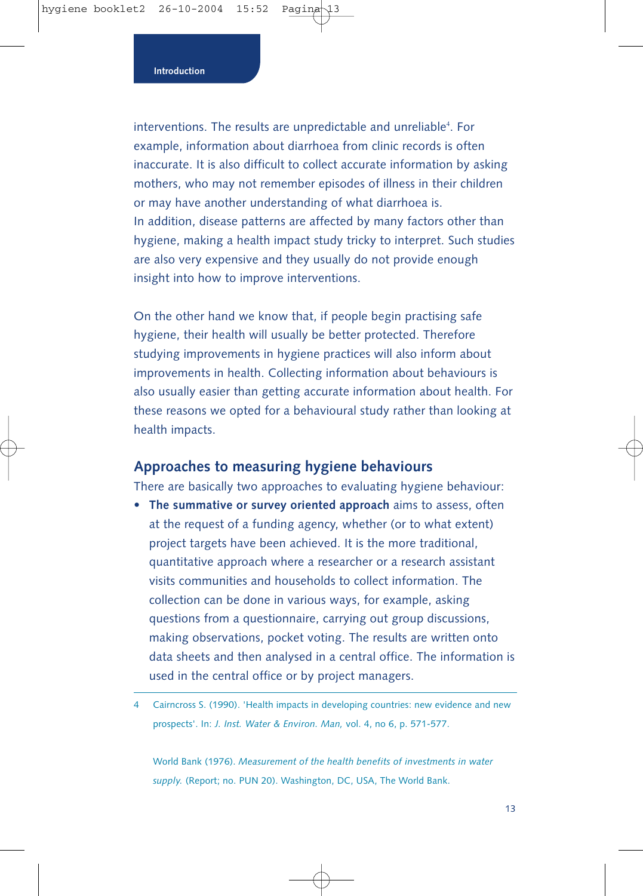interventions. The results are unpredictable and unreliable[4]. For example, information about diarrhoea from clinic records is often inaccurate. It is also difficult to collect accurate information by asking mothers, who may not remember episodes of illness in their children or may have another understanding of what diarrhoea is.
In addition, disease patterns are affected by many factors other than hygiene, making a health impact study tricky to interpret. Such studies are also very expensive and they usually do not provide enough insight into how to improve interventions.

On the other hand we know that, if people begin practising safe hygiene, their health will usually be better protected. Therefore studying improvements in hygiene practices will also inform about improvements in health. Collecting information about behaviours is also usually easier than getting accurate information about health. For these reasons we opted for a behavioural study rather than looking at health impacts.

## Approaches to measuring hygiene behaviours

There are basically two approaches to evaluating hygiene behaviour:

- **The summative or survey oriented approach** aims to assess, often at the request of a funding agency, whether (or to what extent) project targets have been achieved. It is the more traditional, quantitative approach where a researcher or a research assistant visits communities and households to collect information. The collection can be done in various ways, for example, asking questions from a questionnaire, carrying out group discussions, making observations, pocket voting. The results are written onto data sheets and then analysed in a central office. The information is used in the central office or by project managers.

---

4 Cairncross S. (1990). 'Health impacts in developing countries: new evidence and new prospects'. In: *J. Inst. Water & Environ. Man,* vol. 4, no 6, p. 571-577.

World Bank (1976). *Measurement of the health benefits of investments in water supply.* (Report; no. PUN 20). Washington, DC, USA, The World Bank.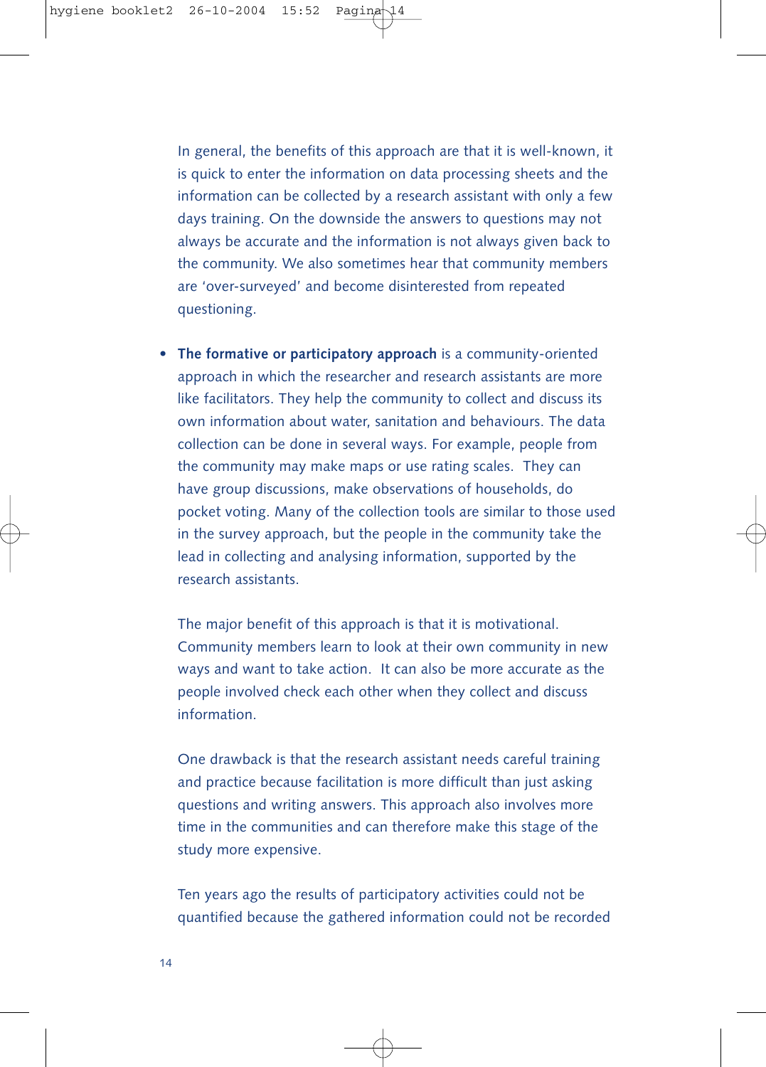In general, the benefits of this approach are that it is well-known, it is quick to enter the information on data processing sheets and the information can be collected by a research assistant with only a few days training. On the downside the answers to questions may not always be accurate and the information is not always given back to the community. We also sometimes hear that community members are ‘over-surveyed’ and become disinterested from repeated questioning.

- **The formative or participatory approach** is a community-oriented approach in which the researcher and research assistants are more like facilitators. They help the community to collect and discuss its own information about water, sanitation and behaviours. The data collection can be done in several ways. For example, people from the community may make maps or use rating scales. They can have group discussions, make observations of households, do pocket voting. Many of the collection tools are similar to those used in the survey approach, but the people in the community take the lead in collecting and analysing information, supported by the research assistants.

  The major benefit of this approach is that it is motivational. Community members learn to look at their own community in new ways and want to take action. It can also be more accurate as the people involved check each other when they collect and discuss information.

  One drawback is that the research assistant needs careful training and practice because facilitation is more difficult than just asking questions and writing answers. This approach also involves more time in the communities and can therefore make this stage of the study more expensive.

  Ten years ago the results of participatory activities could not be quantified because the gathered information could not be recorded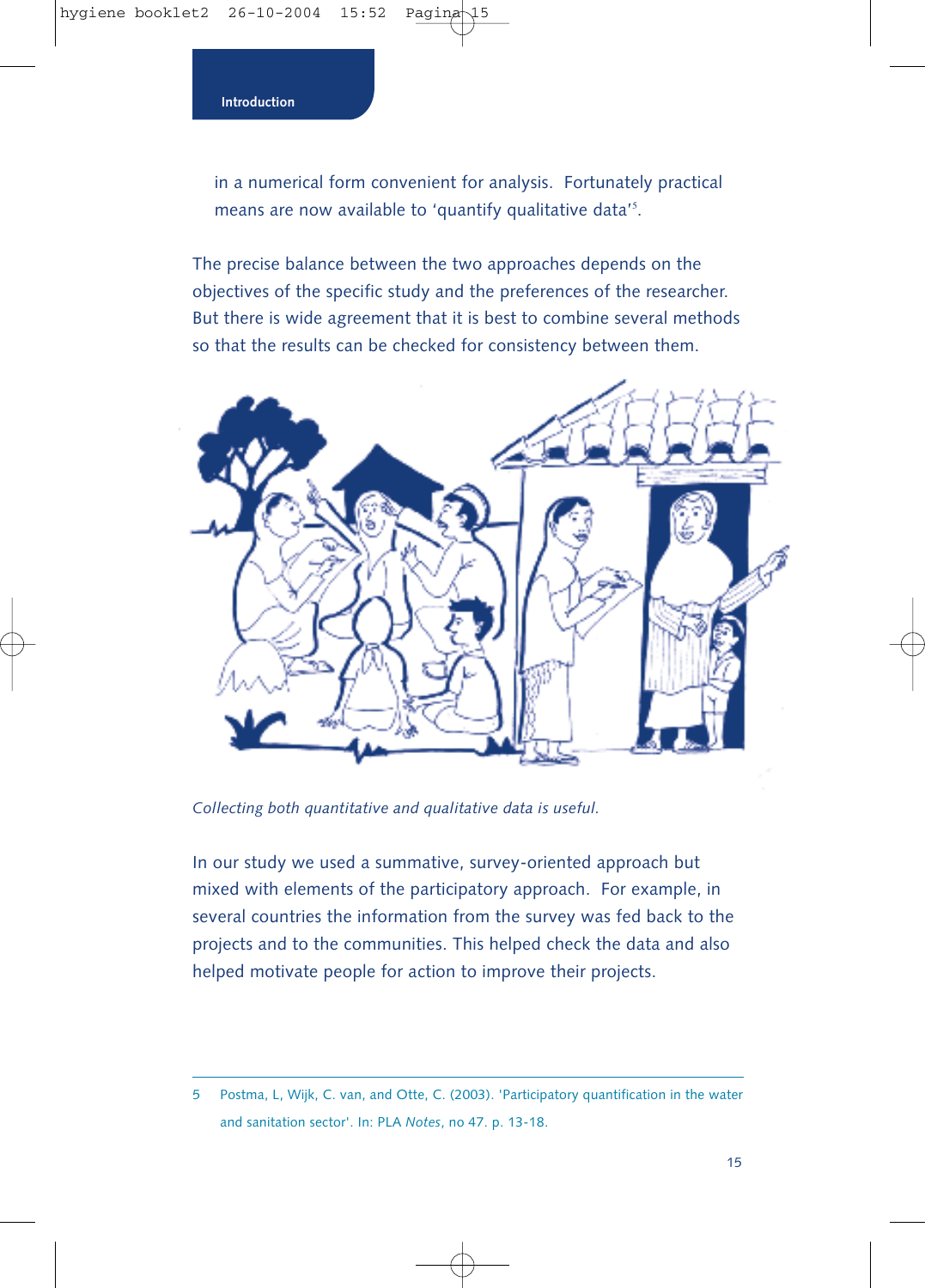in a numerical form convenient for analysis. Fortunately practical means are now available to 'quantify qualitative data'[5].

The precise balance between the two approaches depends on the objectives of the specific study and the preferences of the researcher. But there is wide agreement that it is best to combine several methods so that the results can be checked for consistency between them.

*Collecting both quantitative and qualitative data is useful.*

In our study we used a summative, survey-oriented approach but mixed with elements of the participatory approach. For example, in several countries the information from the survey was fed back to the projects and to the communities. This helped check the data and also helped motivate people for action to improve their projects.

---

5 Postma, L, Wijk, C. van, and Otte, C. (2003). 'Participatory quantification in the water and sanitation sector'. In: PLA *Notes*, no 47. p. 13-18.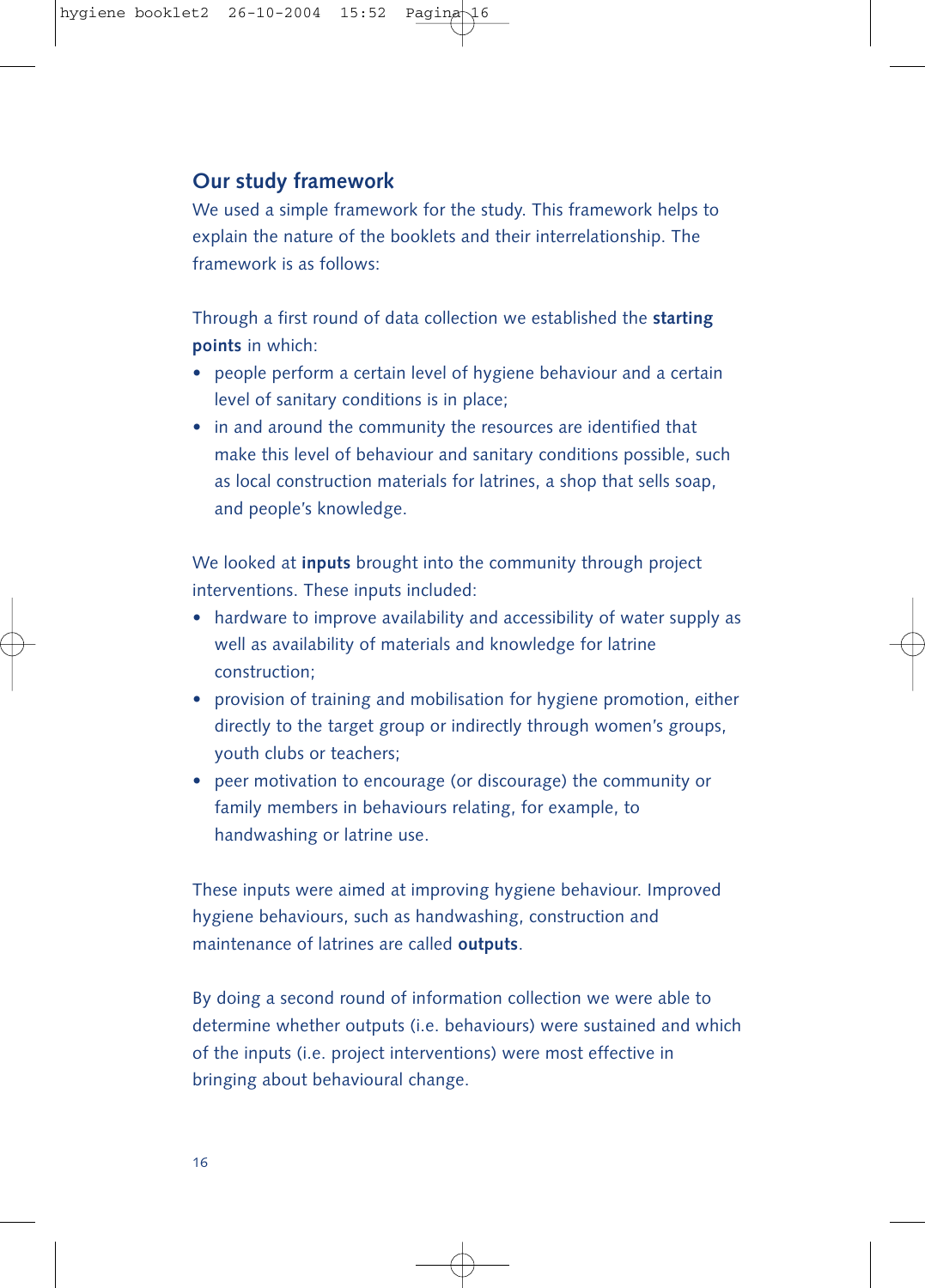## Our study framework

We used a simple framework for the study. This framework helps to explain the nature of the booklets and their interrelationship. The framework is as follows:

Through a first round of data collection we established the **starting points** in which:

- people perform a certain level of hygiene behaviour and a certain level of sanitary conditions is in place;
- in and around the community the resources are identified that make this level of behaviour and sanitary conditions possible, such as local construction materials for latrines, a shop that sells soap, and people's knowledge.

We looked at **inputs** brought into the community through project interventions. These inputs included:

- hardware to improve availability and accessibility of water supply as well as availability of materials and knowledge for latrine construction;
- provision of training and mobilisation for hygiene promotion, either directly to the target group or indirectly through women's groups, youth clubs or teachers;
- peer motivation to encourage (or discourage) the community or family members in behaviours relating, for example, to handwashing or latrine use.

These inputs were aimed at improving hygiene behaviour. Improved hygiene behaviours, such as handwashing, construction and maintenance of latrines are called **outputs**.

By doing a second round of information collection we were able to determine whether outputs (i.e. behaviours) were sustained and which of the inputs (i.e. project interventions) were most effective in bringing about behavioural change.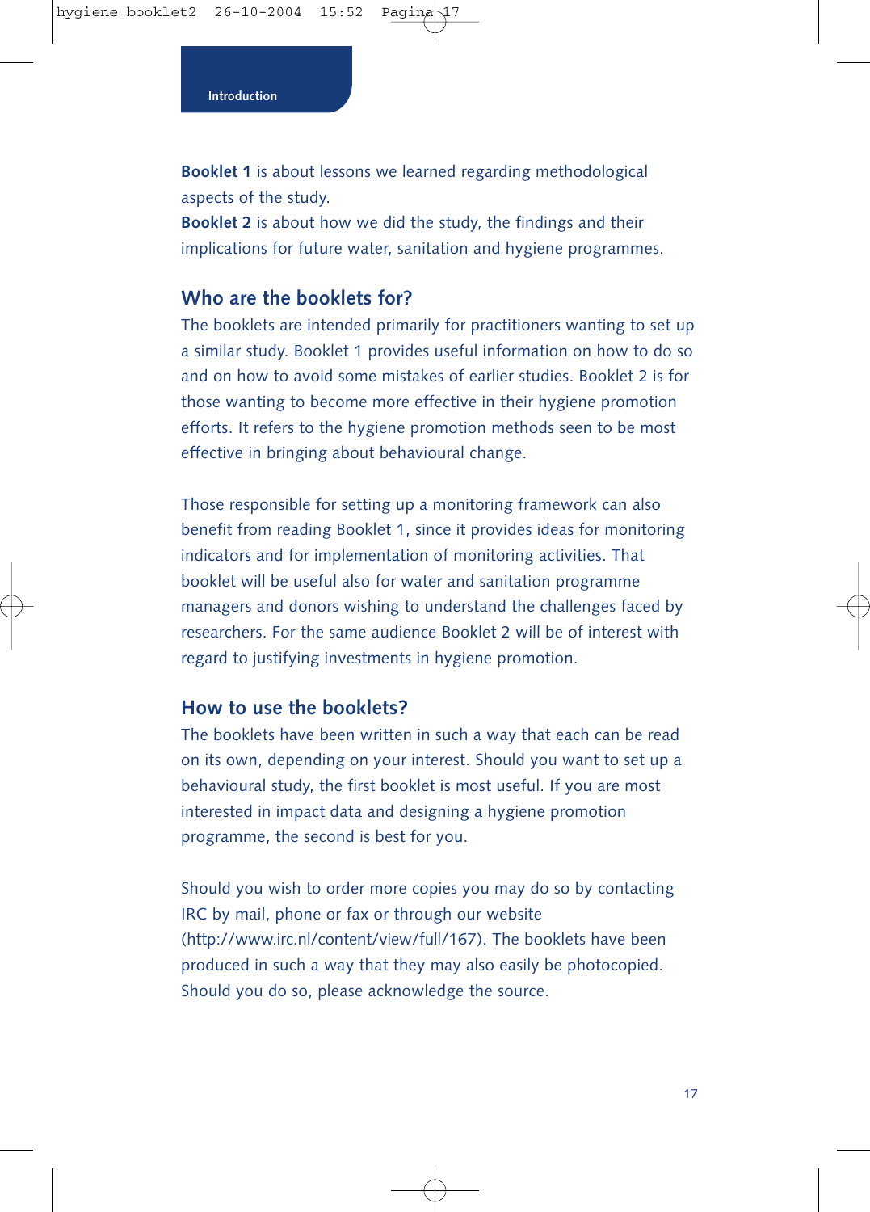Introduction

**Booklet 1** is about lessons we learned regarding methodological aspects of the study.
**Booklet 2** is about how we did the study, the findings and their implications for future water, sanitation and hygiene programmes.

## Who are the booklets for?

The booklets are intended primarily for practitioners wanting to set up a similar study. Booklet 1 provides useful information on how to do so and on how to avoid some mistakes of earlier studies. Booklet 2 is for those wanting to become more effective in their hygiene promotion efforts. It refers to the hygiene promotion methods seen to be most effective in bringing about behavioural change.

Those responsible for setting up a monitoring framework can also benefit from reading Booklet 1, since it provides ideas for monitoring indicators and for implementation of monitoring activities. That booklet will be useful also for water and sanitation programme managers and donors wishing to understand the challenges faced by researchers. For the same audience Booklet 2 will be of interest with regard to justifying investments in hygiene promotion.

## How to use the booklets?

The booklets have been written in such a way that each can be read on its own, depending on your interest. Should you want to set up a behavioural study, the first booklet is most useful. If you are most interested in impact data and designing a hygiene promotion programme, the second is best for you.

Should you wish to order more copies you may do so by contacting IRC by mail, phone or fax or through our website (http://www.irc.nl/content/view/full/167). The booklets have been produced in such a way that they may also easily be photocopied. Should you do so, please acknowledge the source.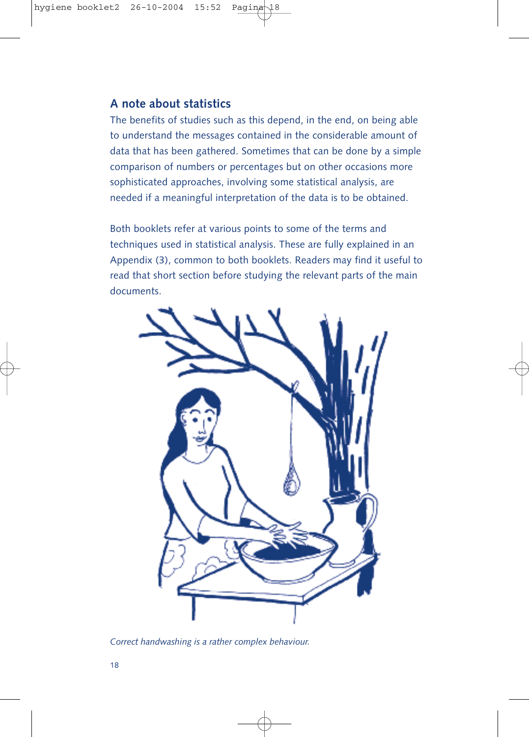## A note about statistics

The benefits of studies such as this depend, in the end, on being able to understand the messages contained in the considerable amount of data that has been gathered. Sometimes that can be done by a simple comparison of numbers or percentages but on other occasions more sophisticated approaches, involving some statistical analysis, are needed if a meaningful interpretation of the data is to be obtained.

Both booklets refer at various points to some of the terms and techniques used in statistical analysis. These are fully explained in an Appendix (3), common to both booklets. Readers may find it useful to read that short section before studying the relevant parts of the main documents.

*Correct handwashing is a rather complex behaviour.*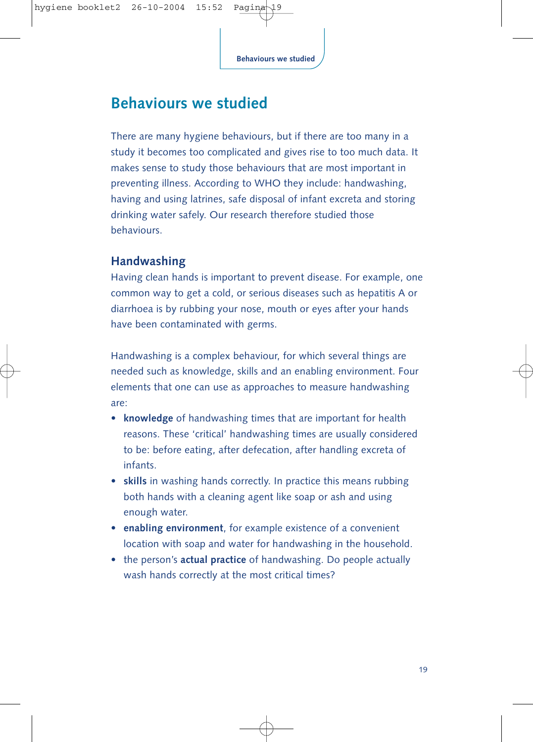# Behaviours we studied

There are many hygiene behaviours, but if there are too many in a study it becomes too complicated and gives rise to too much data. It makes sense to study those behaviours that are most important in preventing illness. According to WHO they include: handwashing, having and using latrines, safe disposal of infant excreta and storing drinking water safely. Our research therefore studied those behaviours.

## Handwashing

Having clean hands is important to prevent disease. For example, one common way to get a cold, or serious diseases such as hepatitis A or diarrhoea is by rubbing your nose, mouth or eyes after your hands have been contaminated with germs.

Handwashing is a complex behaviour, for which several things are needed such as knowledge, skills and an enabling environment. Four elements that one can use as approaches to measure handwashing are:

- **knowledge** of handwashing times that are important for health reasons. These 'critical' handwashing times are usually considered to be: before eating, after defecation, after handling excreta of infants.
- **skills** in washing hands correctly. In practice this means rubbing both hands with a cleaning agent like soap or ash and using enough water.
- **enabling environment**, for example existence of a convenient location with soap and water for handwashing in the household.
- the person's **actual practice** of handwashing. Do people actually wash hands correctly at the most critical times?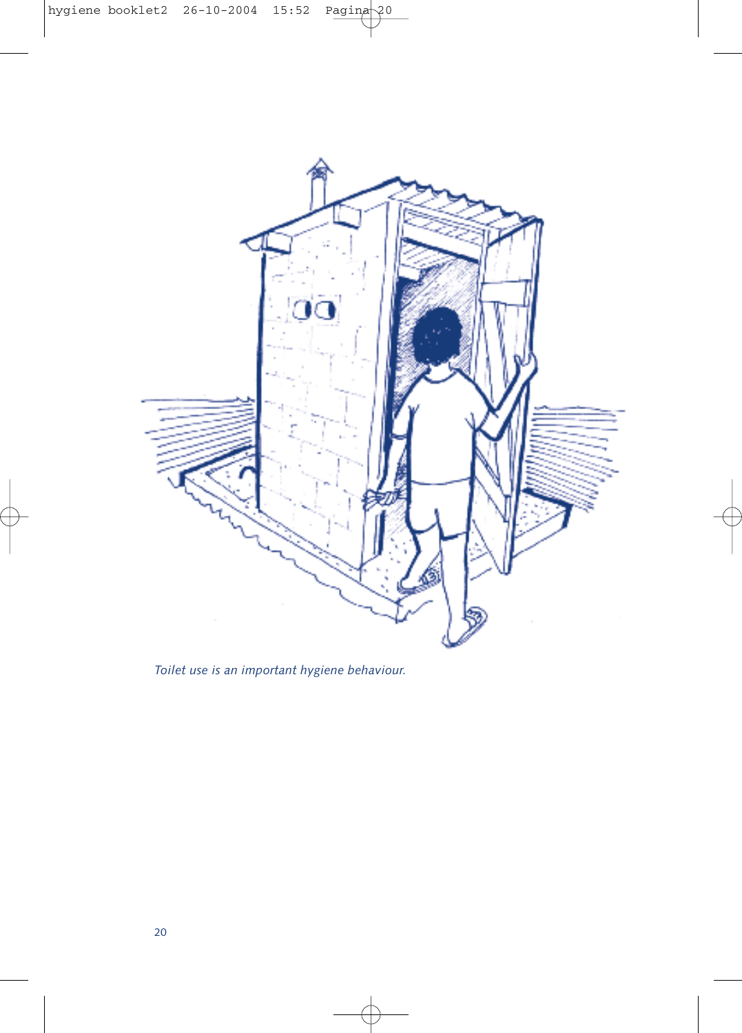*Toilet use is an important hygiene behaviour.*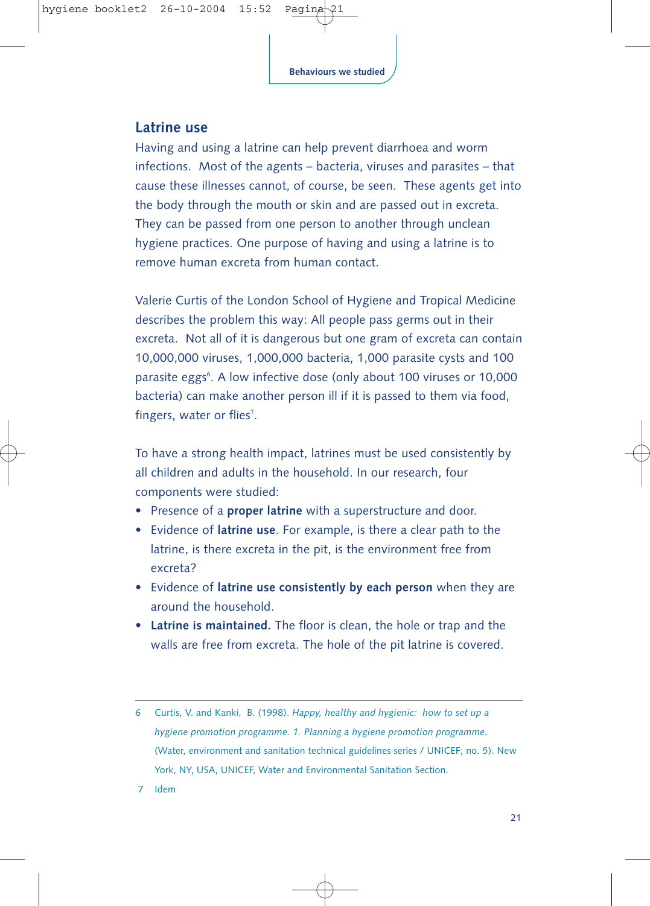## Latrine use

Having and using a latrine can help prevent diarrhoea and worm infections. Most of the agents – bacteria, viruses and parasites – that cause these illnesses cannot, of course, be seen. These agents get into the body through the mouth or skin and are passed out in excreta. They can be passed from one person to another through unclean hygiene practices. One purpose of having and using a latrine is to remove human excreta from human contact.

Valerie Curtis of the London School of Hygiene and Tropical Medicine describes the problem this way: All people pass germs out in their excreta. Not all of it is dangerous but one gram of excreta can contain 10,000,000 viruses, 1,000,000 bacteria, 1,000 parasite cysts and 100 parasite eggs[6]. A low infective dose (only about 100 viruses or 10,000 bacteria) can make another person ill if it is passed to them via food, fingers, water or flies[7].

To have a strong health impact, latrines must be used consistently by all children and adults in the household. In our research, four components were studied:

- Presence of a **proper latrine** with a superstructure and door.
- Evidence of **latrine use**. For example, is there a clear path to the latrine, is there excreta in the pit, is the environment free from excreta?
- Evidence of **latrine use consistently by each person** when they are around the household.
- **Latrine is maintained.** The floor is clean, the hole or trap and the walls are free from excreta. The hole of the pit latrine is covered.

---

6 Curtis, V. and Kanki, B. (1998). *Happy, healthy and hygienic: how to set up a hygiene promotion programme. 1. Planning a hygiene promotion programme.* (Water, environment and sanitation technical guidelines series / UNICEF; no. 5). New York, NY, USA, UNICEF, Water and Environmental Sanitation Section.

7 Idem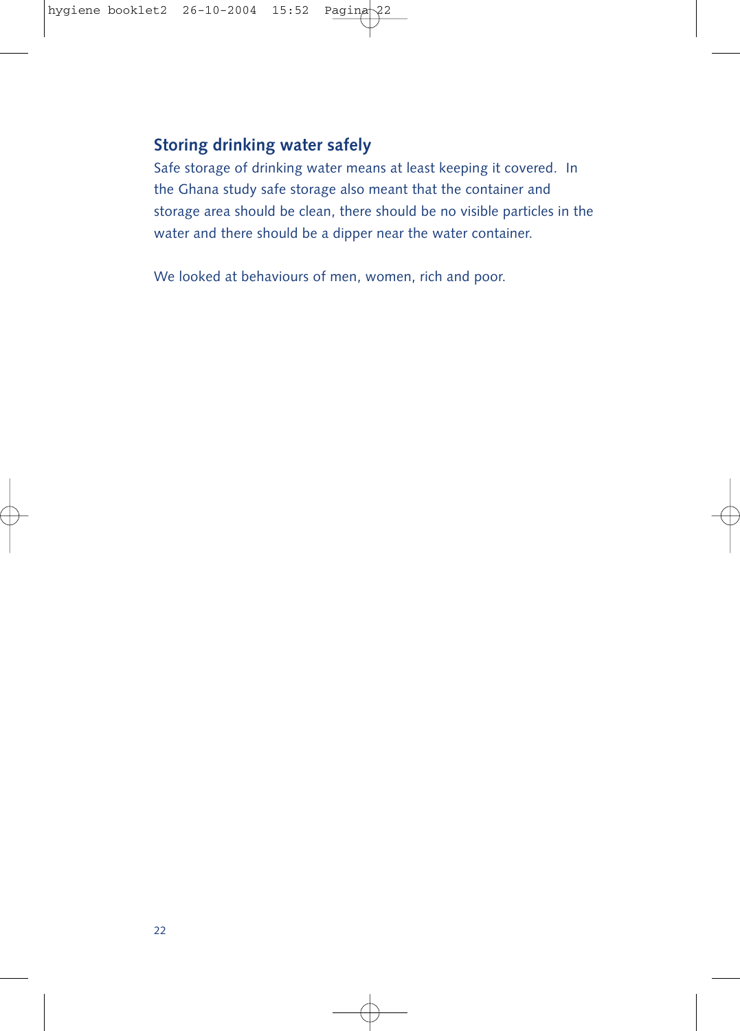## Storing drinking water safely

Safe storage of drinking water means at least keeping it covered. In the Ghana study safe storage also meant that the container and storage area should be clean, there should be no visible particles in the water and there should be a dipper near the water container.

We looked at behaviours of men, women, rich and poor.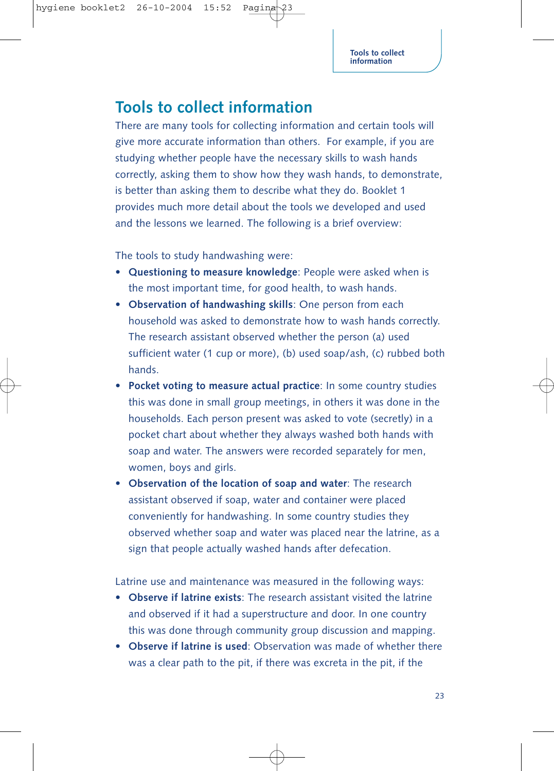# Tools to collect information

There are many tools for collecting information and certain tools will give more accurate information than others. For example, if you are studying whether people have the necessary skills to wash hands correctly, asking them to show how they wash hands, to demonstrate, is better than asking them to describe what they do. Booklet 1 provides much more detail about the tools we developed and used and the lessons we learned. The following is a brief overview:

The tools to study handwashing were:

- **Questioning to measure knowledge**: People were asked when is the most important time, for good health, to wash hands.
- **Observation of handwashing skills**: One person from each household was asked to demonstrate how to wash hands correctly. The research assistant observed whether the person (a) used sufficient water (1 cup or more), (b) used soap/ash, (c) rubbed both hands.
- **Pocket voting to measure actual practice**: In some country studies this was done in small group meetings, in others it was done in the households. Each person present was asked to vote (secretly) in a pocket chart about whether they always washed both hands with soap and water. The answers were recorded separately for men, women, boys and girls.
- **Observation of the location of soap and water**: The research assistant observed if soap, water and container were placed conveniently for handwashing. In some country studies they observed whether soap and water was placed near the latrine, as a sign that people actually washed hands after defecation.

Latrine use and maintenance was measured in the following ways:

- **Observe if latrine exists**: The research assistant visited the latrine and observed if it had a superstructure and door. In one country this was done through community group discussion and mapping.
- **Observe if latrine is used**: Observation was made of whether there was a clear path to the pit, if there was excreta in the pit, if the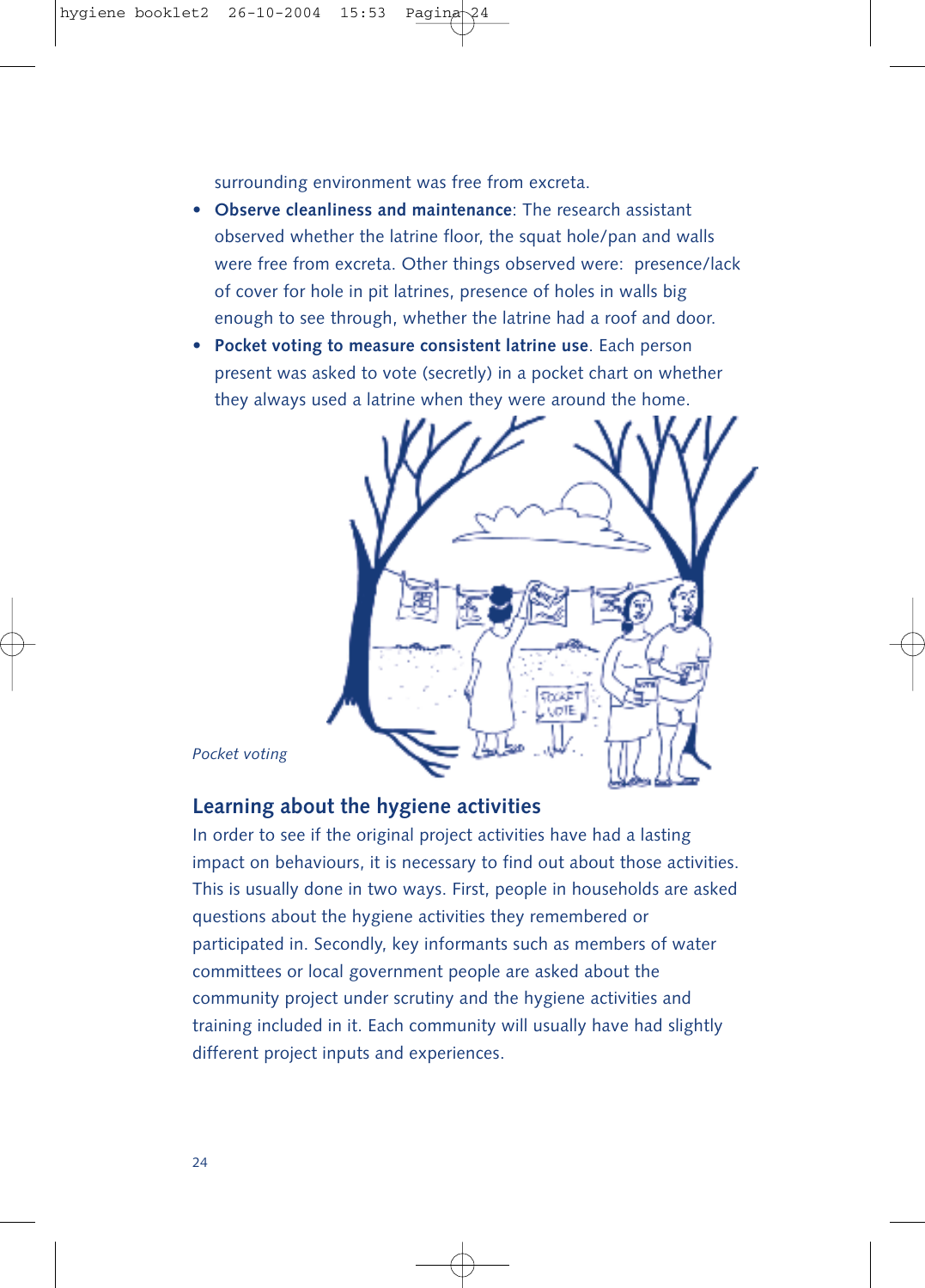surrounding environment was free from excreta.

- **Observe cleanliness and maintenance**: The research assistant observed whether the latrine floor, the squat hole/pan and walls were free from excreta. Other things observed were: presence/lack of cover for hole in pit latrines, presence of holes in walls big enough to see through, whether the latrine had a roof and door.
- **Pocket voting to measure consistent latrine use**. Each person present was asked to vote (secretly) in a pocket chart on whether they always used a latrine when they were around the home.

*Pocket voting*

## Learning about the hygiene activities

In order to see if the original project activities have had a lasting impact on behaviours, it is necessary to find out about those activities. This is usually done in two ways. First, people in households are asked questions about the hygiene activities they remembered or participated in. Secondly, key informants such as members of water committees or local government people are asked about the community project under scrutiny and the hygiene activities and training included in it. Each community will usually have had slightly different project inputs and experiences.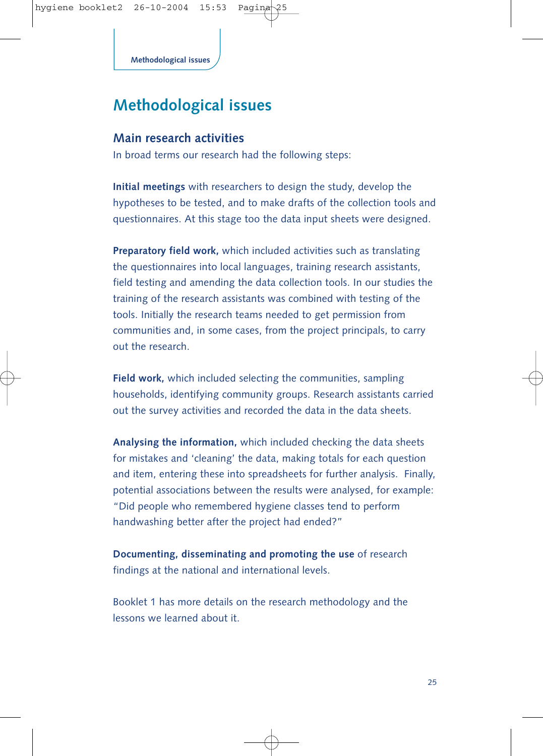# Methodological issues

## Main research activities

In broad terms our research had the following steps:

**Initial meetings** with researchers to design the study, develop the hypotheses to be tested, and to make drafts of the collection tools and questionnaires. At this stage too the data input sheets were designed.

**Preparatory field work,** which included activities such as translating the questionnaires into local languages, training research assistants, field testing and amending the data collection tools. In our studies the training of the research assistants was combined with testing of the tools. Initially the research teams needed to get permission from communities and, in some cases, from the project principals, to carry out the research.

**Field work,** which included selecting the communities, sampling households, identifying community groups. Research assistants carried out the survey activities and recorded the data in the data sheets.

**Analysing the information,** which included checking the data sheets for mistakes and 'cleaning' the data, making totals for each question and item, entering these into spreadsheets for further analysis. Finally, potential associations between the results were analysed, for example: "Did people who remembered hygiene classes tend to perform handwashing better after the project had ended?"

**Documenting, disseminating and promoting the use** of research findings at the national and international levels.

Booklet 1 has more details on the research methodology and the lessons we learned about it.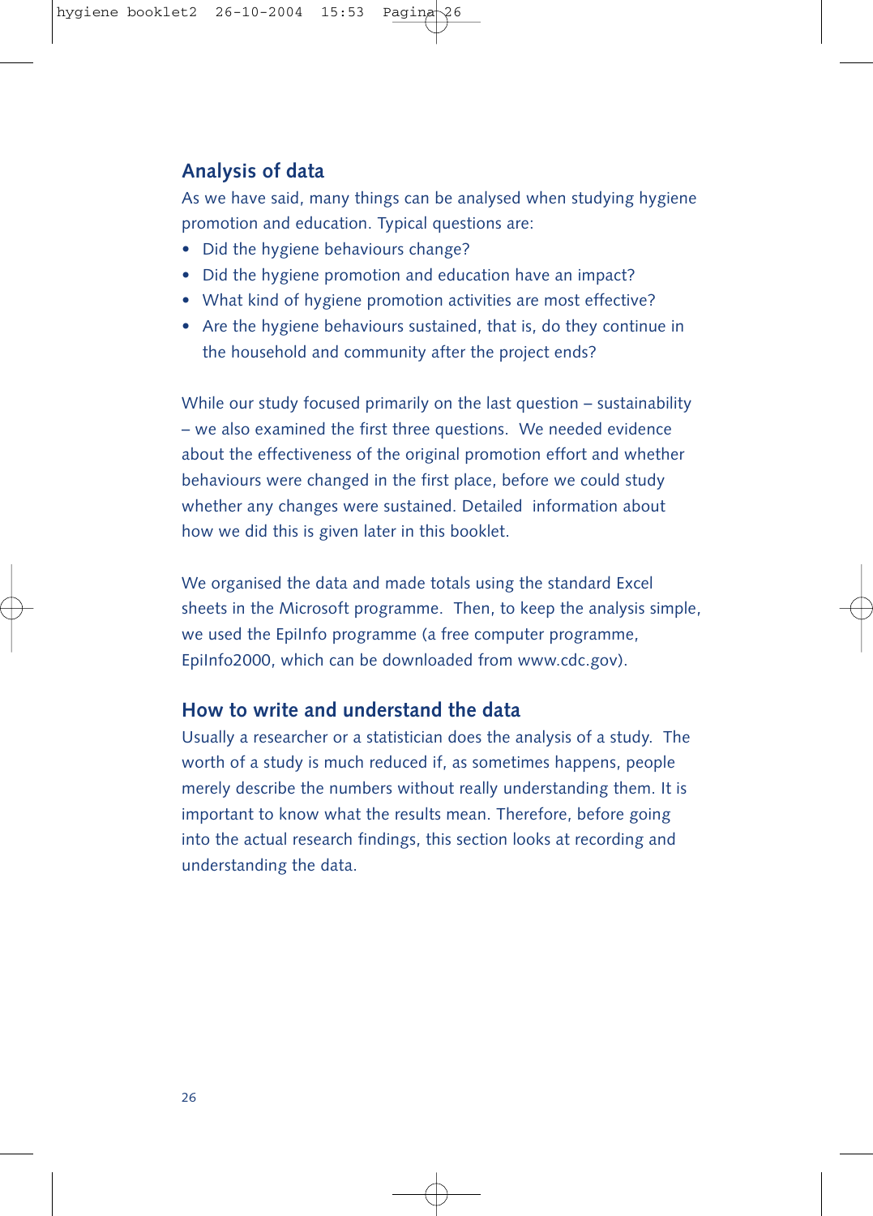## Analysis of data

As we have said, many things can be analysed when studying hygiene promotion and education. Typical questions are:

- Did the hygiene behaviours change?
- Did the hygiene promotion and education have an impact?
- What kind of hygiene promotion activities are most effective?
- Are the hygiene behaviours sustained, that is, do they continue in the household and community after the project ends?

While our study focused primarily on the last question – sustainability – we also examined the first three questions. We needed evidence about the effectiveness of the original promotion effort and whether behaviours were changed in the first place, before we could study whether any changes were sustained. Detailed information about how we did this is given later in this booklet.

We organised the data and made totals using the standard Excel sheets in the Microsoft programme. Then, to keep the analysis simple, we used the EpiInfo programme (a free computer programme, EpiInfo2000, which can be downloaded from www.cdc.gov).

## How to write and understand the data

Usually a researcher or a statistician does the analysis of a study. The worth of a study is much reduced if, as sometimes happens, people merely describe the numbers without really understanding them. It is important to know what the results mean. Therefore, before going into the actual research findings, this section looks at recording and understanding the data.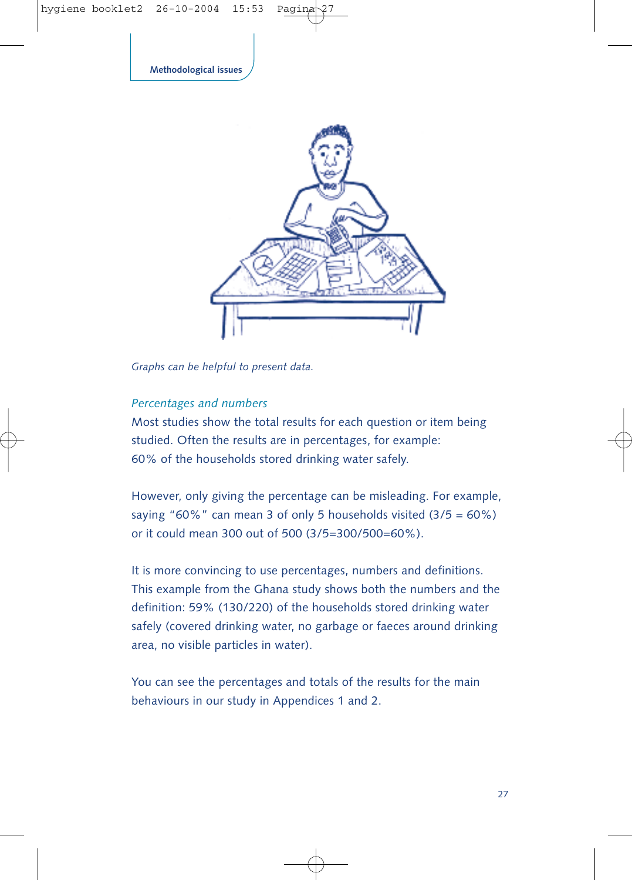*Graphs can be helpful to present data.*

### *Percentages and numbers*

Most studies show the total results for each question or item being studied. Often the results are in percentages, for example: 60% of the households stored drinking water safely.

However, only giving the percentage can be misleading. For example, saying "60%" can mean 3 of only 5 households visited (3/5 = 60%) or it could mean 300 out of 500 (3/5=300/500=60%).

It is more convincing to use percentages, numbers and definitions. This example from the Ghana study shows both the numbers and the definition: 59% (130/220) of the households stored drinking water safely (covered drinking water, no garbage or faeces around drinking area, no visible particles in water).

You can see the percentages and totals of the results for the main behaviours in our study in Appendices 1 and 2.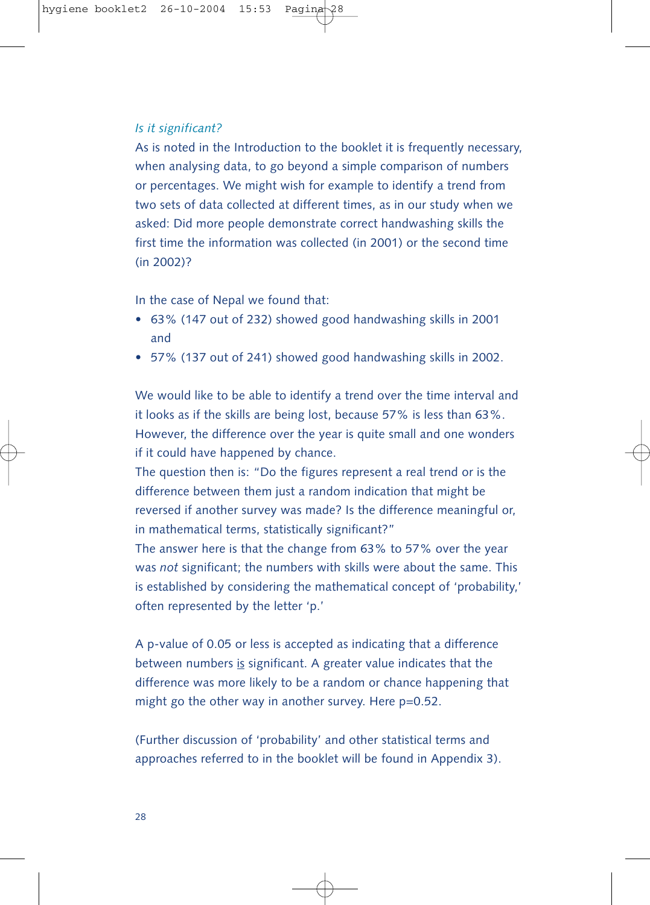### *Is it significant?*

As is noted in the Introduction to the booklet it is frequently necessary, when analysing data, to go beyond a simple comparison of numbers or percentages. We might wish for example to identify a trend from two sets of data collected at different times, as in our study when we asked: Did more people demonstrate correct handwashing skills the first time the information was collected (in 2001) or the second time (in 2002)?

In the case of Nepal we found that:

- 63% (147 out of 232) showed good handwashing skills in 2001 and
- 57% (137 out of 241) showed good handwashing skills in 2002.

We would like to be able to identify a trend over the time interval and it looks as if the skills are being lost, because 57% is less than 63%. However, the difference over the year is quite small and one wonders if it could have happened by chance.
The question then is: "Do the figures represent a real trend or is the difference between them just a random indication that might be reversed if another survey was made? Is the difference meaningful or, in mathematical terms, statistically significant?"
The answer here is that the change from 63% to 57% over the year was *not* significant; the numbers with skills were about the same. This is established by considering the mathematical concept of 'probability,' often represented by the letter 'p.'

A p-value of 0.05 or less is accepted as indicating that a difference between numbers <u>is</u> significant. A greater value indicates that the difference was more likely to be a random or chance happening that might go the other way in another survey. Here $p=0.52$.

(Further discussion of 'probability' and other statistical terms and approaches referred to in the booklet will be found in Appendix 3).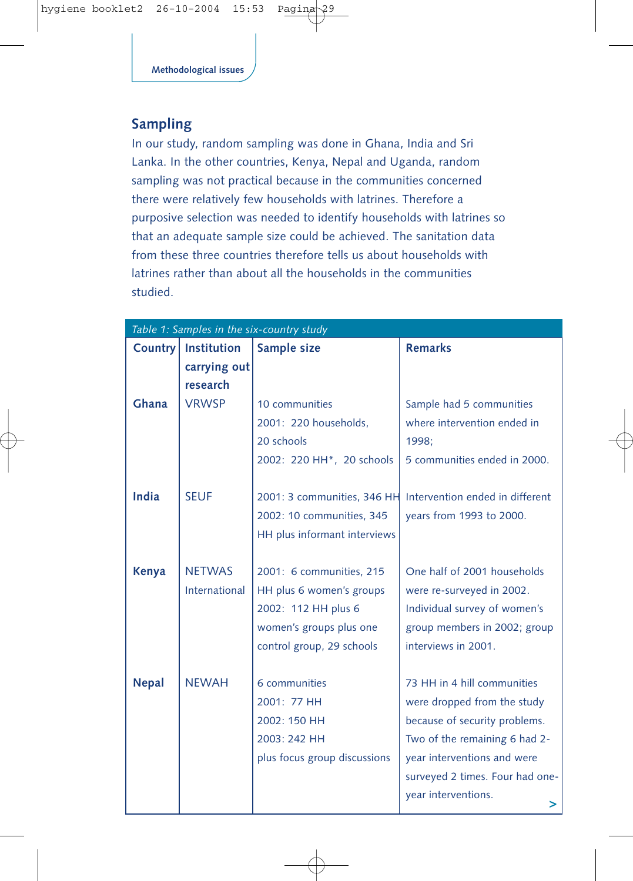## Sampling

In our study, random sampling was done in Ghana, India and Sri Lanka. In the other countries, Kenya, Nepal and Uganda, random sampling was not practical because in the communities concerned there were relatively few households with latrines. Therefore a purposive selection was needed to identify households with latrines so that an adequate sample size could be achieved. The sanitation data from these three countries therefore tells us about households with latrines rather than about all the households in the communities studied.

*Table 1: Samples in the six-country study*

| Country | Institution carrying out research | Sample size | Remarks |
|---|---|---|---|
| **Ghana** | VRWSP | 10 communities<br>2001: 220 households, 20 schools<br>2002: 220 HH*, 20 schools | Sample had 5 communities where intervention ended in 1998;<br>5 communities ended in 2000. |
| **India** | SEUF | 2001: 3 communities, 346 HH<br>2002: 10 communities, 345 HH plus informant interviews | Intervention ended in different years from 1993 to 2000. |
| **Kenya** | NETWAS International | 2001: 6 communities, 215 HH plus 6 women's groups<br>2002: 112 HH plus 6 women's groups plus one control group, 29 schools | One half of 2001 households were re-surveyed in 2002. Individual survey of women's group members in 2002; group interviews in 2001. |
| **Nepal** | NEWAH | 6 communities<br>2001: 77 HH<br>2002: 150 HH<br>2003: 242 HH<br>plus focus group discussions | 73 HH in 4 hill communities were dropped from the study because of security problems. Two of the remaining 6 had 2-year interventions and were surveyed 2 times. Four had one-year interventions. |

>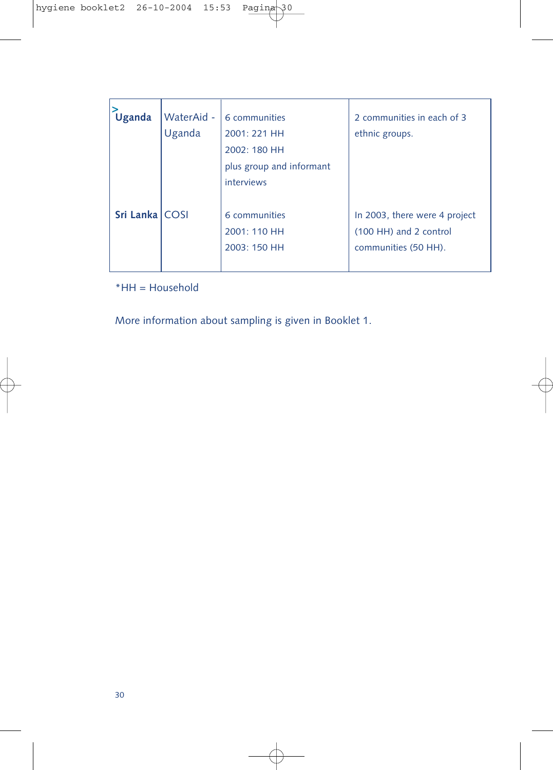| > **Uganda** | WaterAid - Uganda | 6 communities<br>2001: 221 HH<br>2002: 180 HH<br>plus group and informant interviews | 2 communities in each of 3 ethnic groups. |
|---|---|---|---|
| **Sri Lanka** | COSI | 6 communities<br>2001: 110 HH<br>2003: 150 HH | In 2003, there were 4 project (100 HH) and 2 control communities (50 HH). |

*HH = Household

More information about sampling is given in Booklet 1.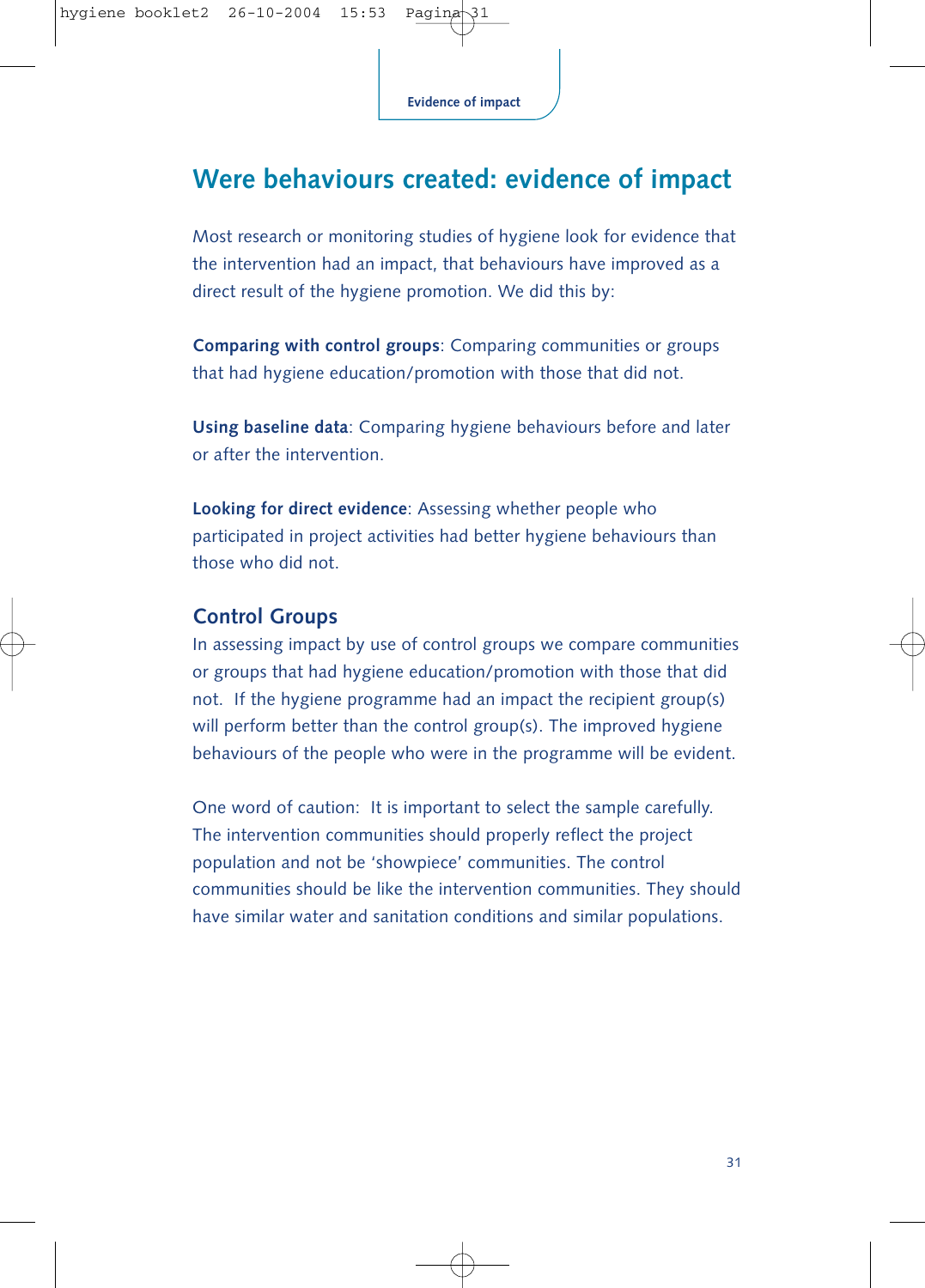# Were behaviours created: evidence of impact

Most research or monitoring studies of hygiene look for evidence that the intervention had an impact, that behaviours have improved as a direct result of the hygiene promotion. We did this by:

**Comparing with control groups**: Comparing communities or groups that had hygiene education/promotion with those that did not.

**Using baseline data**: Comparing hygiene behaviours before and later or after the intervention.

**Looking for direct evidence**: Assessing whether people who participated in project activities had better hygiene behaviours than those who did not.

## Control Groups

In assessing impact by use of control groups we compare communities or groups that had hygiene education/promotion with those that did not. If the hygiene programme had an impact the recipient group(s) will perform better than the control group(s). The improved hygiene behaviours of the people who were in the programme will be evident.

One word of caution: It is important to select the sample carefully. The intervention communities should properly reflect the project population and not be 'showpiece' communities. The control communities should be like the intervention communities. They should have similar water and sanitation conditions and similar populations.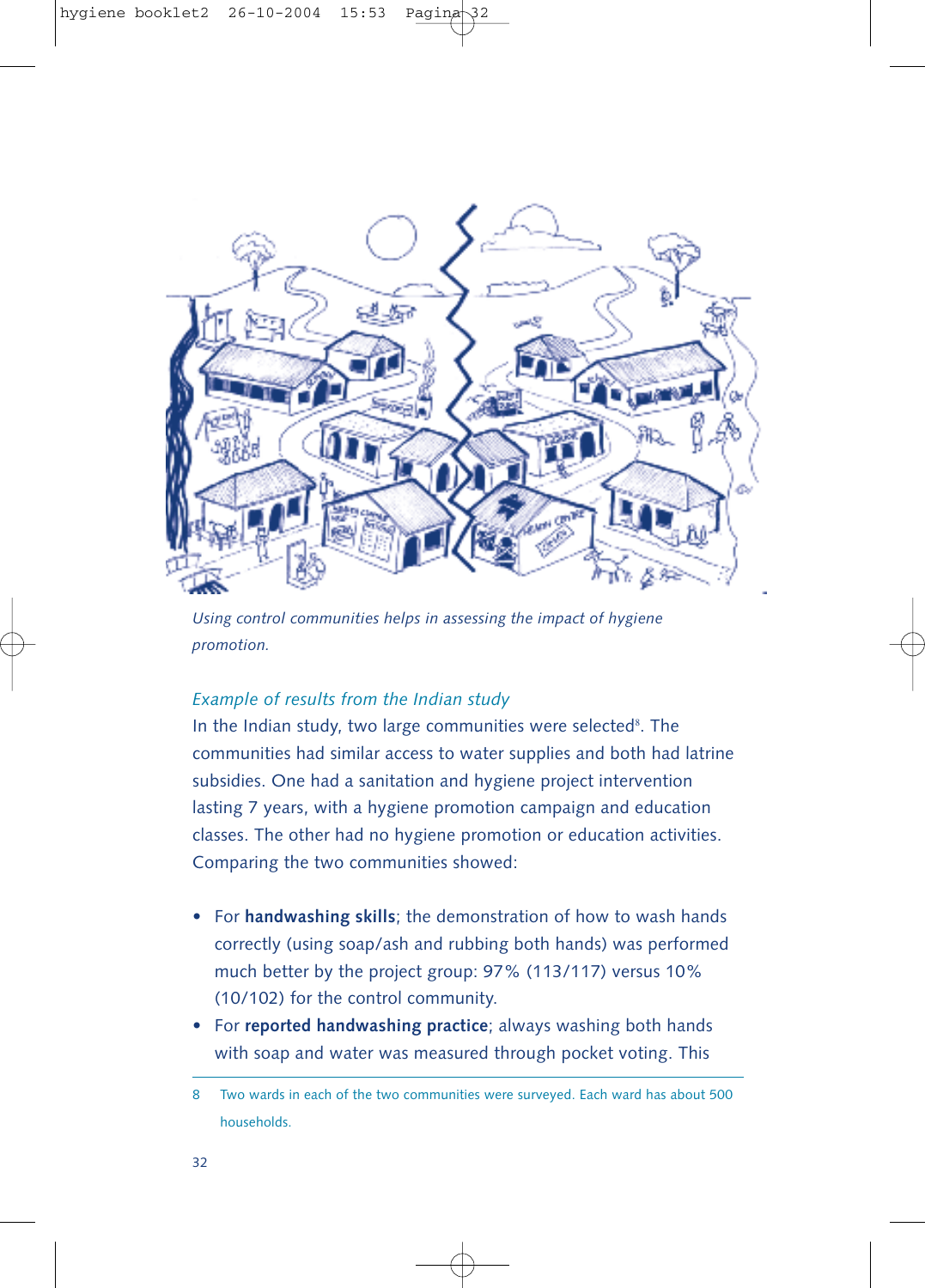*Using control communities helps in assessing the impact of hygiene promotion.*

### *Example of results from the Indian study*

In the Indian study, two large communities were selected[8]. The communities had similar access to water supplies and both had latrine subsidies. One had a sanitation and hygiene project intervention lasting 7 years, with a hygiene promotion campaign and education classes. The other had no hygiene promotion or education activities. Comparing the two communities showed:

- For **handwashing skills**; the demonstration of how to wash hands correctly (using soap/ash and rubbing both hands) was performed much better by the project group: 97% (113/117) versus 10% (10/102) for the control community.
- For **reported handwashing practice**; always washing both hands with soap and water was measured through pocket voting. This

8 Two wards in each of the two communities were surveyed. Each ward has about 500 households.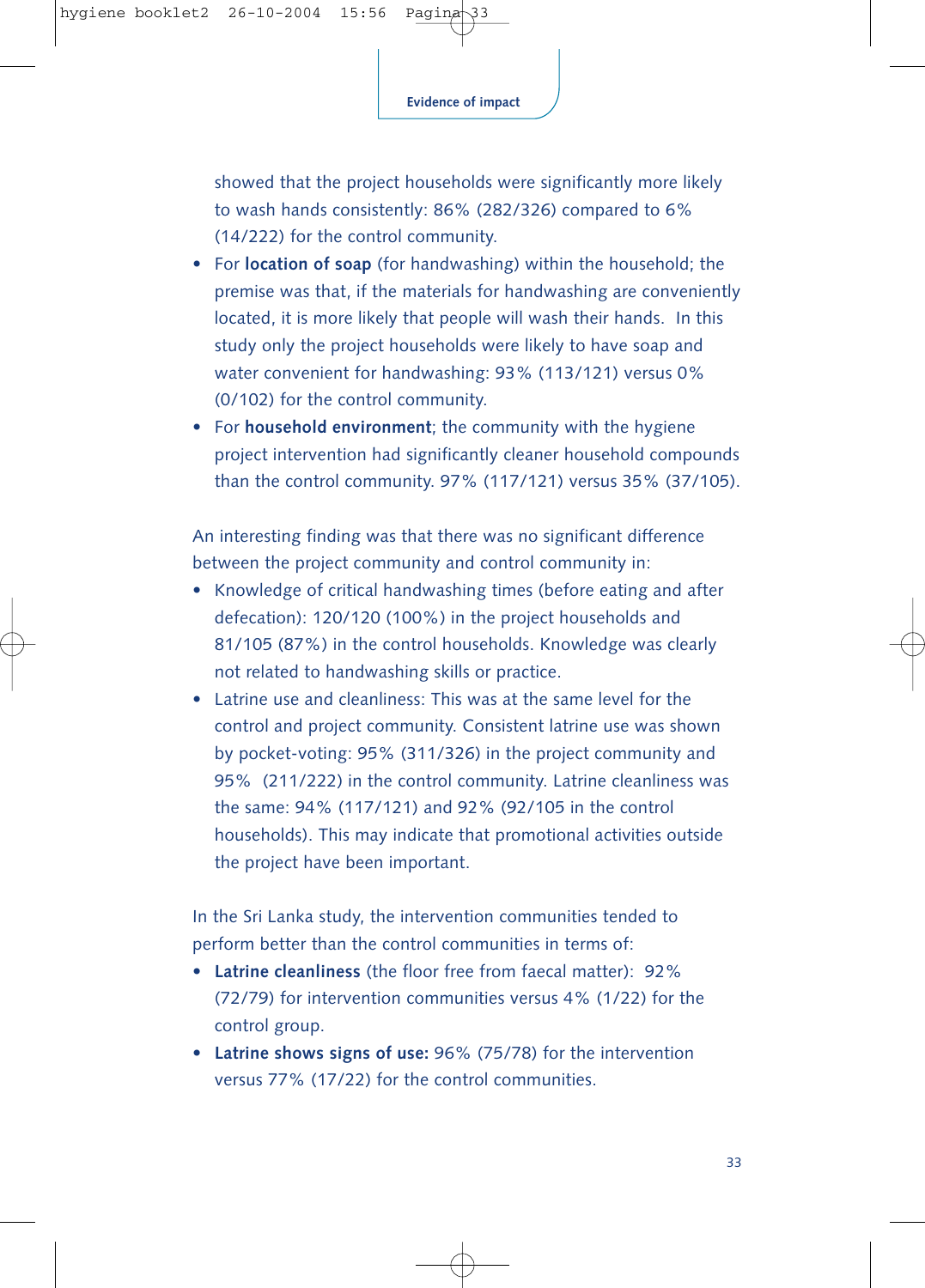showed that the project households were significantly more likely to wash hands consistently: 86% (282/326) compared to 6% (14/222) for the control community.

- For **location of soap** (for handwashing) within the household; the premise was that, if the materials for handwashing are conveniently located, it is more likely that people will wash their hands. In this study only the project households were likely to have soap and water convenient for handwashing: 93% (113/121) versus 0% (0/102) for the control community.
- For **household environment**; the community with the hygiene project intervention had significantly cleaner household compounds than the control community. 97% (117/121) versus 35% (37/105).

An interesting finding was that there was no significant difference between the project community and control community in:

- Knowledge of critical handwashing times (before eating and after defecation): 120/120 (100%) in the project households and 81/105 (87%) in the control households. Knowledge was clearly not related to handwashing skills or practice.
- Latrine use and cleanliness: This was at the same level for the control and project community. Consistent latrine use was shown by pocket-voting: 95% (311/326) in the project community and 95% (211/222) in the control community. Latrine cleanliness was the same: 94% (117/121) and 92% (92/105 in the control households). This may indicate that promotional activities outside the project have been important.

In the Sri Lanka study, the intervention communities tended to perform better than the control communities in terms of:

- **Latrine cleanliness** (the floor free from faecal matter): 92% (72/79) for intervention communities versus 4% (1/22) for the control group.
- **Latrine shows signs of use:** 96% (75/78) for the intervention versus 77% (17/22) for the control communities.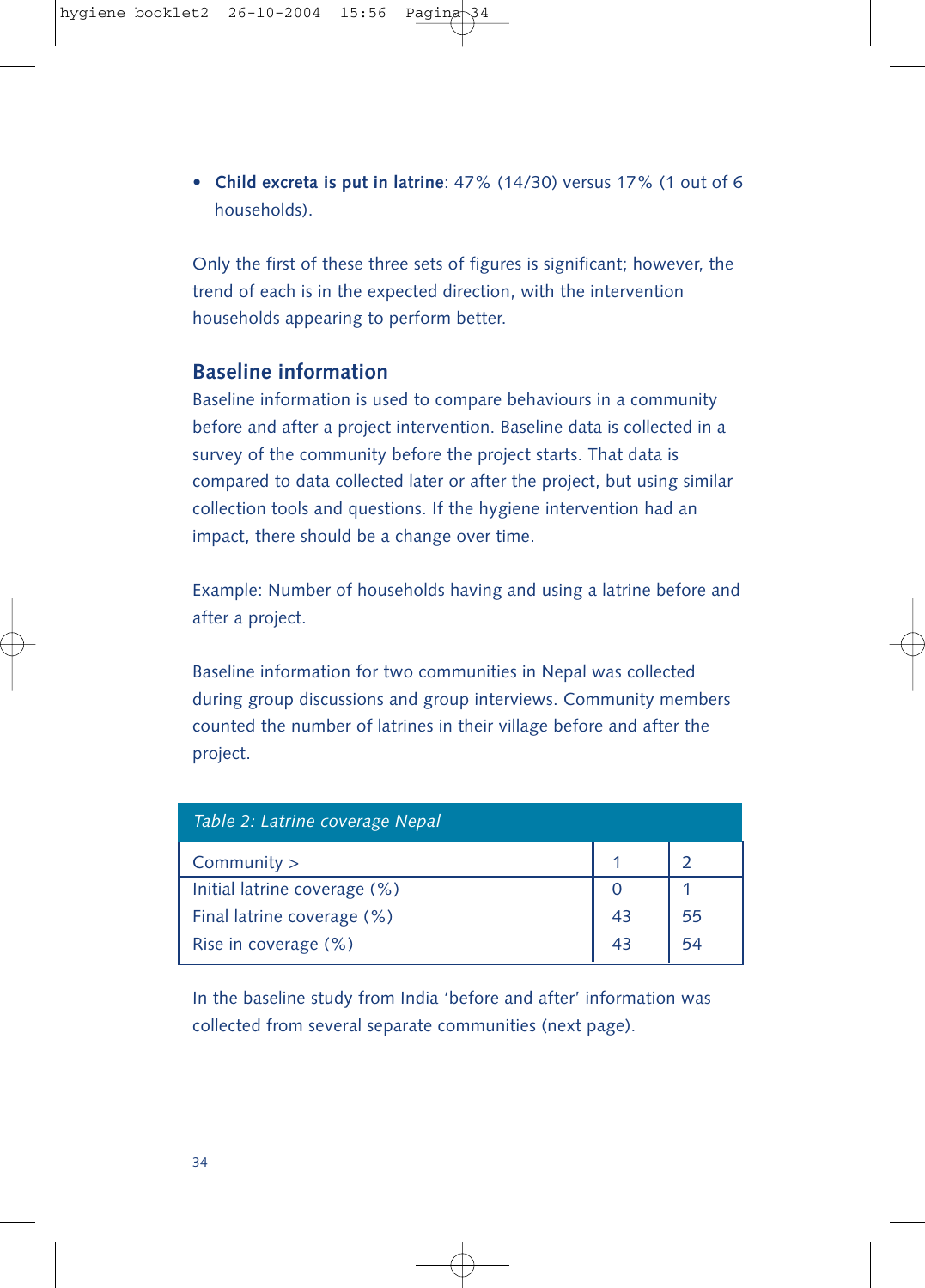- **Child excreta is put in latrine**: 47% (14/30) versus 17% (1 out of 6 households).

Only the first of these three sets of figures is significant; however, the trend of each is in the expected direction, with the intervention households appearing to perform better.

## Baseline information

Baseline information is used to compare behaviours in a community before and after a project intervention. Baseline data is collected in a survey of the community before the project starts. That data is compared to data collected later or after the project, but using similar collection tools and questions. If the hygiene intervention had an impact, there should be a change over time.

Example: Number of households having and using a latrine before and after a project.

Baseline information for two communities in Nepal was collected during group discussions and group interviews. Community members counted the number of latrines in their village before and after the project.

*Table 2: Latrine coverage Nepal*

| Community > | 1 | 2 |
|---|---|---|
| Initial latrine coverage (%) | 0 | 1 |
| Final latrine coverage (%) | 43 | 55 |
| Rise in coverage (%) | 43 | 54 |

In the baseline study from India 'before and after' information was collected from several separate communities (next page).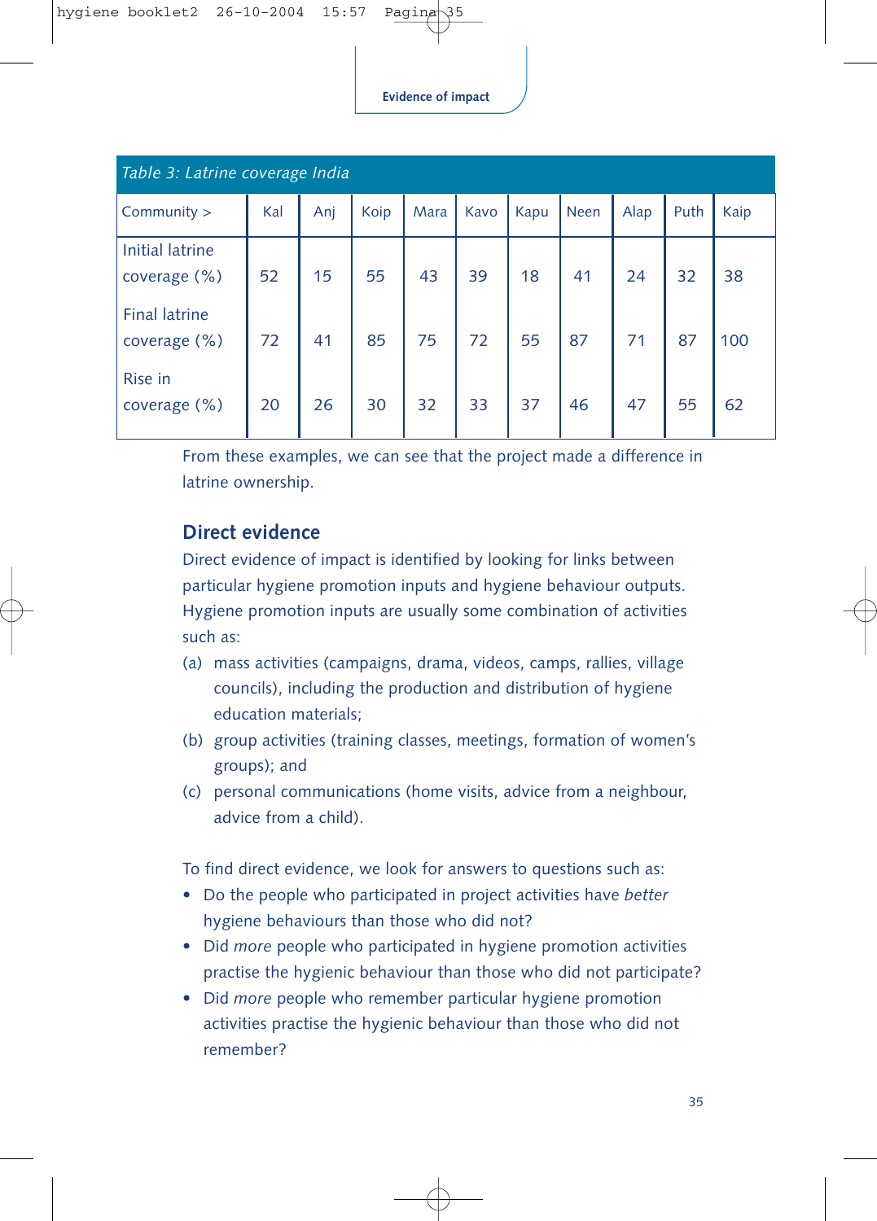Table 3: Latrine coverage India

| Community > | Kal | Anj | Koip | Mara | Kavo | Kapu | Neen | Alap | Puth | Kaip |
|---|---|---|---|---|---|---|---|---|---|---|
| Initial latrine coverage (%) | 52 | 15 | 55 | 43 | 39 | 18 | 41 | 24 | 32 | 38 |
| Final latrine coverage (%) | 72 | 41 | 85 | 75 | 72 | 55 | 87 | 71 | 87 | 100 |
| Rise in coverage (%) | 20 | 26 | 30 | 32 | 33 | 37 | 46 | 47 | 55 | 62 |

From these examples, we can see that the project made a difference in latrine ownership.

## Direct evidence

Direct evidence of impact is identified by looking for links between particular hygiene promotion inputs and hygiene behaviour outputs. Hygiene promotion inputs are usually some combination of activities such as:

(a) mass activities (campaigns, drama, videos, camps, rallies, village councils), including the production and distribution of hygiene education materials;

(b) group activities (training classes, meetings, formation of women's groups); and

(c) personal communications (home visits, advice from a neighbour, advice from a child).

To find direct evidence, we look for answers to questions such as:

- Do the people who participated in project activities have *better* hygiene behaviours than those who did not?
- Did *more* people who participated in hygiene promotion activities practise the hygienic behaviour than those who did not participate?
- Did *more* people who remember particular hygiene promotion activities practise the hygienic behaviour than those who did not remember?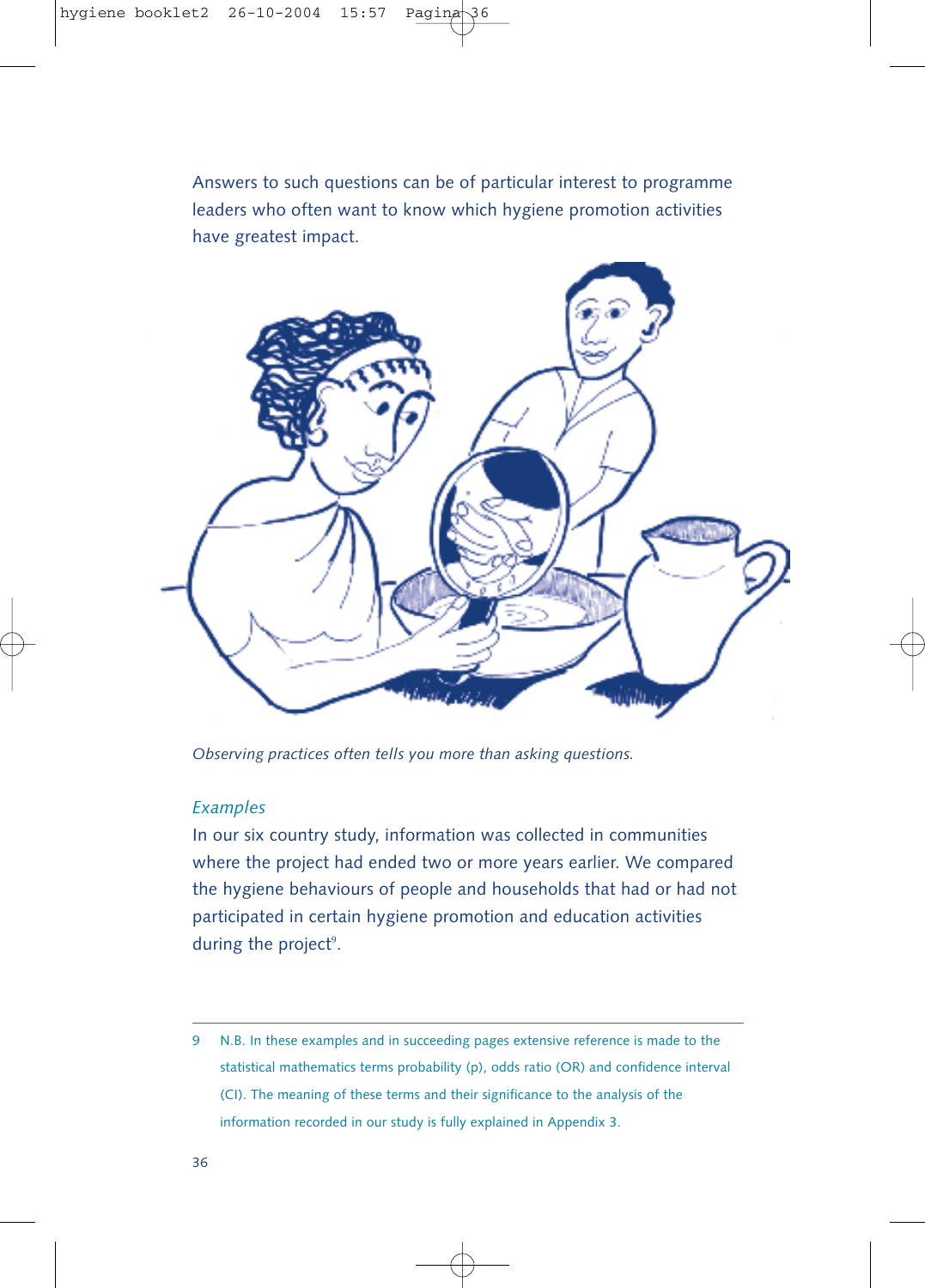Answers to such questions can be of particular interest to programme leaders who often want to know which hygiene promotion activities have greatest impact.

*Observing practices often tells you more than asking questions.*

*Examples*

In our six country study, information was collected in communities where the project had ended two or more years earlier. We compared the hygiene behaviours of people and households that had or had not participated in certain hygiene promotion and education activities during the project[9].

9 N.B. In these examples and in succeeding pages extensive reference is made to the statistical mathematics terms probability (p), odds ratio (OR) and confidence interval (CI). The meaning of these terms and their significance to the analysis of the information recorded in our study is fully explained in Appendix 3.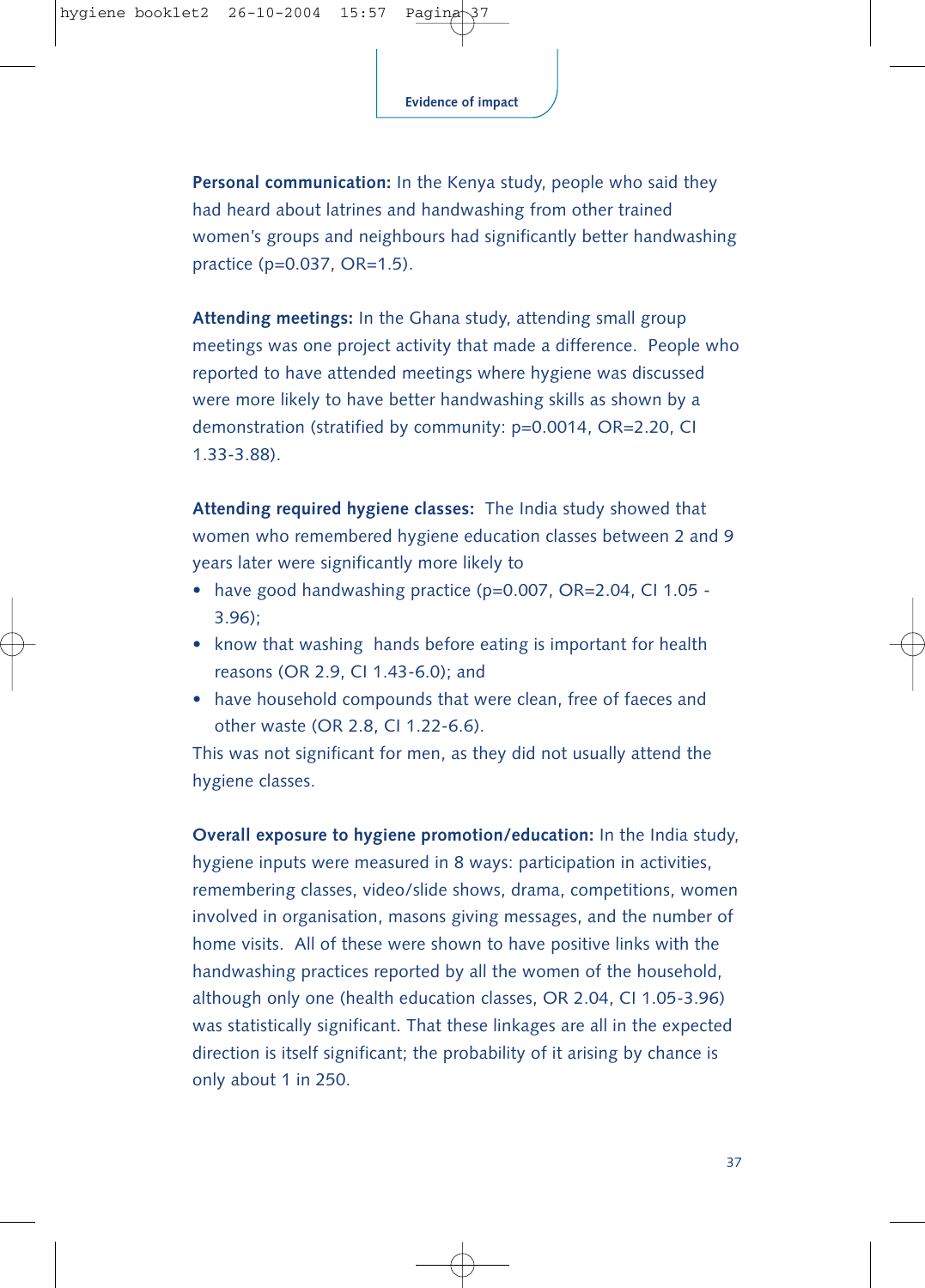**Personal communication:** In the Kenya study, people who said they had heard about latrines and handwashing from other trained women's groups and neighbours had significantly better handwashing practice ($p=0.037$, $OR=1.5$).

**Attending meetings:** In the Ghana study, attending small group meetings was one project activity that made a difference. People who reported to have attended meetings where hygiene was discussed were more likely to have better handwashing skills as shown by a demonstration (stratified by community: $p=0.0014$, $OR=2.20$, CI 1.33-3.88).

**Attending required hygiene classes:** The India study showed that women who remembered hygiene education classes between 2 and 9 years later were significantly more likely to

- have good handwashing practice ($p=0.007$, $OR=2.04$, CI 1.05 - 3.96);
- know that washing hands before eating is important for health reasons (OR 2.9, CI 1.43-6.0); and
- have household compounds that were clean, free of faeces and other waste (OR 2.8, CI 1.22-6.6).

This was not significant for men, as they did not usually attend the hygiene classes.

**Overall exposure to hygiene promotion/education:** In the India study, hygiene inputs were measured in 8 ways: participation in activities, remembering classes, video/slide shows, drama, competitions, women involved in organisation, masons giving messages, and the number of home visits. All of these were shown to have positive links with the handwashing practices reported by all the women of the household, although only one (health education classes, OR 2.04, CI 1.05-3.96) was statistically significant. That these linkages are all in the expected direction is itself significant; the probability of it arising by chance is only about 1 in 250.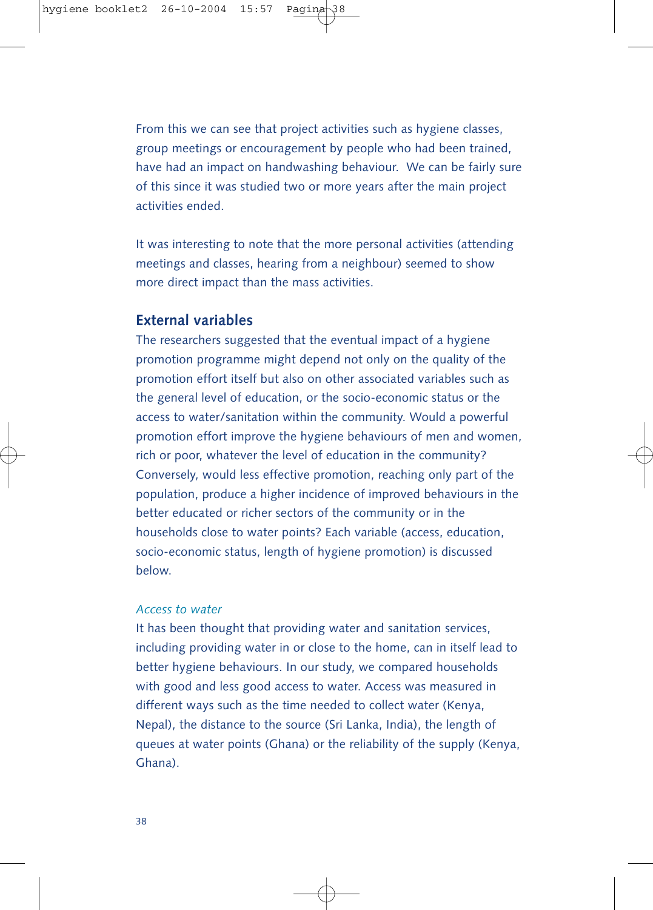From this we can see that project activities such as hygiene classes, group meetings or encouragement by people who had been trained, have had an impact on handwashing behaviour.  We can be fairly sure of this since it was studied two or more years after the main project activities ended.

It was interesting to note that the more personal activities (attending meetings and classes, hearing from a neighbour) seemed to show more direct impact than the mass activities.

## External variables

The researchers suggested that the eventual impact of a hygiene promotion programme might depend not only on the quality of the promotion effort itself but also on other associated variables such as the general level of education, or the socio-economic status or the access to water/sanitation within the community. Would a powerful promotion effort improve the hygiene behaviours of men and women, rich or poor, whatever the level of education in the community? Conversely, would less effective promotion, reaching only part of the population, produce a higher incidence of improved behaviours in the better educated or richer sectors of the community or in the households close to water points? Each variable (access, education, socio-economic status, length of hygiene promotion) is discussed below.

### *Access to water*

It has been thought that providing water and sanitation services, including providing water in or close to the home, can in itself lead to better hygiene behaviours. In our study, we compared households with good and less good access to water. Access was measured in different ways such as the time needed to collect water (Kenya, Nepal), the distance to the source (Sri Lanka, India), the length of queues at water points (Ghana) or the reliability of the supply (Kenya, Ghana).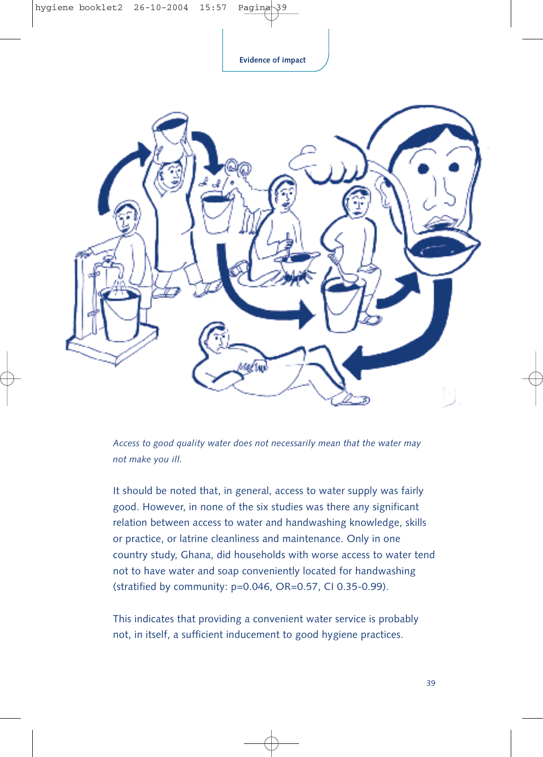*Access to good quality water does not necessarily mean that the water may not make you ill.*

It should be noted that, in general, access to water supply was fairly good. However, in none of the six studies was there any significant relation between access to water and handwashing knowledge, skills or practice, or latrine cleanliness and maintenance. Only in one country study, Ghana, did households with worse access to water tend not to have water and soap conveniently located for handwashing (stratified by community: $p=0.046$, $OR=0.57$, CI 0.35-0.99).

This indicates that providing a convenient water service is probably not, in itself, a sufficient inducement to good hygiene practices.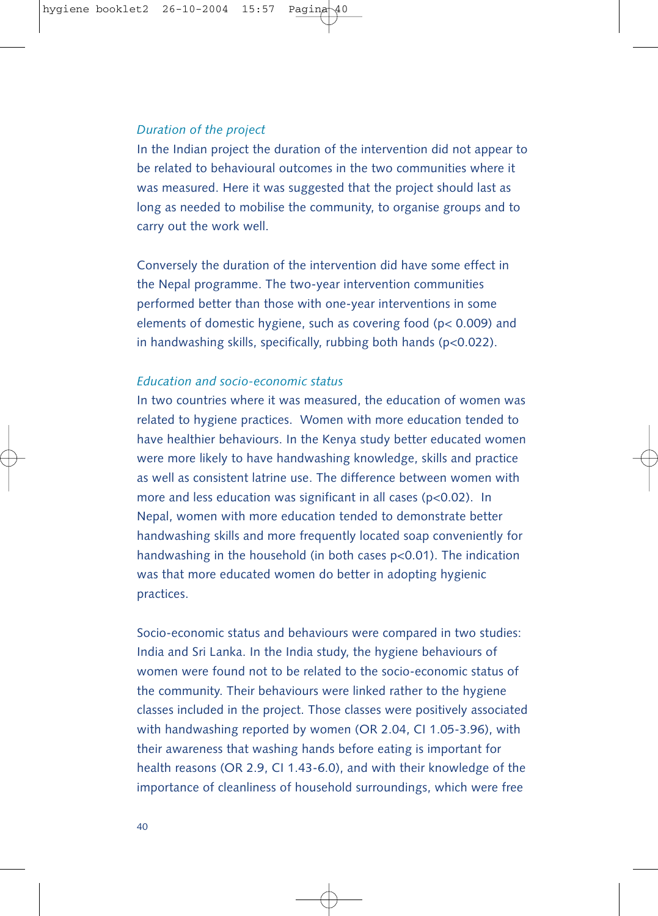*Duration of the project*

In the Indian project the duration of the intervention did not appear to be related to behavioural outcomes in the two communities where it was measured. Here it was suggested that the project should last as long as needed to mobilise the community, to organise groups and to carry out the work well.

Conversely the duration of the intervention did have some effect in the Nepal programme. The two-year intervention communities performed better than those with one-year interventions in some elements of domestic hygiene, such as covering food ($p < 0.009$) and in handwashing skills, specifically, rubbing both hands ($p<0.022$).

*Education and socio-economic status*

In two countries where it was measured, the education of women was related to hygiene practices. Women with more education tended to have healthier behaviours. In the Kenya study better educated women were more likely to have handwashing knowledge, skills and practice as well as consistent latrine use. The difference between women with more and less education was significant in all cases ($p<0.02$). In Nepal, women with more education tended to demonstrate better handwashing skills and more frequently located soap conveniently for handwashing in the household (in both cases $p<0.01$). The indication was that more educated women do better in adopting hygienic practices.

Socio-economic status and behaviours were compared in two studies: India and Sri Lanka. In the India study, the hygiene behaviours of women were found not to be related to the socio-economic status of the community. Their behaviours were linked rather to the hygiene classes included in the project. Those classes were positively associated with handwashing reported by women (OR 2.04, CI 1.05-3.96), with their awareness that washing hands before eating is important for health reasons (OR 2.9, CI 1.43-6.0), and with their knowledge of the importance of cleanliness of household surroundings, which were free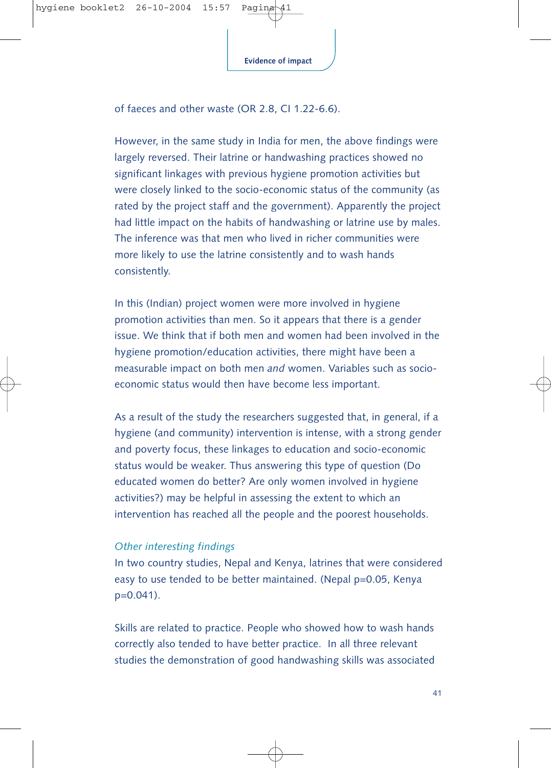of faeces and other waste (OR 2.8, CI 1.22-6.6).

However, in the same study in India for men, the above findings were largely reversed. Their latrine or handwashing practices showed no significant linkages with previous hygiene promotion activities but were closely linked to the socio-economic status of the community (as rated by the project staff and the government). Apparently the project had little impact on the habits of handwashing or latrine use by males. The inference was that men who lived in richer communities were more likely to use the latrine consistently and to wash hands consistently.

In this (Indian) project women were more involved in hygiene promotion activities than men. So it appears that there is a gender issue. We think that if both men and women had been involved in the hygiene promotion/education activities, there might have been a measurable impact on both men *and* women. Variables such as socio-economic status would then have become less important.

As a result of the study the researchers suggested that, in general, if a hygiene (and community) intervention is intense, with a strong gender and poverty focus, these linkages to education and socio-economic status would be weaker. Thus answering this type of question (Do educated women do better? Are only women involved in hygiene activities?) may be helpful in assessing the extent to which an intervention has reached all the people and the poorest households.

*Other interesting findings*

In two country studies, Nepal and Kenya, latrines that were considered easy to use tended to be better maintained. (Nepal $p=0.05$, Kenya $p=0.041$).

Skills are related to practice. People who showed how to wash hands correctly also tended to have better practice. In all three relevant studies the demonstration of good handwashing skills was associated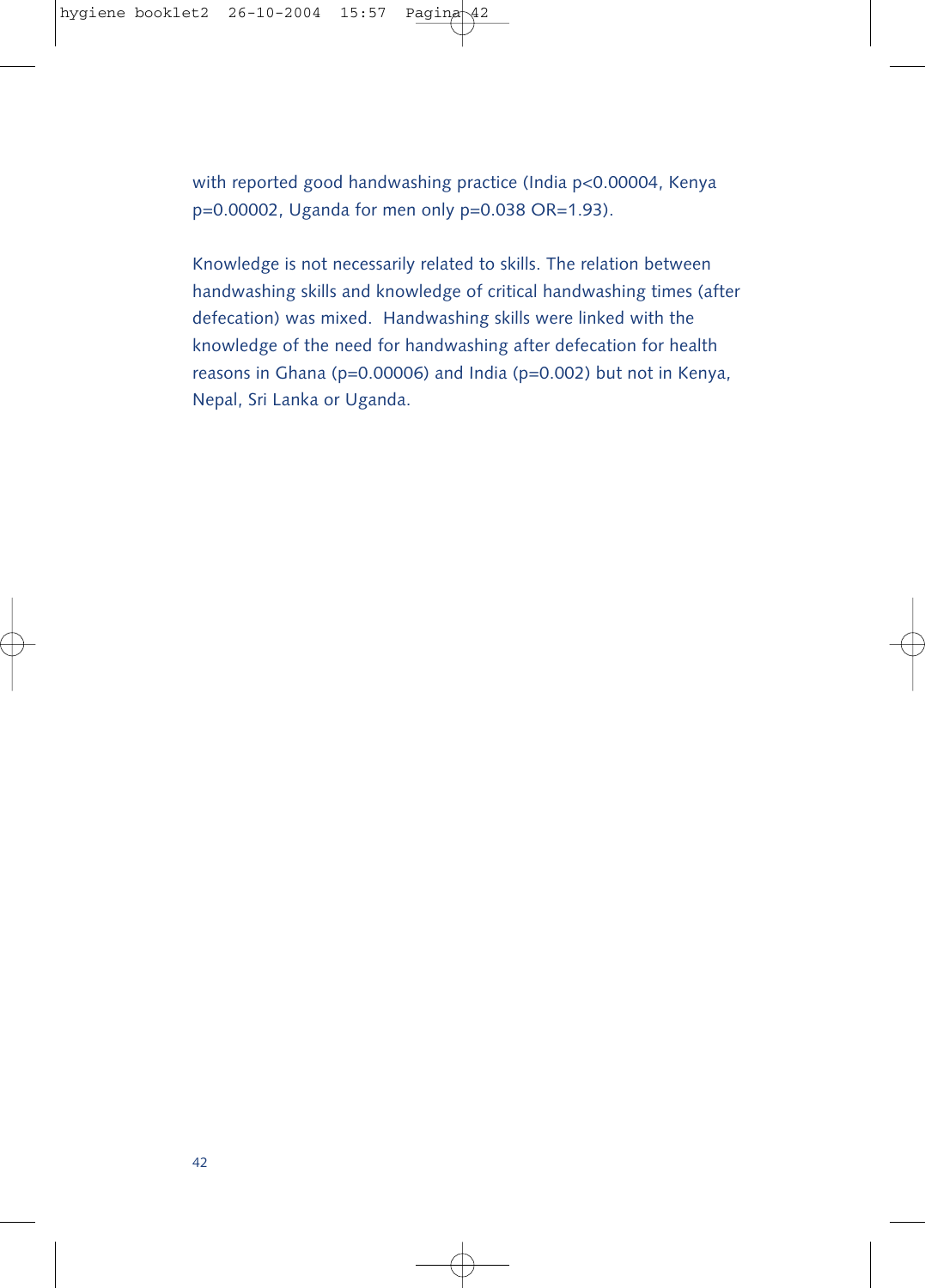with reported good handwashing practice (India $p<0.00004$, Kenya $p=0.00002$, Uganda for men only $p=0.038$ OR=1.93).

Knowledge is not necessarily related to skills. The relation between handwashing skills and knowledge of critical handwashing times (after defecation) was mixed. Handwashing skills were linked with the knowledge of the need for handwashing after defecation for health reasons in Ghana ($p=0.00006$) and India ($p=0.002$) but not in Kenya, Nepal, Sri Lanka or Uganda.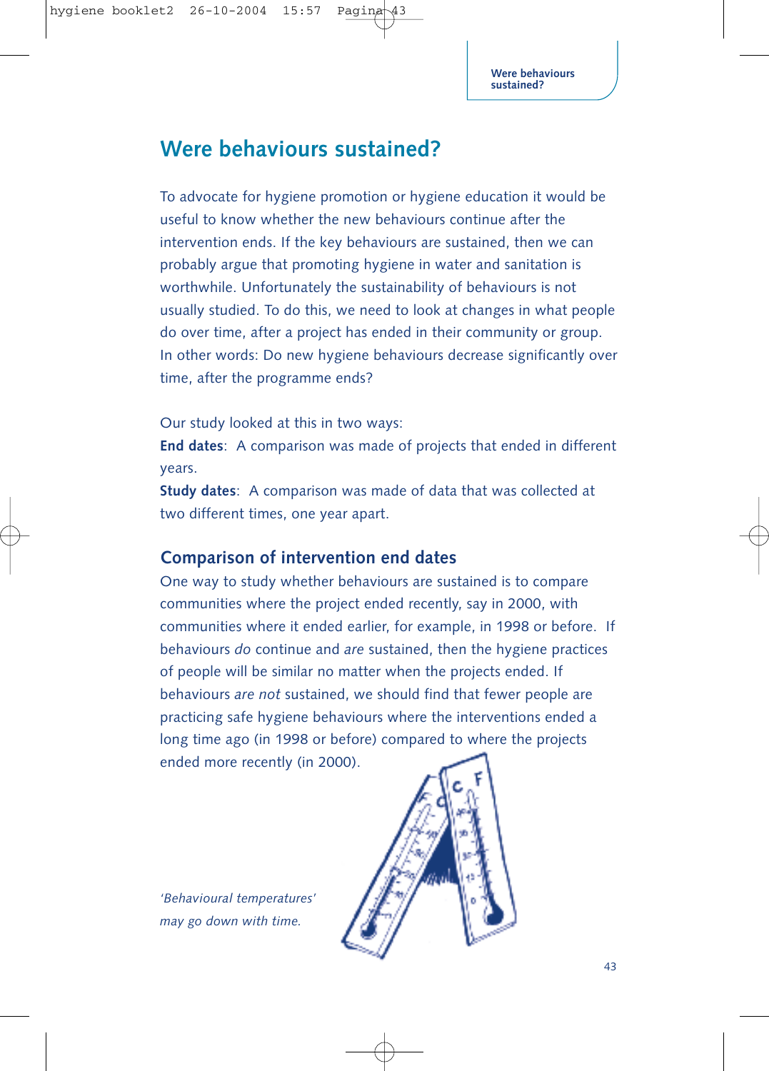# Were behaviours sustained?

To advocate for hygiene promotion or hygiene education it would be useful to know whether the new behaviours continue after the intervention ends. If the key behaviours are sustained, then we can probably argue that promoting hygiene in water and sanitation is worthwhile. Unfortunately the sustainability of behaviours is not usually studied. To do this, we need to look at changes in what people do over time, after a project has ended in their community or group. In other words: Do new hygiene behaviours decrease significantly over time, after the programme ends?

Our study looked at this in two ways:
**End dates**: A comparison was made of projects that ended in different years.
**Study dates**: A comparison was made of data that was collected at two different times, one year apart.

## Comparison of intervention end dates

One way to study whether behaviours are sustained is to compare communities where the project ended recently, say in 2000, with communities where it ended earlier, for example, in 1998 or before. If behaviours *do* continue and *are* sustained, then the hygiene practices of people will be similar no matter when the projects ended. If behaviours *are not* sustained, we should find that fewer people are practicing safe hygiene behaviours where the interventions ended a long time ago (in 1998 or before) compared to where the projects ended more recently (in 2000).

*'Behavioural temperatures' may go down with time.*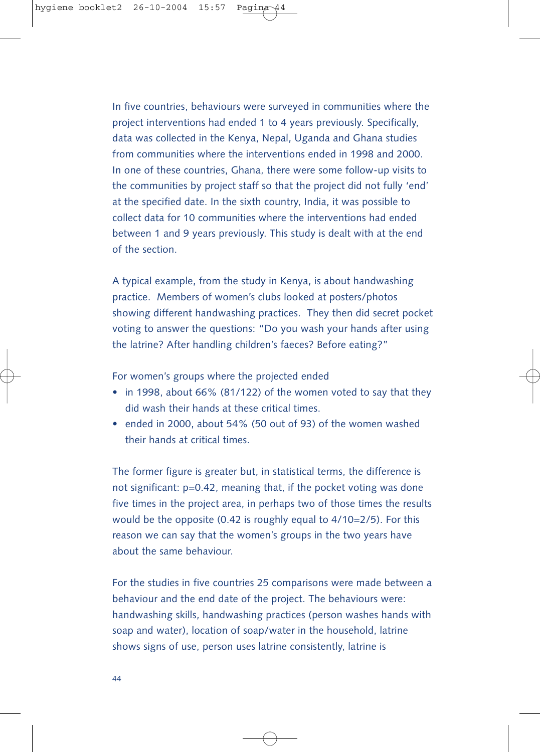In five countries, behaviours were surveyed in communities where the project interventions had ended 1 to 4 years previously. Specifically, data was collected in the Kenya, Nepal, Uganda and Ghana studies from communities where the interventions ended in 1998 and 2000. In one of these countries, Ghana, there were some follow-up visits to the communities by project staff so that the project did not fully 'end' at the specified date. In the sixth country, India, it was possible to collect data for 10 communities where the interventions had ended between 1 and 9 years previously. This study is dealt with at the end of the section.

A typical example, from the study in Kenya, is about handwashing practice. Members of women's clubs looked at posters/photos showing different handwashing practices. They then did secret pocket voting to answer the questions: "Do you wash your hands after using the latrine? After handling children's faeces? Before eating?"

For women's groups where the projected ended

- in 1998, about 66% (81/122) of the women voted to say that they did wash their hands at these critical times.
- ended in 2000, about 54% (50 out of 93) of the women washed their hands at critical times.

The former figure is greater but, in statistical terms, the difference is not significant: p=0.42, meaning that, if the pocket voting was done five times in the project area, in perhaps two of those times the results would be the opposite (0.42 is roughly equal to 4/10=2/5). For this reason we can say that the women's groups in the two years have about the same behaviour.

For the studies in five countries 25 comparisons were made between a behaviour and the end date of the project. The behaviours were: handwashing skills, handwashing practices (person washes hands with soap and water), location of soap/water in the household, latrine shows signs of use, person uses latrine consistently, latrine is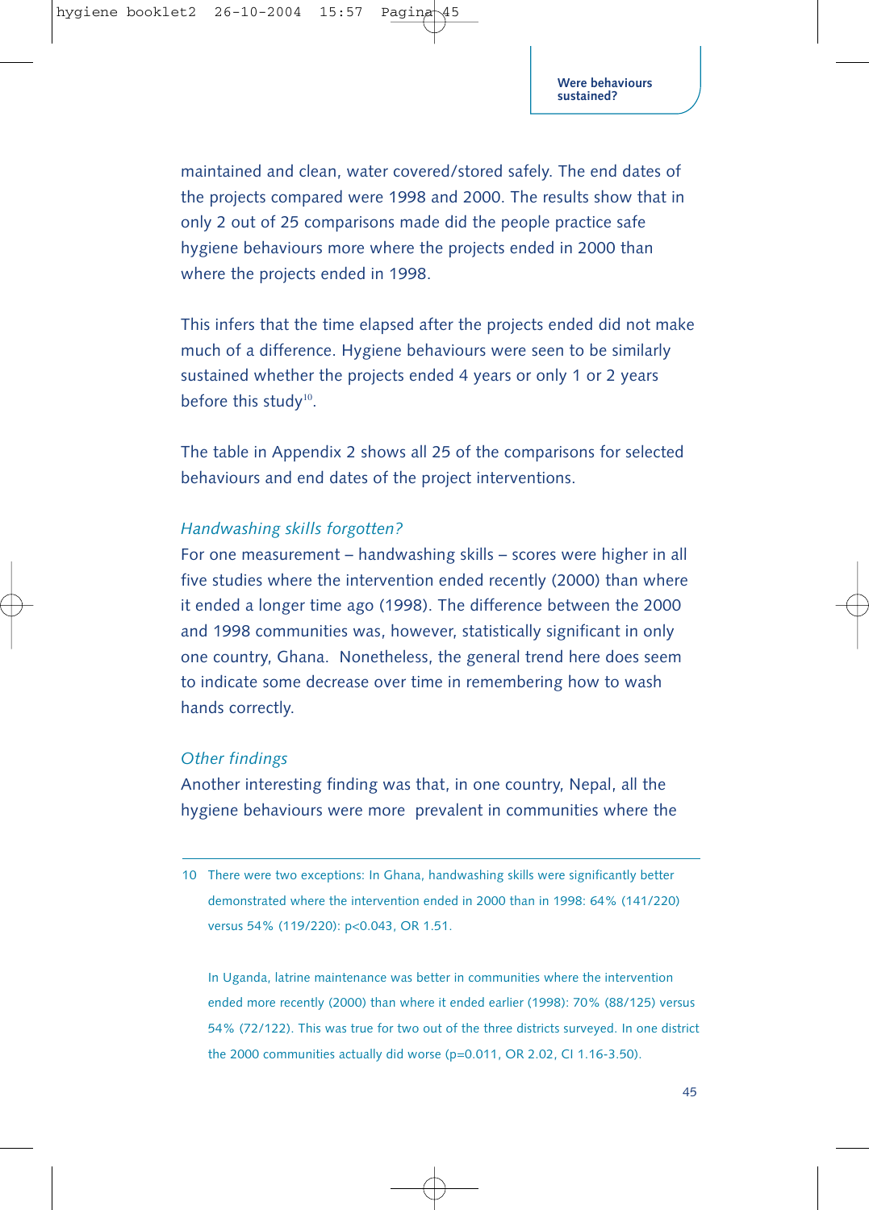maintained and clean, water covered/stored safely. The end dates of the projects compared were 1998 and 2000. The results show that in only 2 out of 25 comparisons made did the people practice safe hygiene behaviours more where the projects ended in 2000 than where the projects ended in 1998.

This infers that the time elapsed after the projects ended did not make much of a difference. Hygiene behaviours were seen to be similarly sustained whether the projects ended 4 years or only 1 or 2 years before this study[10].

The table in Appendix 2 shows all 25 of the comparisons for selected behaviours and end dates of the project interventions.

### *Handwashing skills forgotten?*

For one measurement – handwashing skills – scores were higher in all five studies where the intervention ended recently (2000) than where it ended a longer time ago (1998). The difference between the 2000 and 1998 communities was, however, statistically significant in only one country, Ghana. Nonetheless, the general trend here does seem to indicate some decrease over time in remembering how to wash hands correctly.

### *Other findings*

Another interesting finding was that, in one country, Nepal, all the hygiene behaviours were more prevalent in communities where the

---

10 There were two exceptions: In Ghana, handwashing skills were significantly better demonstrated where the intervention ended in 2000 than in 1998: 64% (141/220) versus 54% (119/220): $p<0.043$, OR 1.51.

In Uganda, latrine maintenance was better in communities where the intervention ended more recently (2000) than where it ended earlier (1998): 70% (88/125) versus 54% (72/122). This was true for two out of the three districts surveyed. In one district the 2000 communities actually did worse ($p=0.011$, OR 2.02, CI 1.16-3.50).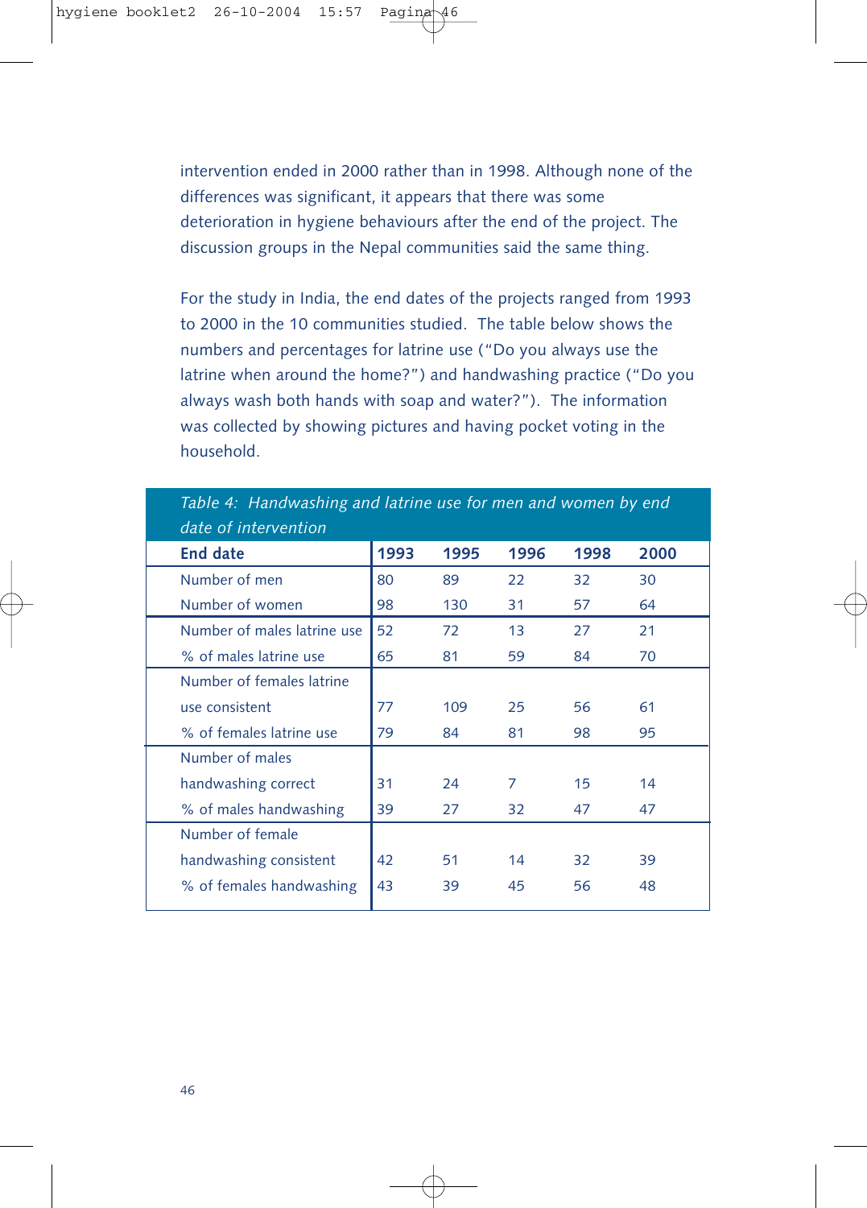intervention ended in 2000 rather than in 1998. Although none of the differences was significant, it appears that there was some deterioration in hygiene behaviours after the end of the project. The discussion groups in the Nepal communities said the same thing.

For the study in India, the end dates of the projects ranged from 1993 to 2000 in the 10 communities studied. The table below shows the numbers and percentages for latrine use ("Do you always use the latrine when around the home?") and handwashing practice ("Do you always wash both hands with soap and water?"). The information was collected by showing pictures and having pocket voting in the household.

*Table 4: Handwashing and latrine use for men and women by end date of intervention*

| End date | 1993 | 1995 | 1996 | 1998 | 2000 |
|---|---|---|---|---|---|
| Number of men | 80 | 89 | 22 | 32 | 30 |
| Number of women | 98 | 130 | 31 | 57 | 64 |
| Number of males latrine use | 52 | 72 | 13 | 27 | 21 |
| % of males latrine use | 65 | 81 | 59 | 84 | 70 |
| Number of females latrine use consistent | 77 | 109 | 25 | 56 | 61 |
| % of females latrine use | 79 | 84 | 81 | 98 | 95 |
| Number of males handwashing correct | 31 | 24 | 7 | 15 | 14 |
| % of males handwashing | 39 | 27 | 32 | 47 | 47 |
| Number of female handwashing consistent | 42 | 51 | 14 | 32 | 39 |
| % of females handwashing | 43 | 39 | 45 | 56 | 48 |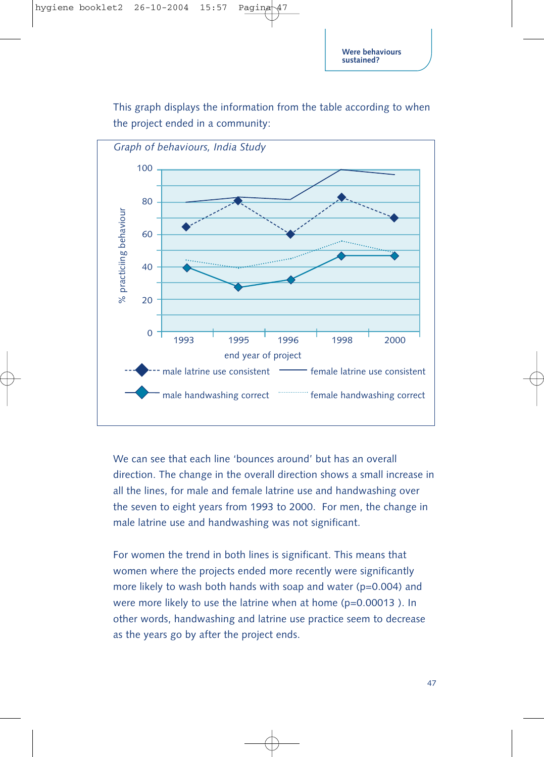This graph displays the information from the table according to when the project ended in a community:

*Graph of behaviours, India Study*

% practicing behaviour

end year of project

- male latrine use consistent
- female latrine use consistent
- male handwashing correct
- female handwashing correct

We can see that each line 'bounces around' but has an overall direction. The change in the overall direction shows a small increase in all the lines, for male and female latrine use and handwashing over the seven to eight years from 1993 to 2000. For men, the change in male latrine use and handwashing was not significant.

For women the trend in both lines is significant. This means that women where the projects ended more recently were significantly more likely to wash both hands with soap and water ($p=0.004$) and were more likely to use the latrine when at home ($p=0.00013$ ). In other words, handwashing and latrine use practice seem to decrease as the years go by after the project ends.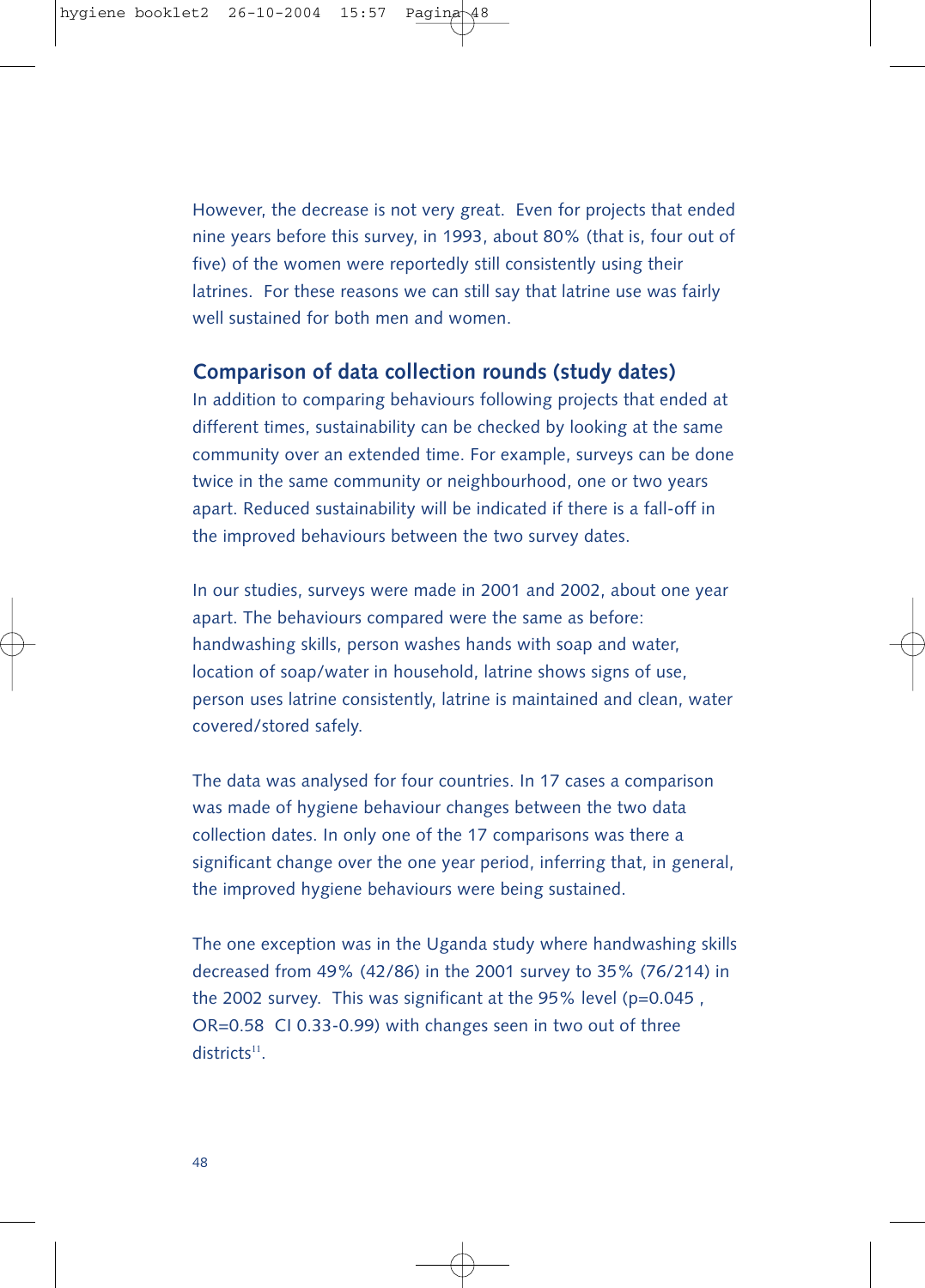However, the decrease is not very great. Even for projects that ended nine years before this survey, in 1993, about 80% (that is, four out of five) of the women were reportedly still consistently using their latrines. For these reasons we can still say that latrine use was fairly well sustained for both men and women.

## Comparison of data collection rounds (study dates)

In addition to comparing behaviours following projects that ended at different times, sustainability can be checked by looking at the same community over an extended time. For example, surveys can be done twice in the same community or neighbourhood, one or two years apart. Reduced sustainability will be indicated if there is a fall-off in the improved behaviours between the two survey dates.

In our studies, surveys were made in 2001 and 2002, about one year apart. The behaviours compared were the same as before: handwashing skills, person washes hands with soap and water, location of soap/water in household, latrine shows signs of use, person uses latrine consistently, latrine is maintained and clean, water covered/stored safely.

The data was analysed for four countries. In 17 cases a comparison was made of hygiene behaviour changes between the two data collection dates. In only one of the 17 comparisons was there a significant change over the one year period, inferring that, in general, the improved hygiene behaviours were being sustained.

The one exception was in the Uganda study where handwashing skills decreased from 49% (42/86) in the 2001 survey to 35% (76/214) in the 2002 survey. This was significant at the 95% level ($p=0.045$, $OR=0.58$ CI 0.33-0.99) with changes seen in two out of three districts[11].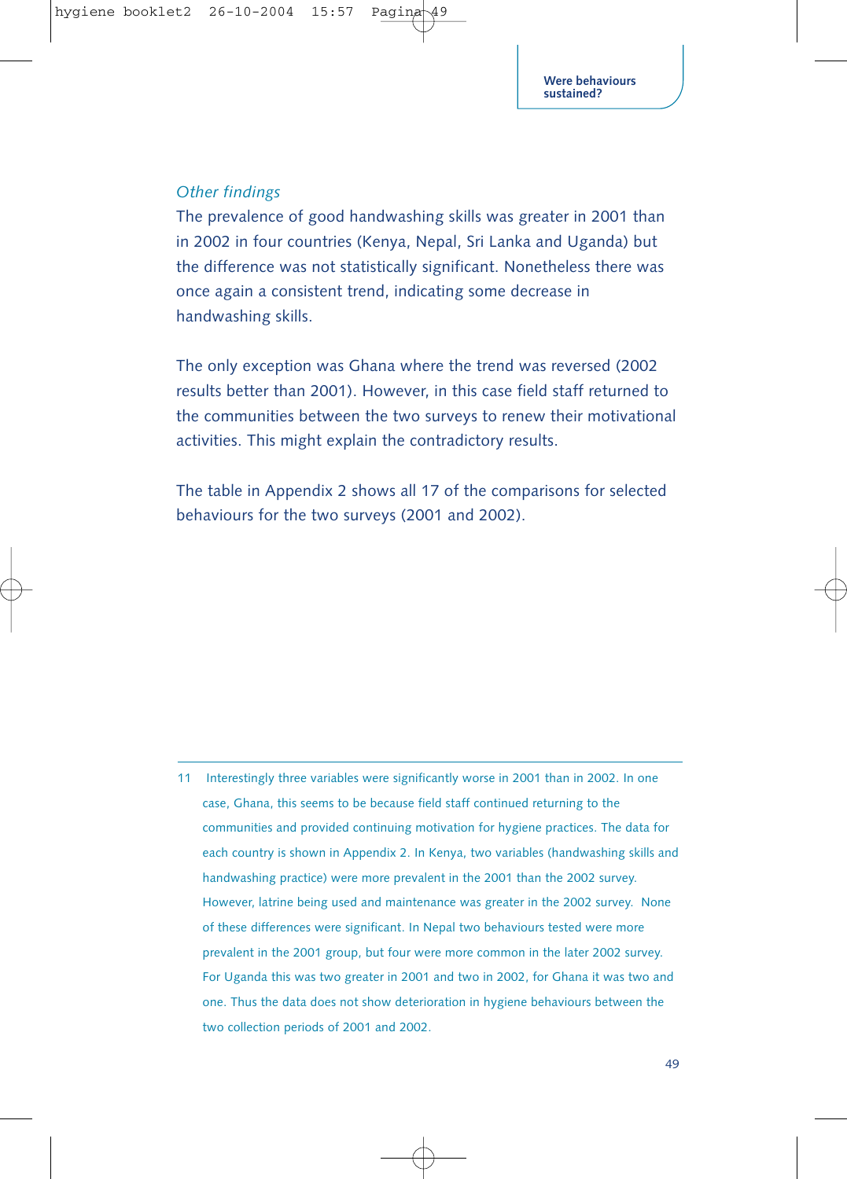*Other findings*

The prevalence of good handwashing skills was greater in 2001 than in 2002 in four countries (Kenya, Nepal, Sri Lanka and Uganda) but the difference was not statistically significant. Nonetheless there was once again a consistent trend, indicating some decrease in handwashing skills.

The only exception was Ghana where the trend was reversed (2002 results better than 2001). However, in this case field staff returned to the communities between the two surveys to renew their motivational activities. This might explain the contradictory results.

The table in Appendix 2 shows all 17 of the comparisons for selected behaviours for the two surveys (2001 and 2002).

---

11 Interestingly three variables were significantly worse in 2001 than in 2002. In one case, Ghana, this seems to be because field staff continued returning to the communities and provided continuing motivation for hygiene practices. The data for each country is shown in Appendix 2. In Kenya, two variables (handwashing skills and handwashing practice) were more prevalent in the 2001 than the 2002 survey. However, latrine being used and maintenance was greater in the 2002 survey. None of these differences were significant. In Nepal two behaviours tested were more prevalent in the 2001 group, but four were more common in the later 2002 survey. For Uganda this was two greater in 2001 and two in 2002, for Ghana it was two and one. Thus the data does not show deterioration in hygiene behaviours between the two collection periods of 2001 and 2002.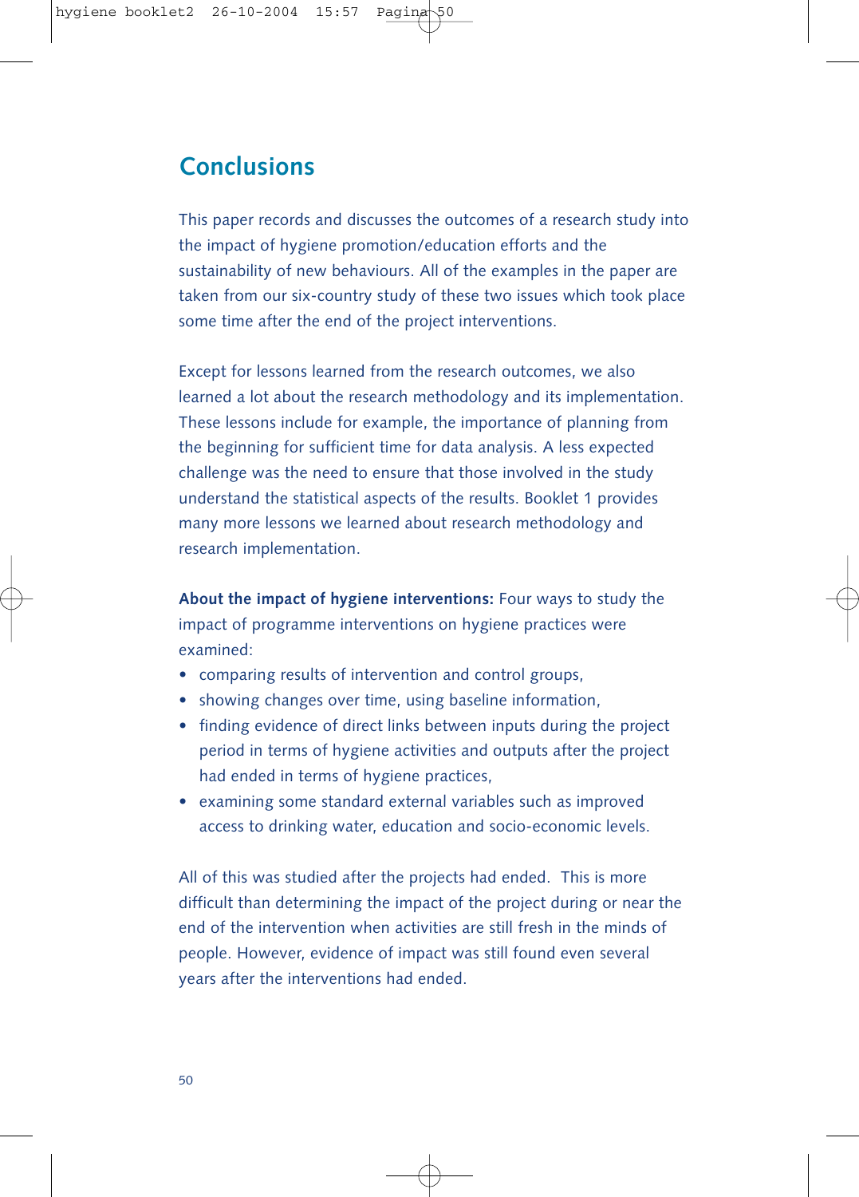## Conclusions

This paper records and discusses the outcomes of a research study into the impact of hygiene promotion/education efforts and the sustainability of new behaviours. All of the examples in the paper are taken from our six-country study of these two issues which took place some time after the end of the project interventions.

Except for lessons learned from the research outcomes, we also learned a lot about the research methodology and its implementation. These lessons include for example, the importance of planning from the beginning for sufficient time for data analysis. A less expected challenge was the need to ensure that those involved in the study understand the statistical aspects of the results. Booklet 1 provides many more lessons we learned about research methodology and research implementation.

**About the impact of hygiene interventions:** Four ways to study the impact of programme interventions on hygiene practices were examined:

- comparing results of intervention and control groups,
- showing changes over time, using baseline information,
- finding evidence of direct links between inputs during the project period in terms of hygiene activities and outputs after the project had ended in terms of hygiene practices,
- examining some standard external variables such as improved access to drinking water, education and socio-economic levels.

All of this was studied after the projects had ended. This is more difficult than determining the impact of the project during or near the end of the intervention when activities are still fresh in the minds of people. However, evidence of impact was still found even several years after the interventions had ended.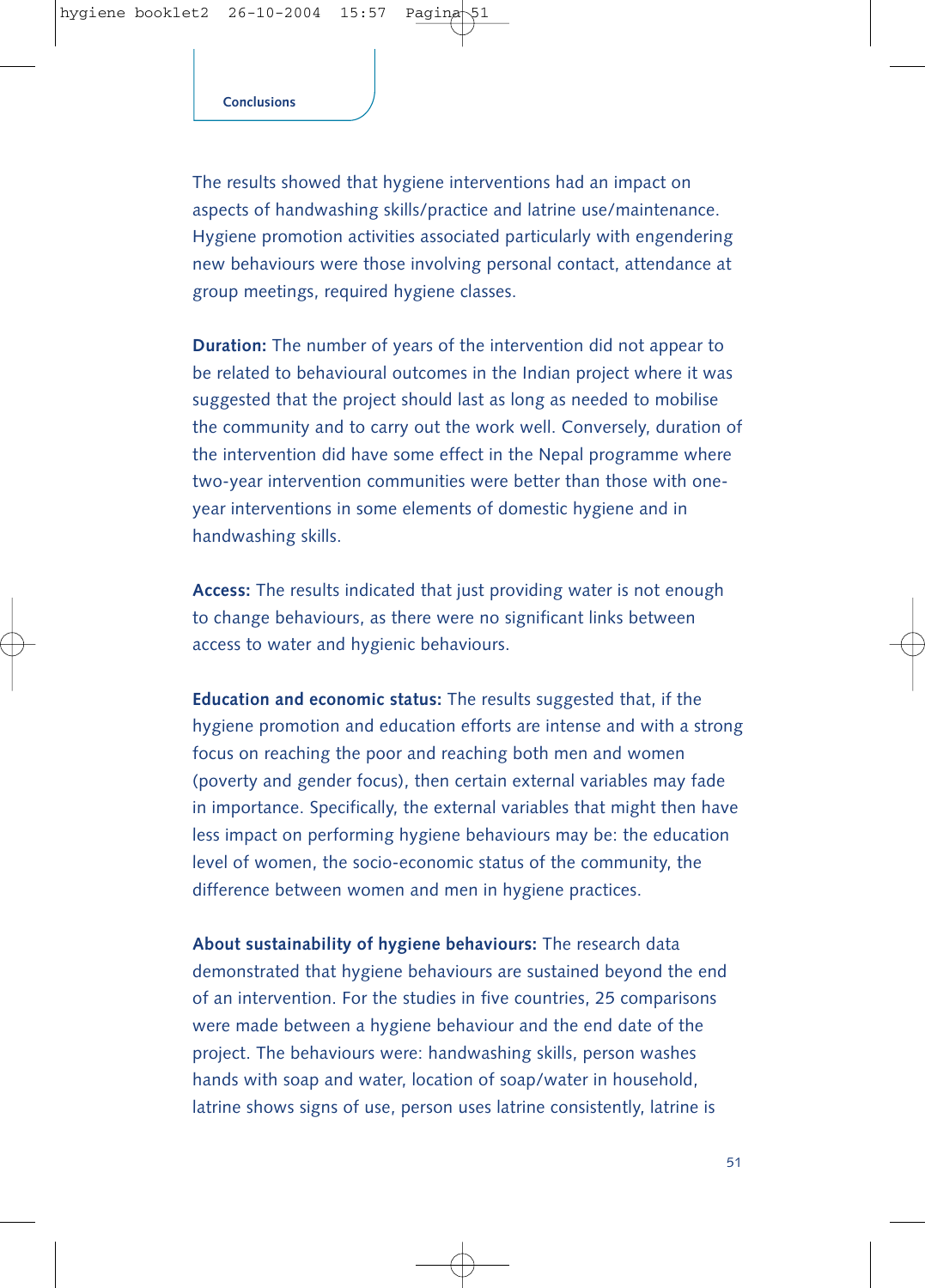## Conclusions

The results showed that hygiene interventions had an impact on aspects of handwashing skills/practice and latrine use/maintenance. Hygiene promotion activities associated particularly with engendering new behaviours were those involving personal contact, attendance at group meetings, required hygiene classes.

**Duration:** The number of years of the intervention did not appear to be related to behavioural outcomes in the Indian project where it was suggested that the project should last as long as needed to mobilise the community and to carry out the work well. Conversely, duration of the intervention did have some effect in the Nepal programme where two-year intervention communities were better than those with one-year interventions in some elements of domestic hygiene and in handwashing skills.

**Access:** The results indicated that just providing water is not enough to change behaviours, as there were no significant links between access to water and hygienic behaviours.

**Education and economic status:** The results suggested that, if the hygiene promotion and education efforts are intense and with a strong focus on reaching the poor and reaching both men and women (poverty and gender focus), then certain external variables may fade in importance. Specifically, the external variables that might then have less impact on performing hygiene behaviours may be: the education level of women, the socio-economic status of the community, the difference between women and men in hygiene practices.

**About sustainability of hygiene behaviours:** The research data demonstrated that hygiene behaviours are sustained beyond the end of an intervention. For the studies in five countries, 25 comparisons were made between a hygiene behaviour and the end date of the project. The behaviours were: handwashing skills, person washes hands with soap and water, location of soap/water in household, latrine shows signs of use, person uses latrine consistently, latrine is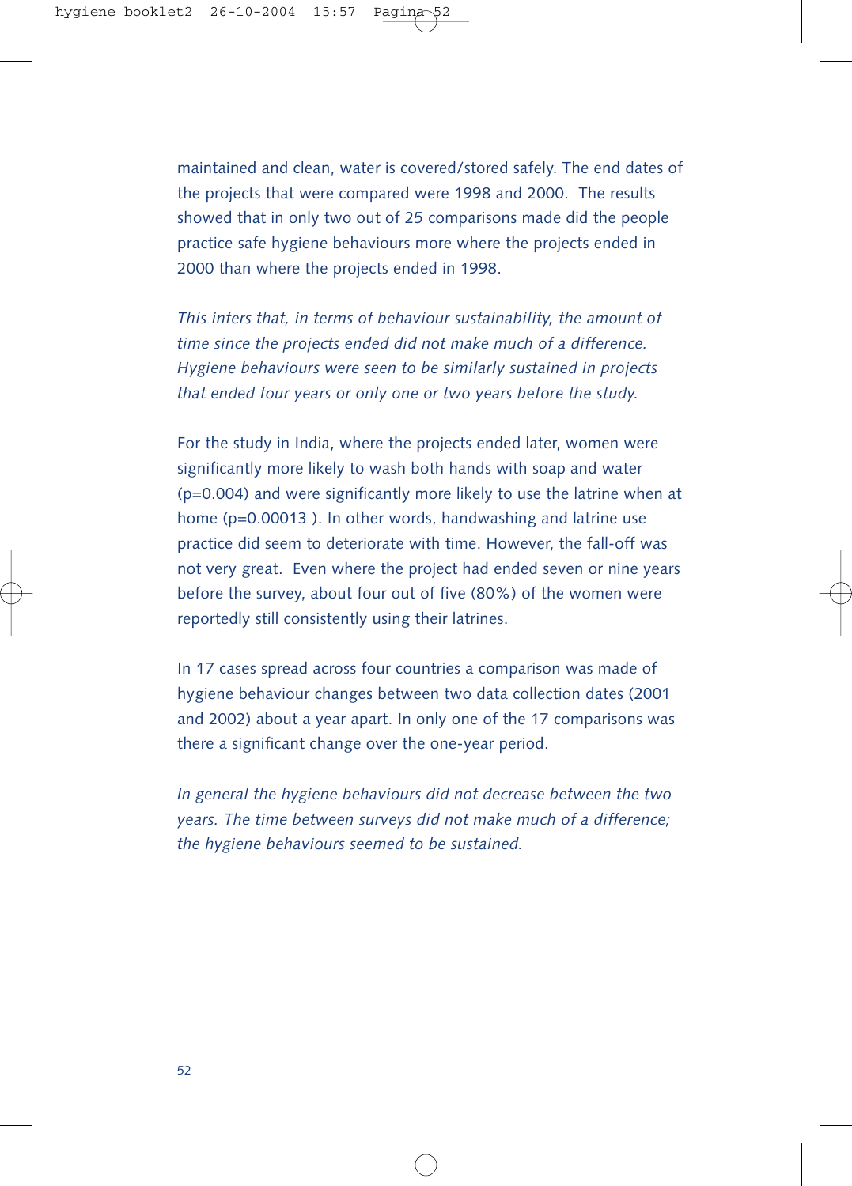maintained and clean, water is covered/stored safely. The end dates of the projects that were compared were 1998 and 2000. The results showed that in only two out of 25 comparisons made did the people practice safe hygiene behaviours more where the projects ended in 2000 than where the projects ended in 1998.

*This infers that, in terms of behaviour sustainability, the amount of time since the projects ended did not make much of a difference. Hygiene behaviours were seen to be similarly sustained in projects that ended four years or only one or two years before the study.*

For the study in India, where the projects ended later, women were significantly more likely to wash both hands with soap and water ($p=0.004$) and were significantly more likely to use the latrine when at home ($p=0.00013$ ). In other words, handwashing and latrine use practice did seem to deteriorate with time. However, the fall-off was not very great. Even where the project had ended seven or nine years before the survey, about four out of five (80%) of the women were reportedly still consistently using their latrines.

In 17 cases spread across four countries a comparison was made of hygiene behaviour changes between two data collection dates (2001 and 2002) about a year apart. In only one of the 17 comparisons was there a significant change over the one-year period.

*In general the hygiene behaviours did not decrease between the two years. The time between surveys did not make much of a difference; the hygiene behaviours seemed to be sustained.*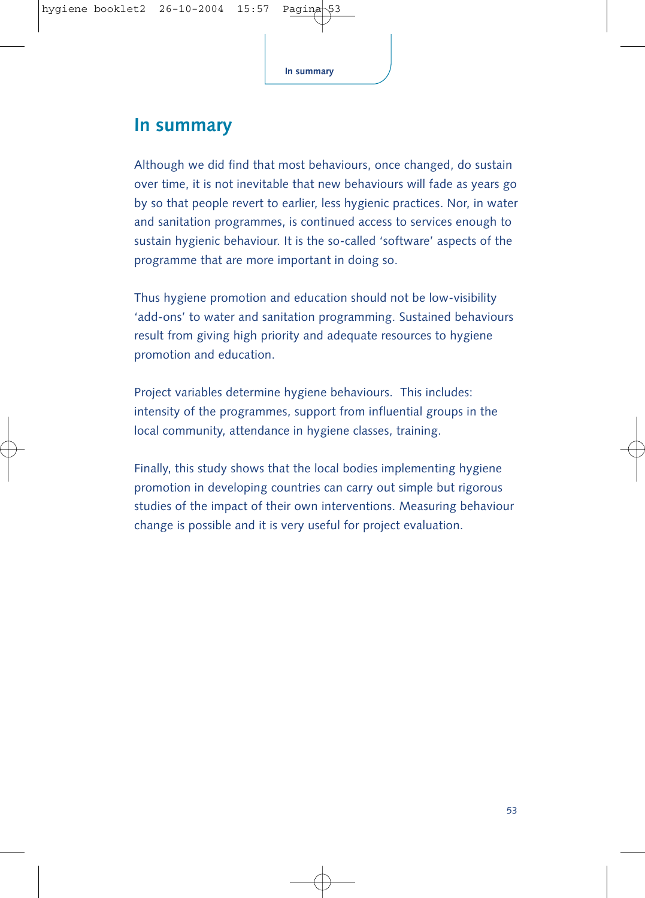# In summary

Although we did find that most behaviours, once changed, do sustain over time, it is not inevitable that new behaviours will fade as years go by so that people revert to earlier, less hygienic practices. Nor, in water and sanitation programmes, is continued access to services enough to sustain hygienic behaviour. It is the so-called 'software' aspects of the programme that are more important in doing so.

Thus hygiene promotion and education should not be low-visibility 'add-ons' to water and sanitation programming. Sustained behaviours result from giving high priority and adequate resources to hygiene promotion and education.

Project variables determine hygiene behaviours. This includes: intensity of the programmes, support from influential groups in the local community, attendance in hygiene classes, training.

Finally, this study shows that the local bodies implementing hygiene promotion in developing countries can carry out simple but rigorous studies of the impact of their own interventions. Measuring behaviour change is possible and it is very useful for project evaluation.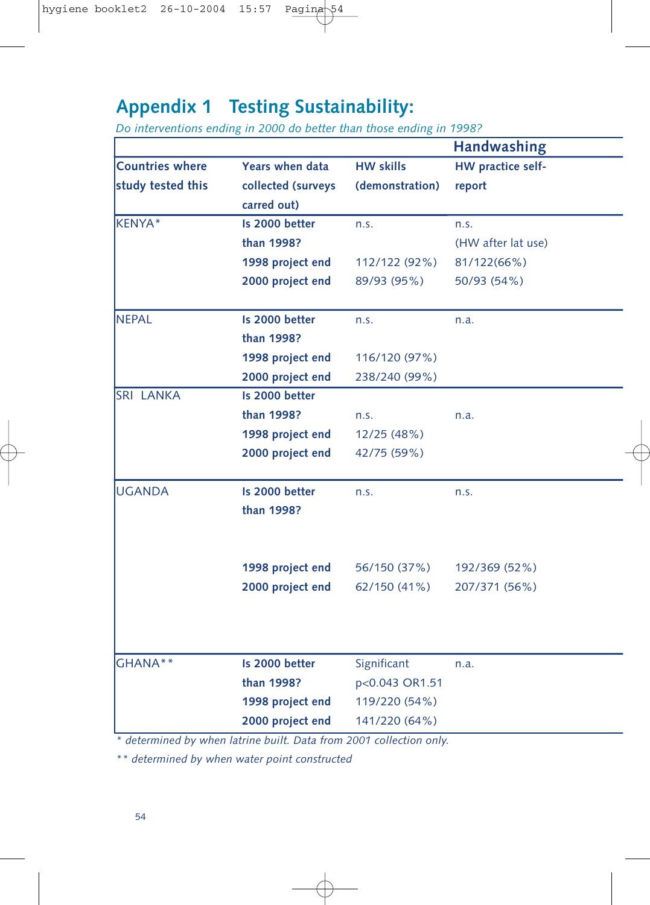# Appendix 1 Testing Sustainability:

*Do interventions ending in 2000 do better than those ending in 1998?*

| | | Handwashing | |
|---|---|---|---|
| **Countries where study tested this** | **Years when data collected (surveys carred out)** | **HW skills (demonstration)** | **HW practice self-report** |
| KENYA* | **Is 2000 better than 1998?** | n.s. | n.s. (HW after lat use) |
| | **1998 project end** | 112/122 (92%) | 81/122(66%) |
| | **2000 project end** | 89/93 (95%) | 50/93 (54%) |
| NEPAL | **Is 2000 better than 1998?** | n.s. | n.a. |
| | **1998 project end** | 116/120 (97%) | |
| | **2000 project end** | 238/240 (99%) | |
| SRI LANKA | **Is 2000 better than 1998?** | n.s. | n.a. |
| | **1998 project end** | 12/25 (48%) | |
| | **2000 project end** | 42/75 (59%) | |
| UGANDA | **Is 2000 better than 1998?** | n.s. | n.s. |
| | **1998 project end** | 56/150 (37%) | 192/369 (52%) |
| | **2000 project end** | 62/150 (41%) | 207/371 (56%) |
| GHANA** | **Is 2000 better than 1998?** | Significant p<0.043 OR1.51 | n.a. |
| | **1998 project end** | 119/220 (54%) | |
| | **2000 project end** | 141/220 (64%) | |

*\* determined by when latrine built. Data from 2001 collection only.*

*\*\* determined by when water point constructed*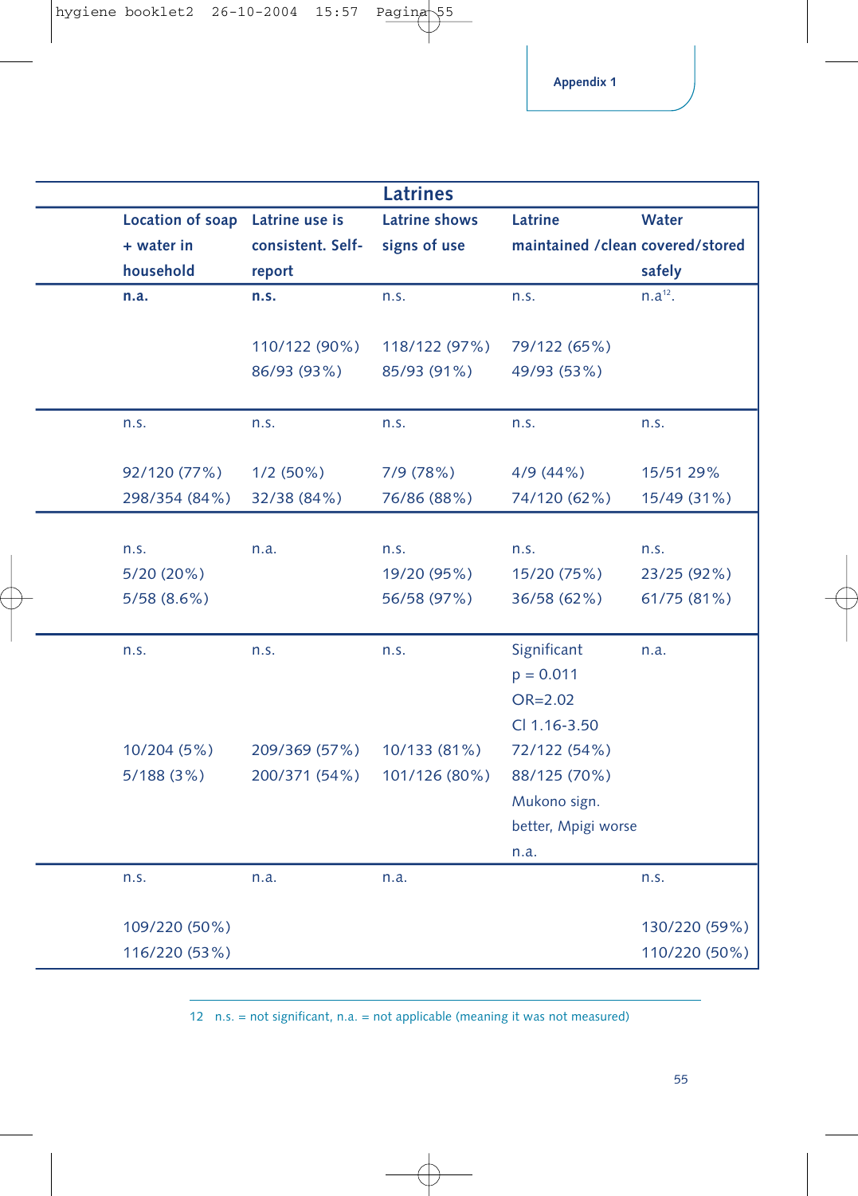Appendix 1

| Latrines | | | | |
|---|---|---|---|---|
| **Location of soap + water in household** | **Latrine use is consistent. Self-report** | **Latrine shows signs of use** | **Latrine maintained /clean** | **Water covered/stored safely** |
| **n.a.** | **n.s.** | n.s. | n.s. | n.a[12]. |
| | 110/122 (90%) | 118/122 (97%) | 79/122 (65%) | |
| | 86/93 (93%) | 85/93 (91%) | 49/93 (53%) | |
| n.s. | n.s. | n.s. | n.s. | n.s. |
| 92/120 (77%) | 1/2 (50%) | 7/9 (78%) | 4/9 (44%) | 15/51 29% |
| 298/354 (84%) | 32/38 (84%) | 76/86 (88%) | 74/120 (62%) | 15/49 (31%) |
| n.s. | n.a. | n.s. | n.s. | n.s. |
| 5/20 (20%) | | 19/20 (95%) | 15/20 (75%) | 23/25 (92%) |
| 5/58 (8.6%) | | 56/58 (97%) | 36/58 (62%) | 61/75 (81%) |
| n.s. | n.s. | n.s. | Significant p = 0.011 OR=2.02 CI 1.16-3.50 | n.a. |
| 10/204 (5%) | 209/369 (57%) | 10/133 (81%) | 72/122 (54%) | |
| 5/188 (3%) | 200/371 (54%) | 101/126 (80%) | 88/125 (70%) | |
| | | | Mukono sign. better, Mpigi worse n.a. | |
| n.s. | n.a. | n.a. | | n.s. |
| 109/220 (50%) | | | | 130/220 (59%) |
| 116/220 (53%) | | | | 110/220 (50%) |

12 n.s. = not significant, n.a. = not applicable (meaning it was not measured)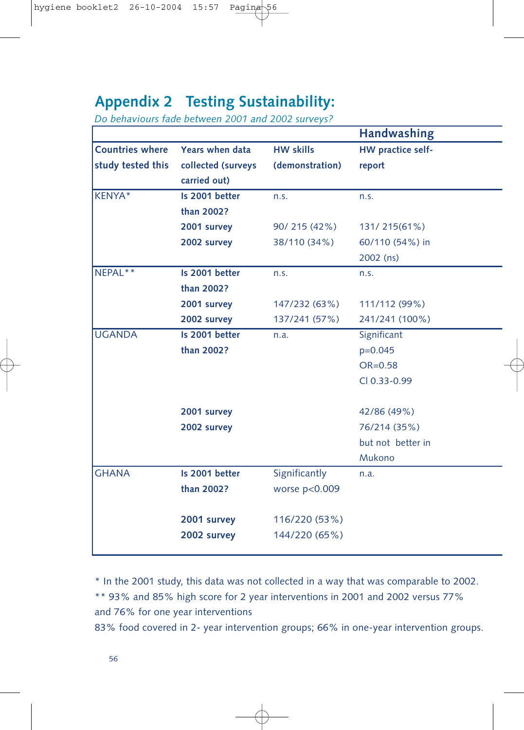## Appendix 2 Testing Sustainability:

*Do behaviours fade between 2001 and 2002 surveys?*

| | | | Handwashing |
|---|---|---|---|
| **Countries where study tested this** | **Years when data collected (surveys carried out)** | **HW skills (demonstration)** | **HW practice self-report** |
| KENYA* | **Is 2001 better than 2002?** | n.s. | n.s. |
| | **2001 survey** | 90/ 215 (42%) | 131/ 215(61%) |
| | **2002 survey** | 38/110 (34%) | 60/110 (54%) in 2002 (ns) |
| NEPAL** | **Is 2001 better than 2002?** | n.s. | n.s. |
| | **2001 survey** | 147/232 (63%) | 111/112 (99%) |
| | **2002 survey** | 137/241 (57%) | 241/241 (100%) |
| UGANDA | **Is 2001 better than 2002?** | n.a. | Significant p=0.045 OR=0.58 CI 0.33-0.99 |
| | **2001 survey** | | 42/86 (49%) |
| | **2002 survey** | | 76/214 (35%) but not better in Mukono |
| GHANA | **Is 2001 better than 2002?** | Significantly worse p<0.009 | n.a. |
| | **2001 survey** | 116/220 (53%) | |
| | **2002 survey** | 144/220 (65%) | |

* In the 2001 study, this data was not collected in a way that was comparable to 2002.

** 93% and 85% high score for 2 year interventions in 2001 and 2002 versus 77% and 76% for one year interventions

83% food covered in 2- year intervention groups; 66% in one-year intervention groups.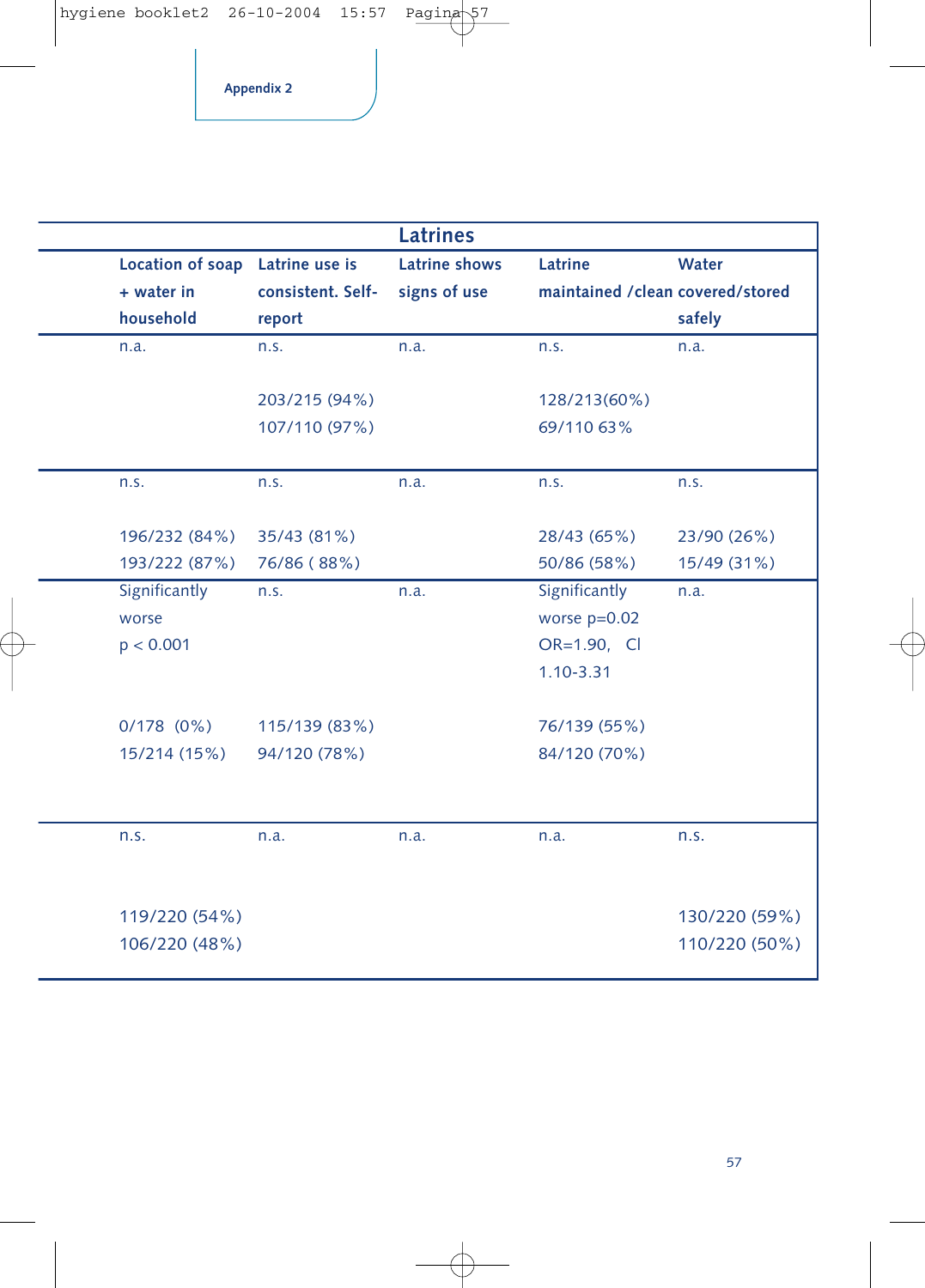Appendix 2

| Latrines | | | | |
|---|---|---|---|---|
| Location of soap + water in household | Latrine use is consistent. Self-report | Latrine shows signs of use | Latrine maintained /clean | Water covered/stored safely |
| n.a. | n.s. | n.a. | n.s. | n.a. |
| | 203/215 (94%) | | 128/213(60%) | |
| | 107/110 (97%) | | 69/110 63% | |
| n.s. | n.s. | n.a. | n.s. | n.s. |
| 196/232 (84%) | 35/43 (81%) | | 28/43 (65%) | 23/90 (26%) |
| 193/222 (87%) | 76/86 ( 88%) | | 50/86 (58%) | 15/49 (31%) |
| Significantly worse $p < 0.001$ | n.s. | n.a. | Significantly worse $p=0.02$ OR=1.90, CI 1.10-3.31 | n.a. |
| 0/178 (0%) | 115/139 (83%) | | 76/139 (55%) | |
| 15/214 (15%) | 94/120 (78%) | | 84/120 (70%) | |
| n.s. | n.a. | n.a. | n.a. | n.s. |
| 119/220 (54%) | | | | 130/220 (59%) |
| 106/220 (48%) | | | | 110/220 (50%) |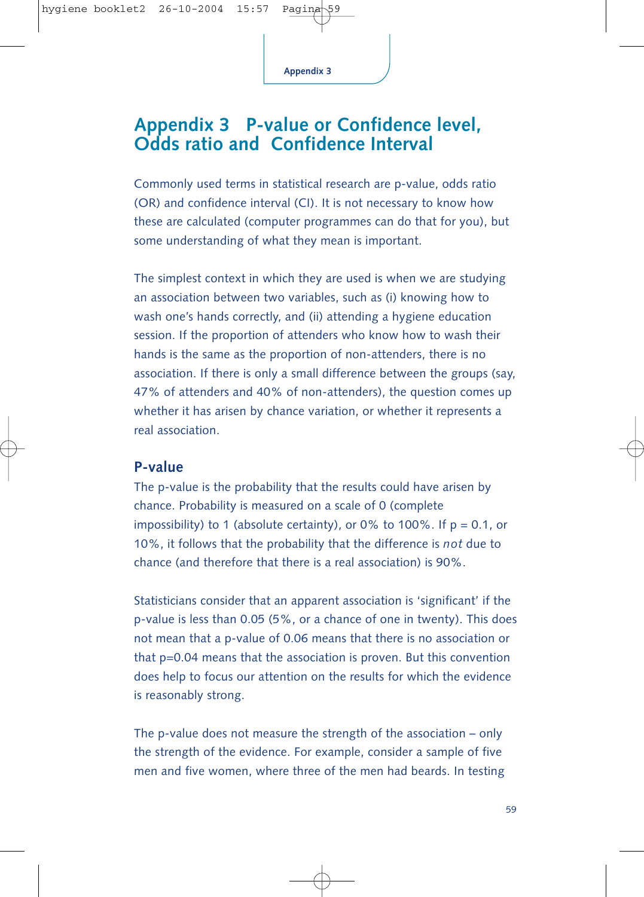# Appendix 3 P-value or Confidence level, Odds ratio and Confidence Interval

Commonly used terms in statistical research are p-value, odds ratio (OR) and confidence interval (CI). It is not necessary to know how these are calculated (computer programmes can do that for you), but some understanding of what they mean is important.

The simplest context in which they are used is when we are studying an association between two variables, such as (i) knowing how to wash one's hands correctly, and (ii) attending a hygiene education session. If the proportion of attenders who know how to wash their hands is the same as the proportion of non-attenders, there is no association. If there is only a small difference between the groups (say, 47% of attenders and 40% of non-attenders), the question comes up whether it has arisen by chance variation, or whether it represents a real association.

## P-value

The p-value is the probability that the results could have arisen by chance. Probability is measured on a scale of 0 (complete impossibility) to 1 (absolute certainty), or 0% to 100%. If $p = 0.1$, or 10%, it follows that the probability that the difference is *not* due to chance (and therefore that there is a real association) is 90%.

Statisticians consider that an apparent association is 'significant' if the p-value is less than 0.05 (5%, or a chance of one in twenty). This does not mean that a p-value of 0.06 means that there is no association or that $p=0.04$ means that the association is proven. But this convention does help to focus our attention on the results for which the evidence is reasonably strong.

The p-value does not measure the strength of the association – only the strength of the evidence. For example, consider a sample of five men and five women, where three of the men had beards. In testing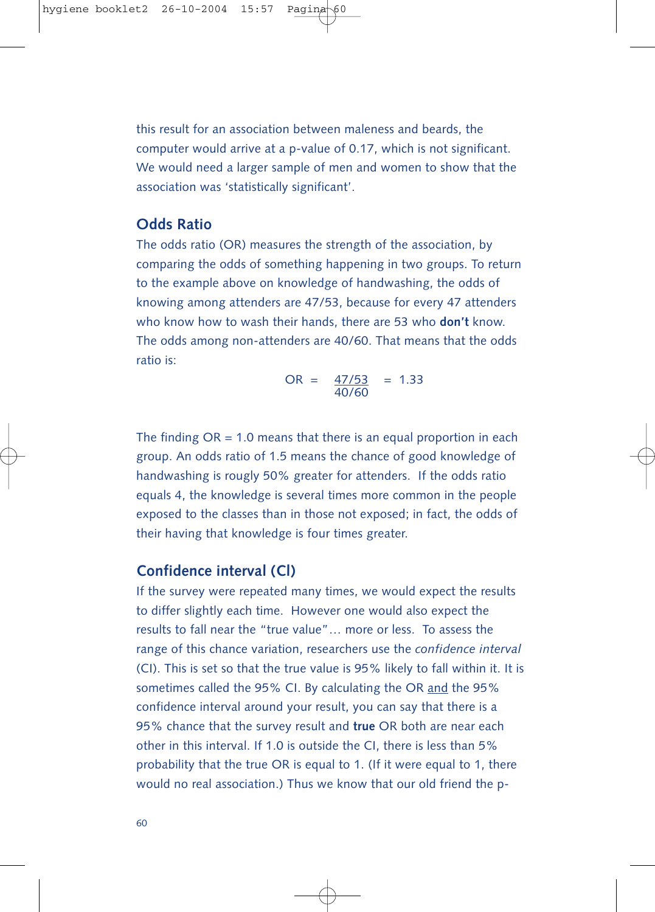this result for an association between maleness and beards, the computer would arrive at a p-value of 0.17, which is not significant. We would need a larger sample of men and women to show that the association was 'statistically significant'.

## Odds Ratio

The odds ratio (OR) measures the strength of the association, by comparing the odds of something happening in two groups. To return to the example above on knowledge of handwashing, the odds of knowing among attenders are 47/53, because for every 47 attenders who know how to wash their hands, there are 53 who **don't** know. The odds among non-attenders are 40/60. That means that the odds ratio is:

$$OR = \frac{47/53}{40/60} = 1.33$$

The finding OR = 1.0 means that there is an equal proportion in each group. An odds ratio of 1.5 means the chance of good knowledge of handwashing is roughly 50% greater for attenders. If the odds ratio equals 4, the knowledge is several times more common in the people exposed to the classes than in those not exposed; in fact, the odds of their having that knowledge is four times greater.

## Confidence interval (CI)

If the survey were repeated many times, we would expect the results to differ slightly each time. However one would also expect the results to fall near the "true value"… more or less. To assess the range of this chance variation, researchers use the *confidence interval* (CI). This is set so that the true value is 95% likely to fall within it. It is sometimes called the 95% CI. By calculating the OR and the 95% confidence interval around your result, you can say that there is a 95% chance that the survey result and **true** OR both are near each other in this interval. If 1.0 is outside the CI, there is less than 5% probability that the true OR is equal to 1. (If it were equal to 1, there would no real association.) Thus we know that our old friend the p-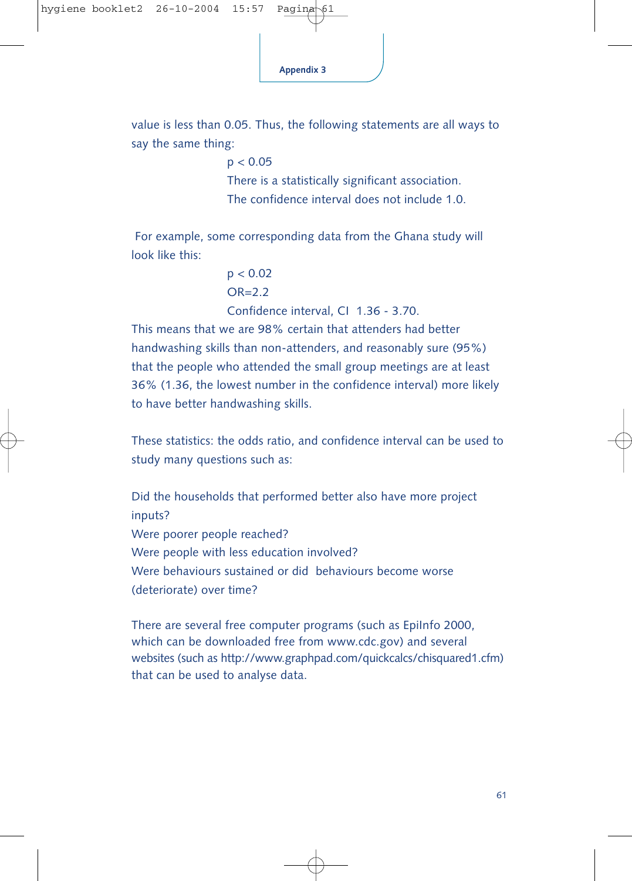value is less than 0.05. Thus, the following statements are all ways to say the same thing:

$p < 0.05$
There is a statistically significant association.
The confidence interval does not include 1.0.

For example, some corresponding data from the Ghana study will look like this:

$p < 0.02$
OR=2.2
Confidence interval, CI 1.36 - 3.70.

This means that we are 98% certain that attenders had better handwashing skills than non-attenders, and reasonably sure (95%) that the people who attended the small group meetings are at least 36% (1.36, the lowest number in the confidence interval) more likely to have better handwashing skills.

These statistics: the odds ratio, and confidence interval can be used to study many questions such as:

Did the households that performed better also have more project inputs?
Were poorer people reached?
Were people with less education involved?
Were behaviours sustained or did behaviours become worse (deteriorate) over time?

There are several free computer programs (such as EpiInfo 2000, which can be downloaded free from www.cdc.gov) and several websites (such as http://www.graphpad.com/quickcalcs/chisquared1.cfm) that can be used to analyse data.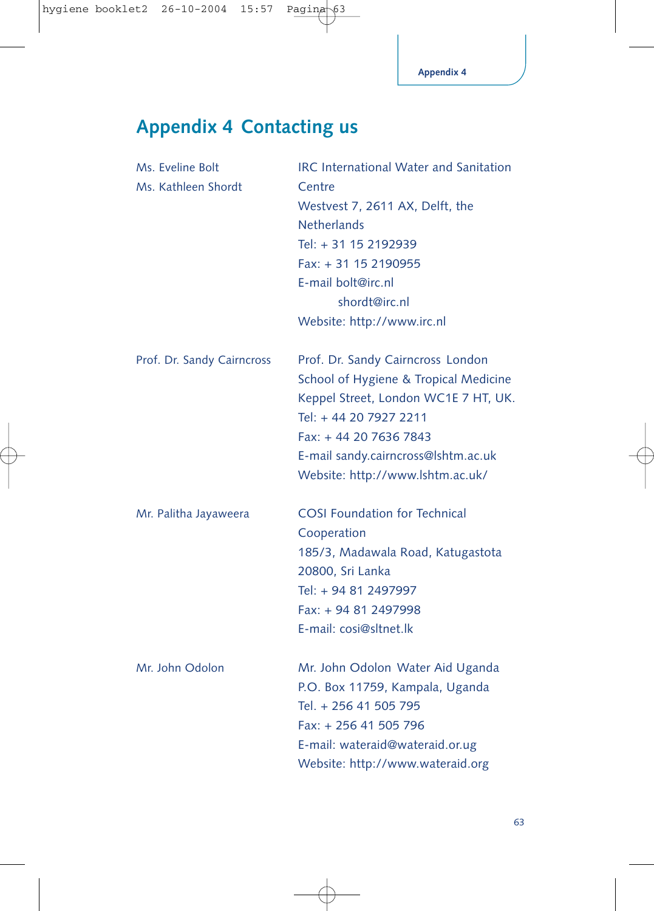# Appendix 4 Contacting us

| | |
|---|---|
| Ms. Eveline Bolt<br>Ms. Kathleen Shordt | IRC International Water and Sanitation Centre<br>Westvest 7, 2611 AX, Delft, the Netherlands<br>Tel: + 31 15 2192939<br>Fax: + 31 15 2190955<br>E-mail bolt@irc.nl<br>shordt@irc.nl<br>Website: http://www.irc.nl |
| Prof. Dr. Sandy Cairncross | Prof. Dr. Sandy Cairncross London School of Hygiene & Tropical Medicine<br>Keppel Street, London WC1E 7 HT, UK.<br>Tel: + 44 20 7927 2211<br>Fax: + 44 20 7636 7843<br>E-mail sandy.cairncross@lshtm.ac.uk<br>Website: http://www.lshtm.ac.uk/ |
| Mr. Palitha Jayaweera | COSI Foundation for Technical Cooperation<br>185/3, Madawala Road, Katugastota 20800, Sri Lanka<br>Tel: + 94 81 2497997<br>Fax: + 94 81 2497998<br>E-mail: cosi@sltnet.lk |
| Mr. John Odolon | Mr. John Odolon Water Aid Uganda<br>P.O. Box 11759, Kampala, Uganda<br>Tel. + 256 41 505 795<br>Fax: + 256 41 505 796<br>E-mail: wateraid@wateraid.or.ug<br>Website: http://www.wateraid.org |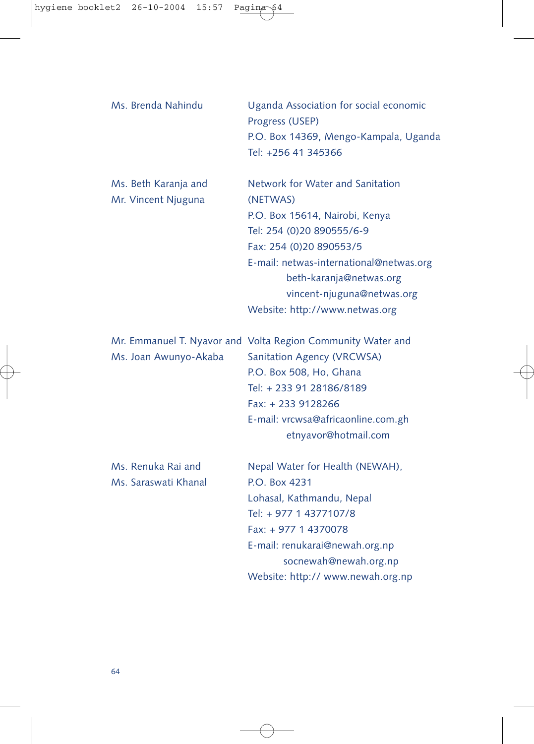| | |
|---|---|
| Ms. Brenda Nahindu | Uganda Association for social economic Progress (USEP)<br>P.O. Box 14369, Mengo-Kampala, Uganda<br>Tel: +256 41 345366 |
| Ms. Beth Karanja and<br>Mr. Vincent Njuguna | Network for Water and Sanitation (NETWAS)<br>P.O. Box 15614, Nairobi, Kenya<br>Tel: 254 (0)20 890555/6-9<br>Fax: 254 (0)20 890553/5<br>E-mail: netwas-international@netwas.org<br>beth-karanja@netwas.org<br>vincent-njuguna@netwas.org<br>Website: http://www.netwas.org |
| Mr. Emmanuel T. Nyavor and<br>Ms. Joan Awunyo-Akaba | Volta Region Community Water and Sanitation Agency (VRCWSA)<br>P.O. Box 508, Ho, Ghana<br>Tel: + 233 91 28186/8189<br>Fax: + 233 9128266<br>E-mail: vrcwsa@africaonline.com.gh<br>etnyavor@hotmail.com |
| Ms. Renuka Rai and<br>Ms. Saraswati Khanal | Nepal Water for Health (NEWAH),<br>P.O. Box 4231<br>Lohasal, Kathmandu, Nepal<br>Tel: + 977 1 4377107/8<br>Fax: + 977 1 4370078<br>E-mail: renukarai@newah.org.np<br>socnewah@newah.org.np<br>Website: http:// www.newah.org.np |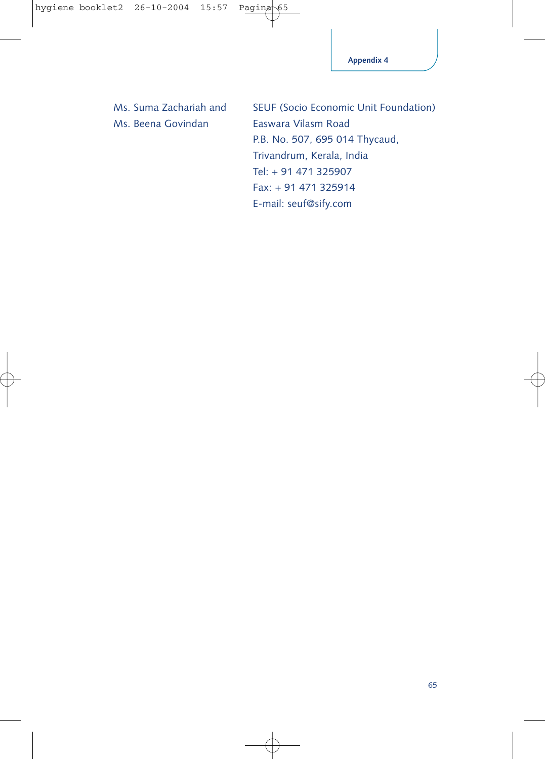Ms. Suma Zachariah and
Ms. Beena Govindan

SEUF (Socio Economic Unit Foundation)
Easwara Vilasm Road
P.B. No. 507, 695 014 Thycaud,
Trivandrum, Kerala, India
Tel: + 91 471 325907
Fax: + 91 471 325914
E-mail: seuf@sify.com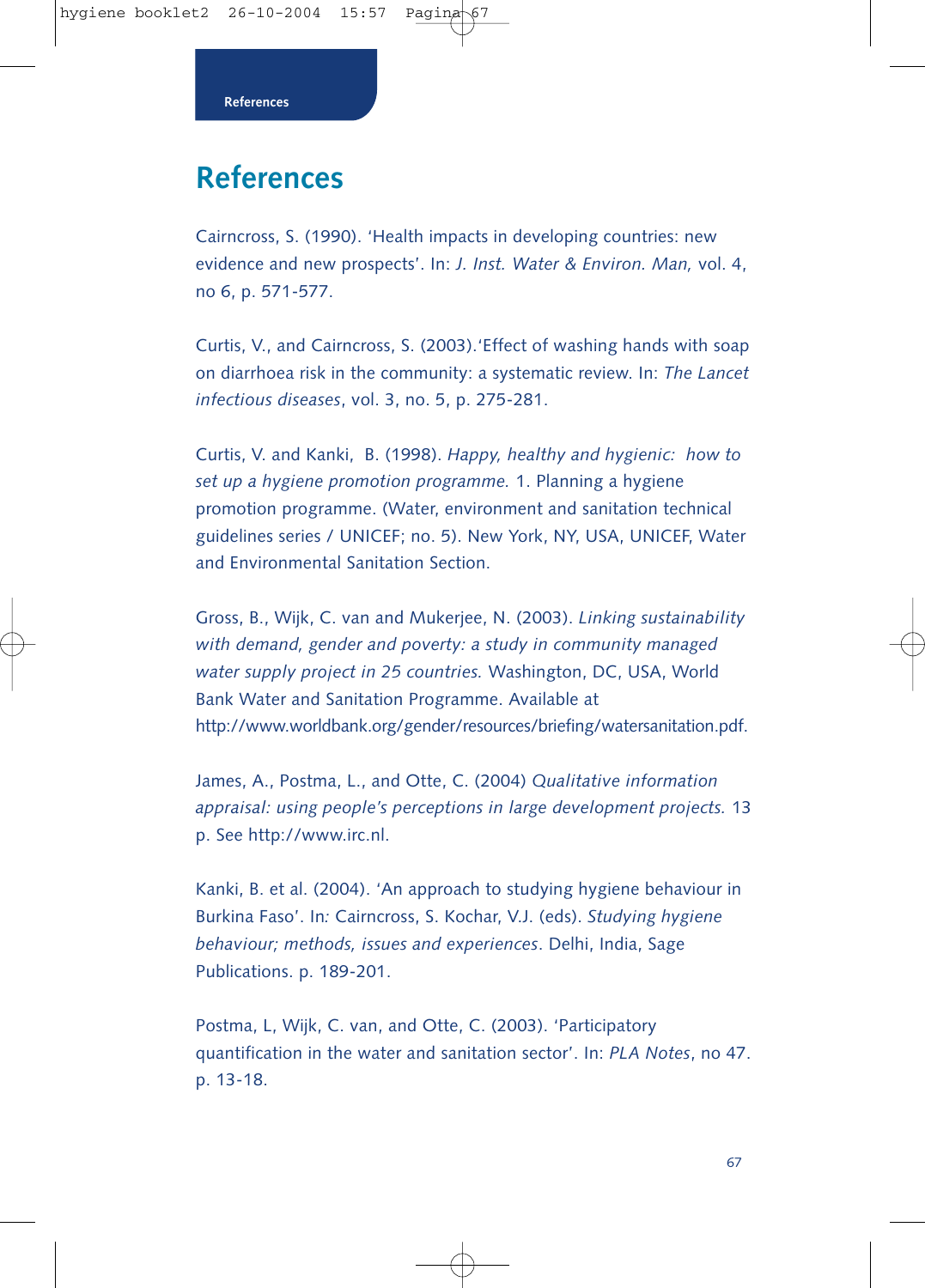# References

Cairncross, S. (1990). 'Health impacts in developing countries: new evidence and new prospects'. In: *J. Inst. Water & Environ. Man,* vol. 4, no 6, p. 571-577.

Curtis, V., and Cairncross, S. (2003).'Effect of washing hands with soap on diarrhoea risk in the community: a systematic review. In: *The Lancet infectious diseases*, vol. 3, no. 5, p. 275-281.

Curtis, V. and Kanki, B. (1998). *Happy, healthy and hygienic: how to set up a hygiene promotion programme.* 1. Planning a hygiene promotion programme. (Water, environment and sanitation technical guidelines series / UNICEF; no. 5). New York, NY, USA, UNICEF, Water and Environmental Sanitation Section.

Gross, B., Wijk, C. van and Mukerjee, N. (2003). *Linking sustainability with demand, gender and poverty: a study in community managed water supply project in 25 countries.* Washington, DC, USA, World Bank Water and Sanitation Programme. Available at http://www.worldbank.org/gender/resources/briefing/watersanitation.pdf.

James, A., Postma, L., and Otte, C. (2004) *Qualitative information appraisal: using people's perceptions in large development projects.* 13 p. See http://www.irc.nl.

Kanki, B. et al. (2004). 'An approach to studying hygiene behaviour in Burkina Faso'. In: Cairncross, S. Kochar, V.J. (eds). *Studying hygiene behaviour; methods, issues and experiences*. Delhi, India, Sage Publications. p. 189-201.

Postma, L, Wijk, C. van, and Otte, C. (2003). 'Participatory quantification in the water and sanitation sector'. In: *PLA Notes*, no 47. p. 13-18.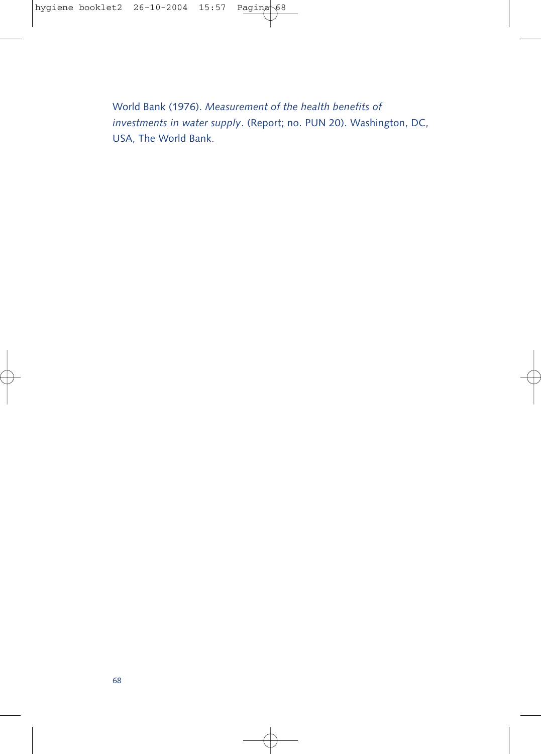World Bank (1976). *Measurement of the health benefits of investments in water supply*. (Report; no. PUN 20). Washington, DC, USA, The World Bank.